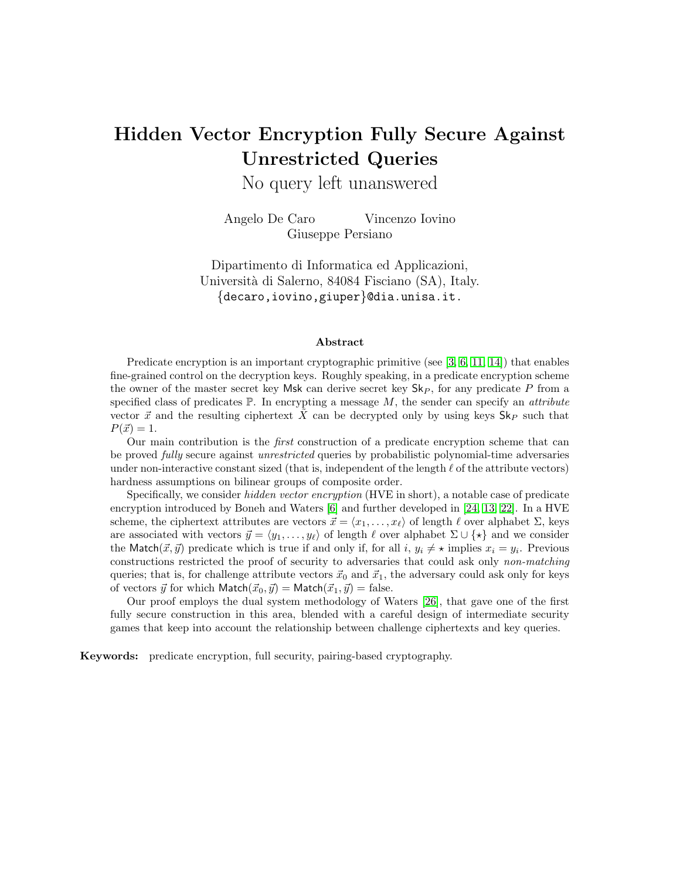# Hidden Vector Encryption Fully Secure Against Unrestricted Queries

No query left unanswered

Angelo De Caro  Vincenzo Iovino
Giuseppe Persiano

Dipartimento di Informatica ed Applicazioni,
Università di Salerno, 84084 Fisciano (SA), Italy.
{decaro,iovino,giuper}@dia.unisa.it.

### Abstract

Predicate encryption is an important cryptographic primitive (see [3, 6, 11, 14]) that enables fine-grained control on the decryption keys. Roughly speaking, in a predicate encryption scheme the owner of the master secret key $\mathsf{Msk}$ can derive secret key $\mathsf{Sk}_P$, for any predicate $P$ from a specified class of predicates $\mathbb{P}$. In encrypting a message $M$, the sender can specify an *attribute* vector $\vec{x}$ and the resulting ciphertext $\tilde{X}$ can be decrypted only by using keys $\mathsf{Sk}_P$ such that $P(\vec{x}) = 1$.

Our main contribution is the *first* construction of a predicate encryption scheme that can be proved *fully* secure against *unrestricted* queries by probabilistic polynomial-time adversaries under non-interactive constant sized (that is, independent of the length $\ell$ of the attribute vectors) hardness assumptions on bilinear groups of composite order.

Specifically, we consider *hidden vector encryption* (HVE in short), a notable case of predicate encryption introduced by Boneh and Waters [6] and further developed in [24, 13, 22]. In a HVE scheme, the ciphertext attributes are vectors $\vec{x} = \langle x_1, \ldots, x_\ell \rangle$ of length $\ell$ over alphabet $\Sigma$, keys are associated with vectors $\vec{y} = \langle y_1, \ldots, y_\ell \rangle$ of length $\ell$ over alphabet $\Sigma \cup \{\star\}$ and we consider the $\mathsf{Match}(\vec{x}, \vec{y})$ predicate which is true if and only if, for all $i$, $y_i \neq \star$ implies $x_i = y_i$. Previous constructions restricted the proof of security to adversaries that could ask only *non-matching* queries; that is, for challenge attribute vectors $\vec{x}_0$ and $\vec{x}_1$, the adversary could ask only for keys of vectors $\vec{y}$ for which $\mathsf{Match}(\vec{x}_0, \vec{y}) = \mathsf{Match}(\vec{x}_1, \vec{y}) =$ false.

Our proof employs the dual system methodology of Waters [26], that gave one of the first fully secure construction in this area, blended with a careful design of intermediate security games that keep into account the relationship between challenge ciphertexts and key queries.

**Keywords:** predicate encryption, full security, pairing-based cryptography.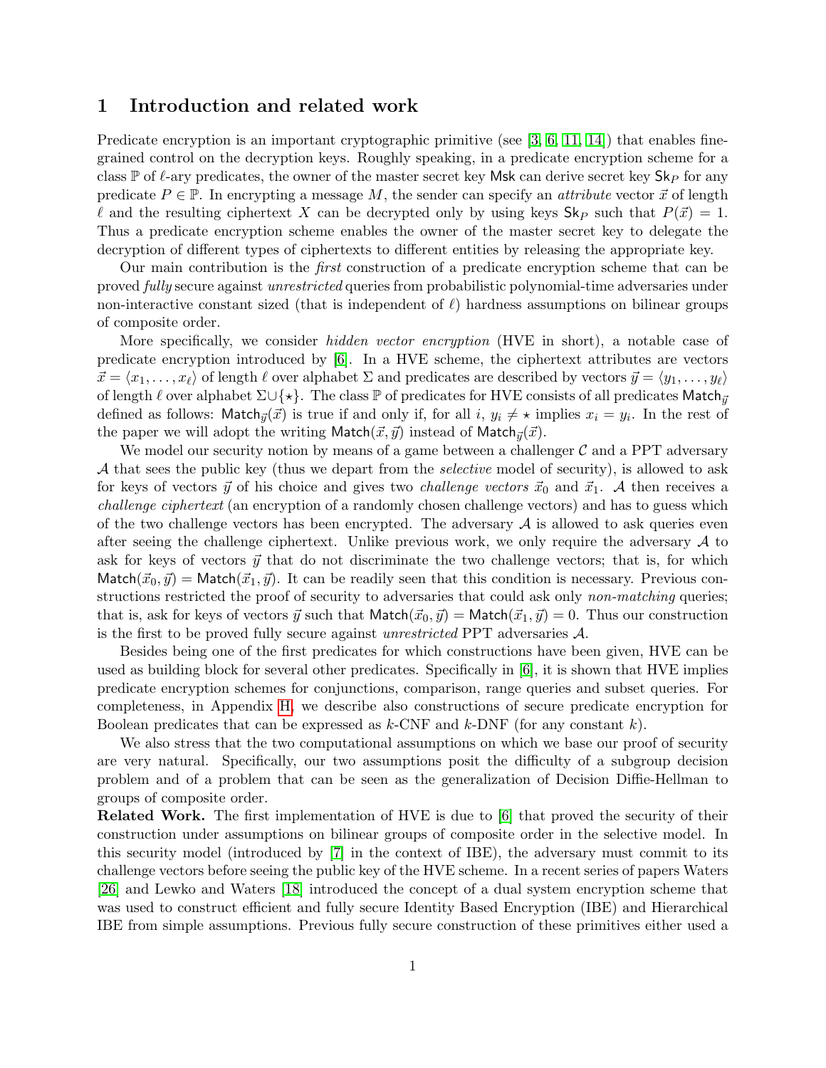# 1 Introduction and related work

Predicate encryption is an important cryptographic primitive (see [3, 6, 11, 14]) that enables fine-grained control on the decryption keys. Roughly speaking, in a predicate encryption scheme for a class $\mathbb{P}$ of $\ell$-ary predicates, the owner of the master secret key $\mathsf{Msk}$ can derive secret key $\mathsf{Sk}_P$ for any predicate $P \in \mathbb{P}$. In encrypting a message $M$, the sender can specify an *attribute* vector $\vec{x}$ of length $\ell$ and the resulting ciphertext $X$ can be decrypted only by using keys $\mathsf{Sk}_P$ such that $P(\vec{x}) = 1$. Thus a predicate encryption scheme enables the owner of the master secret key to delegate the decryption of different types of ciphertexts to different entities by releasing the appropriate key.

Our main contribution is the *first* construction of a predicate encryption scheme that can be proved *fully* secure against *unrestricted* queries from probabilistic polynomial-time adversaries under non-interactive constant sized (that is independent of $\ell$) hardness assumptions on bilinear groups of composite order.

More specifically, we consider *hidden vector encryption* (HVE in short), a notable case of predicate encryption introduced by [6]. In a HVE scheme, the ciphertext attributes are vectors $\vec{x} = \langle x_1, \ldots, x_\ell \rangle$ of length $\ell$ over alphabet $\Sigma$ and predicates are described by vectors $\vec{y} = \langle y_1, \ldots, y_\ell \rangle$ of length $\ell$ over alphabet $\Sigma \cup \{\star\}$. The class $\mathbb{P}$ of predicates for HVE consists of all predicates $\mathsf{Match}_{\vec{y}}$ defined as follows: $\mathsf{Match}_{\vec{y}}(\vec{x})$ is true if and only if, for all $i$, $y_i \neq \star$ implies $x_i = y_i$. In the rest of the paper we will adopt the writing $\mathsf{Match}(\vec{x}, \vec{y})$ instead of $\mathsf{Match}_{\vec{y}}(\vec{x})$.

We model our security notion by means of a game between a challenger $\mathcal{C}$ and a PPT adversary $\mathcal{A}$ that sees the public key (thus we depart from the *selective* model of security), is allowed to ask for keys of vectors $\vec{y}$ of his choice and gives two *challenge vectors* $\vec{x}_0$ and $\vec{x}_1$. $\mathcal{A}$ then receives a *challenge ciphertext* (an encryption of a randomly chosen challenge vectors) and has to guess which of the two challenge vectors has been encrypted. The adversary $\mathcal{A}$ is allowed to ask queries even after seeing the challenge ciphertext. Unlike previous work, we only require the adversary $\mathcal{A}$ to ask for keys of vectors $\vec{y}$ that do not discriminate the two challenge vectors; that is, for which $\mathsf{Match}(\vec{x}_0, \vec{y}) = \mathsf{Match}(\vec{x}_1, \vec{y})$. It can be readily seen that this condition is necessary. Previous constructions restricted the proof of security to adversaries that could ask only *non-matching* queries; that is, ask for keys of vectors $\vec{y}$ such that $\mathsf{Match}(\vec{x}_0, \vec{y}) = \mathsf{Match}(\vec{x}_1, \vec{y}) = 0$. Thus our construction is the first to be proved fully secure against *unrestricted* PPT adversaries $\mathcal{A}$.

Besides being one of the first predicates for which constructions have been given, HVE can be used as building block for several other predicates. Specifically in [6], it is shown that HVE implies predicate encryption schemes for conjunctions, comparison, range queries and subset queries. For completeness, in Appendix H, we describe also constructions of secure predicate encryption for Boolean predicates that can be expressed as $k$-CNF and $k$-DNF (for any constant $k$).

We also stress that the two computational assumptions on which we base our proof of security are very natural. Specifically, our two assumptions posit the difficulty of a subgroup decision problem and of a problem that can be seen as the generalization of Decision Diffie-Hellman to groups of composite order.

**Related Work.** The first implementation of HVE is due to [6] that proved the security of their construction under assumptions on bilinear groups of composite order in the selective model. In this security model (introduced by [7] in the context of IBE), the adversary must commit to its challenge vectors before seeing the public key of the HVE scheme. In a recent series of papers Waters [26] and Lewko and Waters [18] introduced the concept of a dual system encryption scheme that was used to construct efficient and fully secure Identity Based Encryption (IBE) and Hierarchical IBE from simple assumptions. Previous fully secure construction of these primitives either used a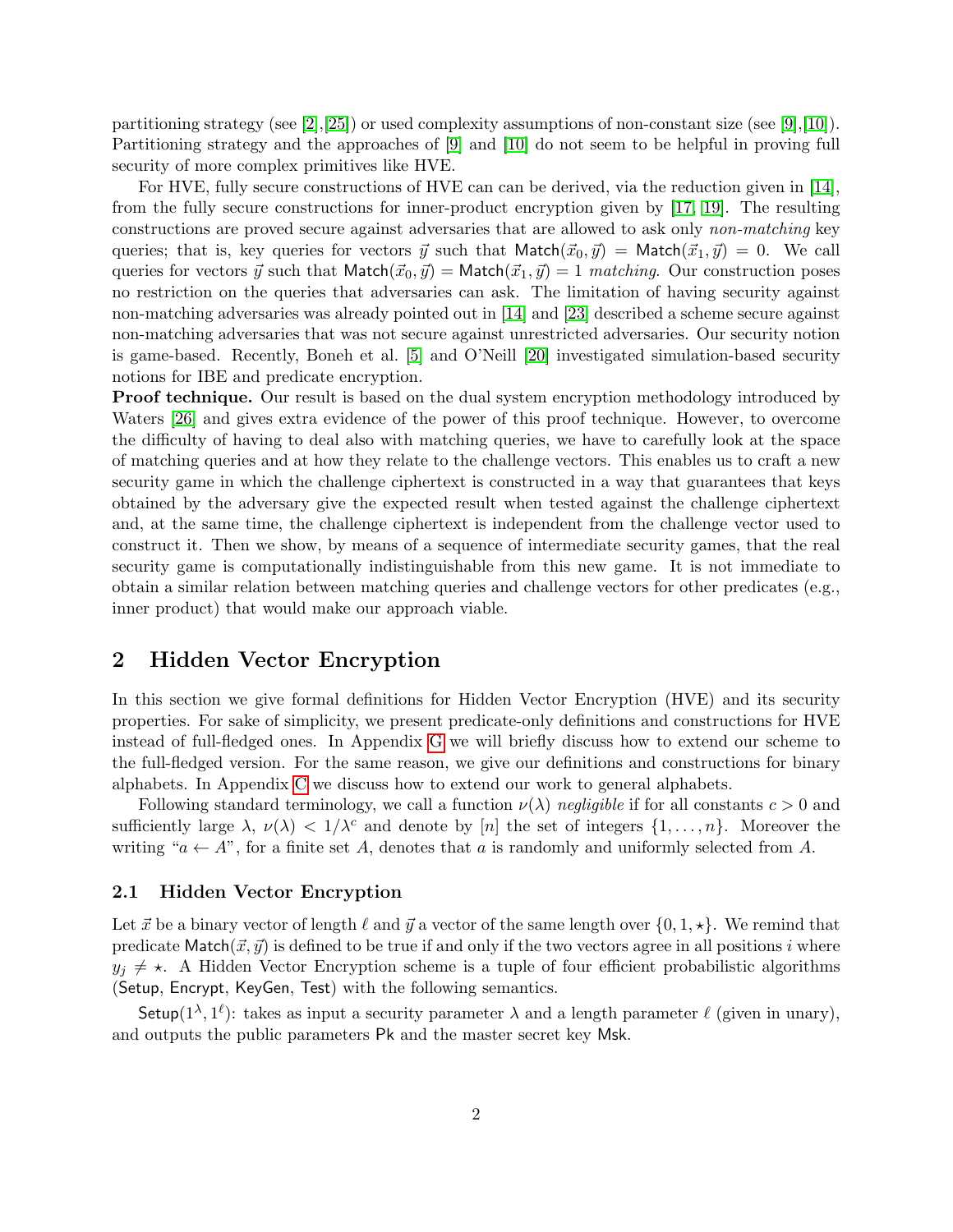partitioning strategy (see [2],[25]) or used complexity assumptions of non-constant size (see [9],[10]). Partitioning strategy and the approaches of [9] and [10] do not seem to be helpful in proving full security of more complex primitives like HVE.

For HVE, fully secure constructions of HVE can can be derived, via the reduction given in [14], from the fully secure constructions for inner-product encryption given by [17, 19]. The resulting constructions are proved secure against adversaries that are allowed to ask only *non-matching* key queries; that is, key queries for vectors $\vec{y}$ such that $\mathsf{Match}(\vec{x}_0, \vec{y}) = \mathsf{Match}(\vec{x}_1, \vec{y}) = 0$. We call queries for vectors $\vec{y}$ such that $\mathsf{Match}(\vec{x}_0, \vec{y}) = \mathsf{Match}(\vec{x}_1, \vec{y}) = 1$ *matching*. Our construction poses no restriction on the queries that adversaries can ask. The limitation of having security against non-matching adversaries was already pointed out in [14] and [23] described a scheme secure against non-matching adversaries that was not secure against unrestricted adversaries. Our security notion is game-based. Recently, Boneh et al. [5] and O'Neill [20] investigated simulation-based security notions for IBE and predicate encryption.

**Proof technique.** Our result is based on the dual system encryption methodology introduced by Waters [26] and gives extra evidence of the power of this proof technique. However, to overcome the difficulty of having to deal also with matching queries, we have to carefully look at the space of matching queries and at how they relate to the challenge vectors. This enables us to craft a new security game in which the challenge ciphertext is constructed in a way that guarantees that keys obtained by the adversary give the expected result when tested against the challenge ciphertext and, at the same time, the challenge ciphertext is independent from the challenge vector used to construct it. Then we show, by means of a sequence of intermediate security games, that the real security game is computationally indistinguishable from this new game. It is not immediate to obtain a similar relation between matching queries and challenge vectors for other predicates (e.g., inner product) that would make our approach viable.

## 2 Hidden Vector Encryption

In this section we give formal definitions for Hidden Vector Encryption (HVE) and its security properties. For sake of simplicity, we present predicate-only definitions and constructions for HVE instead of full-fledged ones. In Appendix G we will briefly discuss how to extend our scheme to the full-fledged version. For the same reason, we give our definitions and constructions for binary alphabets. In Appendix C we discuss how to extend our work to general alphabets.

Following standard terminology, we call a function $\nu(\lambda)$ *negligible* if for all constants $c > 0$ and sufficiently large $\lambda$, $\nu(\lambda) < 1/\lambda^c$ and denote by $[n]$ the set of integers $\{1, \ldots, n\}$. Moreover the writing "$a \leftarrow A$", for a finite set $A$, denotes that $a$ is randomly and uniformly selected from $A$.

### 2.1 Hidden Vector Encryption

Let $\vec{x}$ be a binary vector of length $\ell$ and $\vec{y}$ a vector of the same length over $\{0, 1, \star\}$. We remind that predicate $\mathsf{Match}(\vec{x}, \vec{y})$ is defined to be true if and only if the two vectors agree in all positions $i$ where $y_j \neq \star$. A Hidden Vector Encryption scheme is a tuple of four efficient probabilistic algorithms ($\mathsf{Setup}$, $\mathsf{Encrypt}$, $\mathsf{KeyGen}$, $\mathsf{Test}$) with the following semantics.

$\mathsf{Setup}(1^\lambda, 1^\ell)$: takes as input a security parameter $\lambda$ and a length parameter $\ell$ (given in unary), and outputs the public parameters $\mathsf{Pk}$ and the master secret key $\mathsf{Msk}$.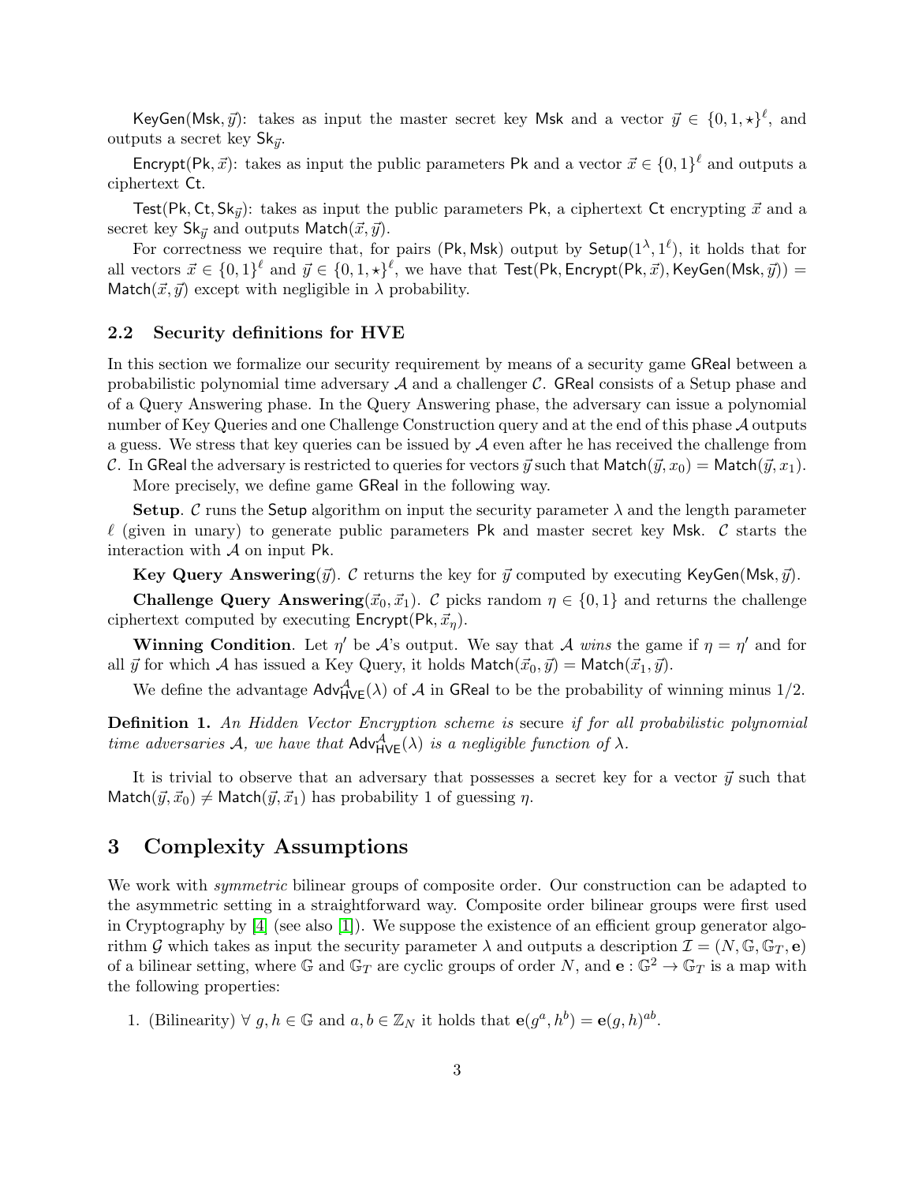$\mathsf{KeyGen}(\mathsf{Msk}, \vec{y})$: takes as input the master secret key $\mathsf{Msk}$ and a vector $\vec{y} \in \{0,1,\star\}^\ell$, and outputs a secret key $\mathsf{Sk}_{\vec{y}}$.

$\mathsf{Encrypt}(\mathsf{Pk}, \vec{x})$: takes as input the public parameters $\mathsf{Pk}$ and a vector $\vec{x} \in \{0,1\}^\ell$ and outputs a ciphertext $\mathsf{Ct}$.

$\mathsf{Test}(\mathsf{Pk}, \mathsf{Ct}, \mathsf{Sk}_{\vec{y}})$: takes as input the public parameters $\mathsf{Pk}$, a ciphertext $\mathsf{Ct}$ encrypting $\vec{x}$ and a secret key $\mathsf{Sk}_{\vec{y}}$ and outputs $\mathsf{Match}(\vec{x}, \vec{y})$.

For correctness we require that, for pairs $(\mathsf{Pk}, \mathsf{Msk})$ output by $\mathsf{Setup}(1^\lambda, 1^\ell)$, it holds that for all vectors $\vec{x} \in \{0,1\}^\ell$ and $\vec{y} \in \{0,1,\star\}^\ell$, we have that $\mathsf{Test}(\mathsf{Pk}, \mathsf{Encrypt}(\mathsf{Pk}, \vec{x}), \mathsf{KeyGen}(\mathsf{Msk}, \vec{y})) = \mathsf{Match}(\vec{x}, \vec{y})$ except with negligible in $\lambda$ probability.

### 2.2 Security definitions for HVE

In this section we formalize our security requirement by means of a security game $\mathsf{GReal}$ between a probabilistic polynomial time adversary $\mathcal{A}$ and a challenger $\mathcal{C}$. $\mathsf{GReal}$ consists of a Setup phase and of a Query Answering phase. In the Query Answering phase, the adversary can issue a polynomial number of Key Queries and one Challenge Construction query and at the end of this phase $\mathcal{A}$ outputs a guess. We stress that key queries can be issued by $\mathcal{A}$ even after he has received the challenge from $\mathcal{C}$. In $\mathsf{GReal}$ the adversary is restricted to queries for vectors $\vec{y}$ such that $\mathsf{Match}(\vec{y}, x_0) = \mathsf{Match}(\vec{y}, x_1)$.

More precisely, we define game $\mathsf{GReal}$ in the following way.

**Setup**. $\mathcal{C}$ runs the $\mathsf{Setup}$ algorithm on input the security parameter $\lambda$ and the length parameter $\ell$ (given in unary) to generate public parameters $\mathsf{Pk}$ and master secret key $\mathsf{Msk}$. $\mathcal{C}$ starts the interaction with $\mathcal{A}$ on input $\mathsf{Pk}$.

**Key Query Answering**($\vec{y}$). $\mathcal{C}$ returns the key for $\vec{y}$ computed by executing $\mathsf{KeyGen}(\mathsf{Msk}, \vec{y})$.

**Challenge Query Answering**($\vec{x}_0, \vec{x}_1$). $\mathcal{C}$ picks random $\eta \in \{0,1\}$ and returns the challenge ciphertext computed by executing $\mathsf{Encrypt}(\mathsf{Pk}, \vec{x}_\eta)$.

**Winning Condition**. Let $\eta'$ be $\mathcal{A}$'s output. We say that $\mathcal{A}$ *wins* the game if $\eta = \eta'$ and for all $\vec{y}$ for which $\mathcal{A}$ has issued a Key Query, it holds $\mathsf{Match}(\vec{x}_0, \vec{y}) = \mathsf{Match}(\vec{x}_1, \vec{y})$.

We define the advantage $\mathsf{Adv}^{\mathcal{A}}_{\mathsf{HVE}}(\lambda)$ of $\mathcal{A}$ in $\mathsf{GReal}$ to be the probability of winning minus $1/2$.

**Definition 1.** *An Hidden Vector Encryption scheme is* secure *if for all probabilistic polynomial time adversaries $\mathcal{A}$, we have that $\mathsf{Adv}^{\mathcal{A}}_{\mathsf{HVE}}(\lambda)$ is a negligible function of $\lambda$.*

It is trivial to observe that an adversary that possesses a secret key for a vector $\vec{y}$ such that $\mathsf{Match}(\vec{y}, \vec{x}_0) \neq \mathsf{Match}(\vec{y}, \vec{x}_1)$ has probability 1 of guessing $\eta$.

## 3 Complexity Assumptions

We work with *symmetric* bilinear groups of composite order. Our construction can be adapted to the asymmetric setting in a straightforward way. Composite order bilinear groups were first used in Cryptography by [4] (see also [1]). We suppose the existence of an efficient group generator algorithm $\mathcal{G}$ which takes as input the security parameter $\lambda$ and outputs a description $\mathcal{I} = (N, \mathbb{G}, \mathbb{G}_T, \mathbf{e})$ of a bilinear setting, where $\mathbb{G}$ and $\mathbb{G}_T$ are cyclic groups of order $N$, and $\mathbf{e} : \mathbb{G}^2 \to \mathbb{G}_T$ is a map with the following properties:

1. (Bilinearity) $\forall\ g, h \in \mathbb{G}$ and $a, b \in \mathbb{Z}_N$ it holds that $\mathbf{e}(g^a, h^b) = \mathbf{e}(g, h)^{ab}$.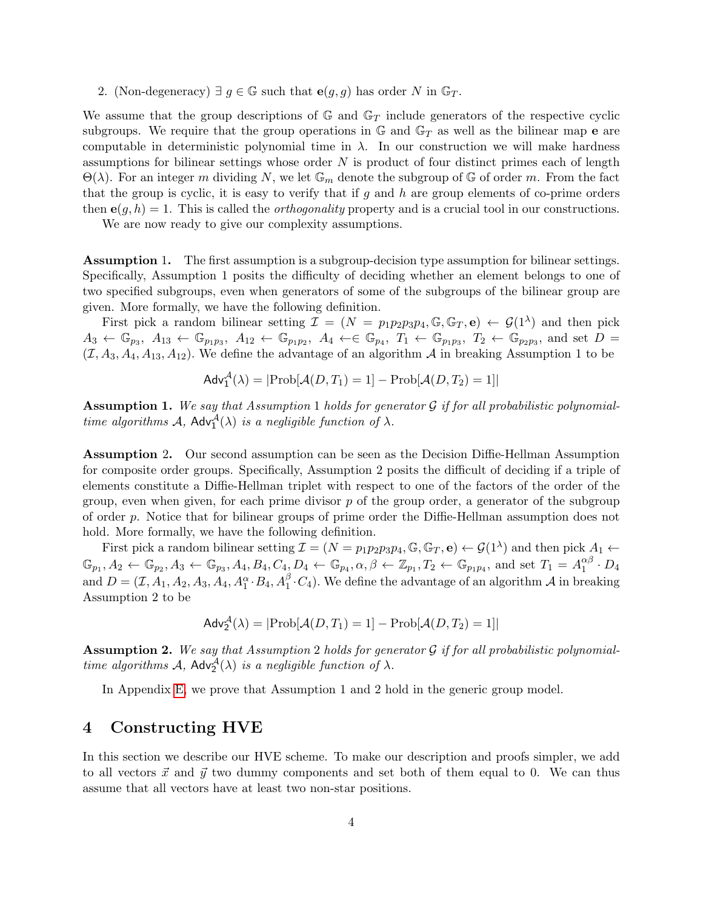2. (Non-degeneracy) $\exists\, g \in \mathbb{G}$ such that $\mathbf{e}(g, g)$ has order $N$ in $\mathbb{G}_T$.

We assume that the group descriptions of $\mathbb{G}$ and $\mathbb{G}_T$ include generators of the respective cyclic subgroups. We require that the group operations in $\mathbb{G}$ and $\mathbb{G}_T$ as well as the bilinear map $\mathbf{e}$ are computable in deterministic polynomial time in $\lambda$. In our construction we will make hardness assumptions for bilinear settings whose order $N$ is product of four distinct primes each of length $\Theta(\lambda)$. For an integer $m$ dividing $N$, we let $\mathbb{G}_m$ denote the subgroup of $\mathbb{G}$ of order $m$. From the fact that the group is cyclic, it is easy to verify that if $g$ and $h$ are group elements of co-prime orders then $\mathbf{e}(g, h) = 1$. This is called the *orthogonality* property and is a crucial tool in our constructions.

We are now ready to give our complexity assumptions.

**Assumption 1.** The first assumption is a subgroup-decision type assumption for bilinear settings. Specifically, Assumption 1 posits the difficulty of deciding whether an element belongs to one of two specified subgroups, even when generators of some of the subgroups of the bilinear group are given. More formally, we have the following definition.

First pick a random bilinear setting $\mathcal{I} = (N = p_1p_2p_3p_4, \mathbb{G}, \mathbb{G}_T, \mathbf{e}) \leftarrow \mathcal{G}(1^\lambda)$ and then pick $A_3 \leftarrow \mathbb{G}_{p_3},\ A_{13} \leftarrow \mathbb{G}_{p_1p_3},\ A_{12} \leftarrow \mathbb{G}_{p_1p_2},\ A_4 \leftarrow\in \mathbb{G}_{p_4},\ T_1 \leftarrow \mathbb{G}_{p_1p_3},\ T_2 \leftarrow \mathbb{G}_{p_2p_3}$, and set $D = (\mathcal{I}, A_3, A_4, A_{13}, A_{12})$. We define the advantage of an algorithm $\mathcal{A}$ in breaking Assumption 1 to be

$$\mathsf{Adv}_1^{\mathcal{A}}(\lambda) = |\mathrm{Prob}[\mathcal{A}(D, T_1) = 1] - \mathrm{Prob}[\mathcal{A}(D, T_2) = 1]|$$

**Assumption 1.** *We say that Assumption 1 holds for generator $\mathcal{G}$ if for all probabilistic polynomial-time algorithms $\mathcal{A}$, $\mathsf{Adv}_1^{\mathcal{A}}(\lambda)$ is a negligible function of $\lambda$.*

**Assumption 2.** Our second assumption can be seen as the Decision Diffie-Hellman Assumption for composite order groups. Specifically, Assumption 2 posits the difficult of deciding if a triple of elements constitute a Diffie-Hellman triplet with respect to one of the factors of the order of the group, even when given, for each prime divisor $p$ of the group order, a generator of the subgroup of order $p$. Notice that for bilinear groups of prime order the Diffie-Hellman assumption does not hold. More formally, we have the following definition.

First pick a random bilinear setting $\mathcal{I} = (N = p_1p_2p_3p_4, \mathbb{G}, \mathbb{G}_T, \mathbf{e}) \leftarrow \mathcal{G}(1^\lambda)$ and then pick $A_1 \leftarrow \mathbb{G}_{p_1}, A_2 \leftarrow \mathbb{G}_{p_2}, A_3 \leftarrow \mathbb{G}_{p_3}, A_4, B_4, C_4, D_4 \leftarrow \mathbb{G}_{p_4}, \alpha, \beta \leftarrow \mathbb{Z}_{p_1}, T_2 \leftarrow \mathbb{G}_{p_1p_4}$, and set $T_1 = A_1^{\alpha\beta} \cdot D_4$ and $D = (\mathcal{I}, A_1, A_2, A_3, A_4, A_1^{\alpha} \cdot B_4, A_1^{\beta} \cdot C_4)$. We define the advantage of an algorithm $\mathcal{A}$ in breaking Assumption 2 to be

$$\mathsf{Adv}_2^{\mathcal{A}}(\lambda) = |\mathrm{Prob}[\mathcal{A}(D, T_1) = 1] - \mathrm{Prob}[\mathcal{A}(D, T_2) = 1]|$$

**Assumption 2.** *We say that Assumption 2 holds for generator $\mathcal{G}$ if for all probabilistic polynomial-time algorithms $\mathcal{A}$, $\mathsf{Adv}_2^{\mathcal{A}}(\lambda)$ is a negligible function of $\lambda$.*

In Appendix E, we prove that Assumption 1 and 2 hold in the generic group model.

## 4 Constructing HVE

In this section we describe our HVE scheme. To make our description and proofs simpler, we add to all vectors $\vec{x}$ and $\vec{y}$ two dummy components and set both of them equal to 0. We can thus assume that all vectors have at least two non-star positions.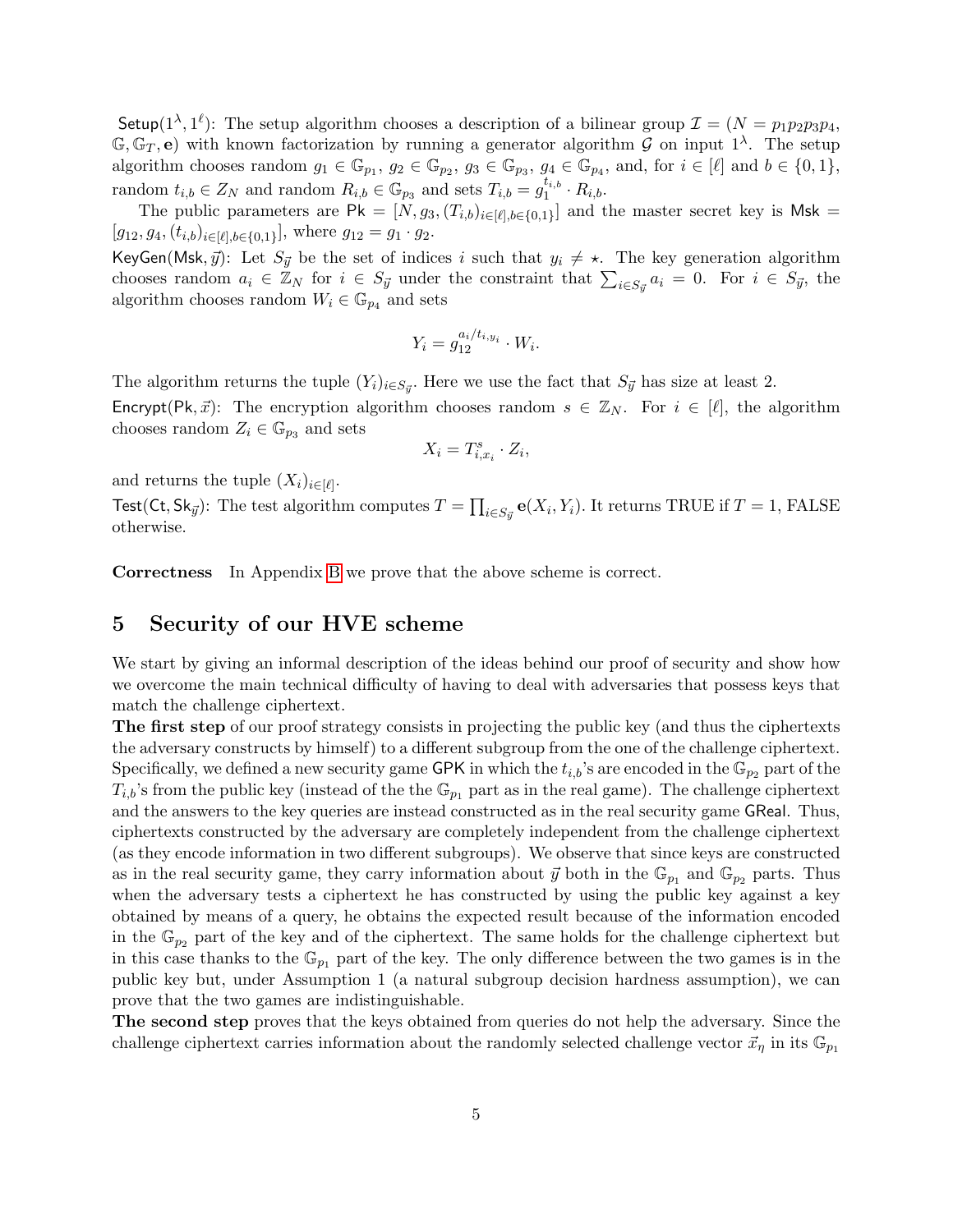Setup$(1^\lambda, 1^\ell)$: The setup algorithm chooses a description of a bilinear group $\mathcal{I} = (N = p_1p_2p_3p_4, \mathbb{G}, \mathbb{G}_T, \mathbf{e})$ with known factorization by running a generator algorithm $\mathcal{G}$ on input $1^\lambda$. The setup algorithm chooses random $g_1 \in \mathbb{G}_{p_1}$, $g_2 \in \mathbb{G}_{p_2}$, $g_3 \in \mathbb{G}_{p_3}$, $g_4 \in \mathbb{G}_{p_4}$, and, for $i \in [\ell]$ and $b \in \{0,1\}$, random $t_{i,b} \in Z_N$ and random $R_{i,b} \in \mathbb{G}_{p_3}$ and sets $T_{i,b} = g_1^{t_{i,b}} \cdot R_{i,b}$.

The public parameters are $\mathsf{Pk} = [N, g_3, (T_{i,b})_{i \in [\ell], b \in \{0,1\}}]$ and the master secret key is $\mathsf{Msk} = [g_{12}, g_4, (t_{i,b})_{i \in [\ell], b \in \{0,1\}}]$, where $g_{12} = g_1 \cdot g_2$.

KeyGen$(\mathsf{Msk}, \vec{y})$: Let $S_{\vec{y}}$ be the set of indices $i$ such that $y_i \neq \star$. The key generation algorithm chooses random $a_i \in \mathbb{Z}_N$ for $i \in S_{\vec{y}}$ under the constraint that $\sum_{i \in S_{\vec{y}}} a_i = 0$. For $i \in S_{\vec{y}}$, the algorithm chooses random $W_i \in \mathbb{G}_{p_4}$ and sets

$$Y_i = g_{12}^{a_i/t_{i,y_i}} \cdot W_i.$$

The algorithm returns the tuple $(Y_i)_{i \in S_{\vec{y}}}$. Here we use the fact that $S_{\vec{y}}$ has size at least 2.

Encrypt$(\mathsf{Pk}, \vec{x})$: The encryption algorithm chooses random $s \in \mathbb{Z}_N$. For $i \in [\ell]$, the algorithm chooses random $Z_i \in \mathbb{G}_{p_3}$ and sets

$$X_i = T_{i,x_i}^s \cdot Z_i,$$

and returns the tuple $(X_i)_{i \in [\ell]}$.

Test$(\mathsf{Ct}, \mathsf{Sk}_{\vec{y}})$: The test algorithm computes $T = \prod_{i \in S_{\vec{y}}} \mathbf{e}(X_i, Y_i)$. It returns TRUE if $T = 1$, FALSE otherwise.

**Correctness** In Appendix B we prove that the above scheme is correct.

## 5 Security of our HVE scheme

We start by giving an informal description of the ideas behind our proof of security and show how we overcome the main technical difficulty of having to deal with adversaries that possess keys that match the challenge ciphertext.

**The first step** of our proof strategy consists in projecting the public key (and thus the ciphertexts the adversary constructs by himself) to a different subgroup from the one of the challenge ciphertext. Specifically, we defined a new security game GPK in which the $t_{i,b}$'s are encoded in the $\mathbb{G}_{p_2}$ part of the $T_{i,b}$'s from the public key (instead of the the $\mathbb{G}_{p_1}$ part as in the real game). The challenge ciphertext and the answers to the key queries are instead constructed as in the real security game GReal. Thus, ciphertexts constructed by the adversary are completely independent from the challenge ciphertext (as they encode information in two different subgroups). We observe that since keys are constructed as in the real security game, they carry information about $\vec{y}$ both in the $\mathbb{G}_{p_1}$ and $\mathbb{G}_{p_2}$ parts. Thus when the adversary tests a ciphertext he has constructed by using the public key against a key obtained by means of a query, he obtains the expected result because of the information encoded in the $\mathbb{G}_{p_2}$ part of the key and of the ciphertext. The same holds for the challenge ciphertext but in this case thanks to the $\mathbb{G}_{p_1}$ part of the key. The only difference between the two games is in the public key but, under Assumption 1 (a natural subgroup decision hardness assumption), we can prove that the two games are indistinguishable.

**The second step** proves that the keys obtained from queries do not help the adversary. Since the challenge ciphertext carries information about the randomly selected challenge vector $\vec{x}_\eta$ in its $\mathbb{G}_{p_1}$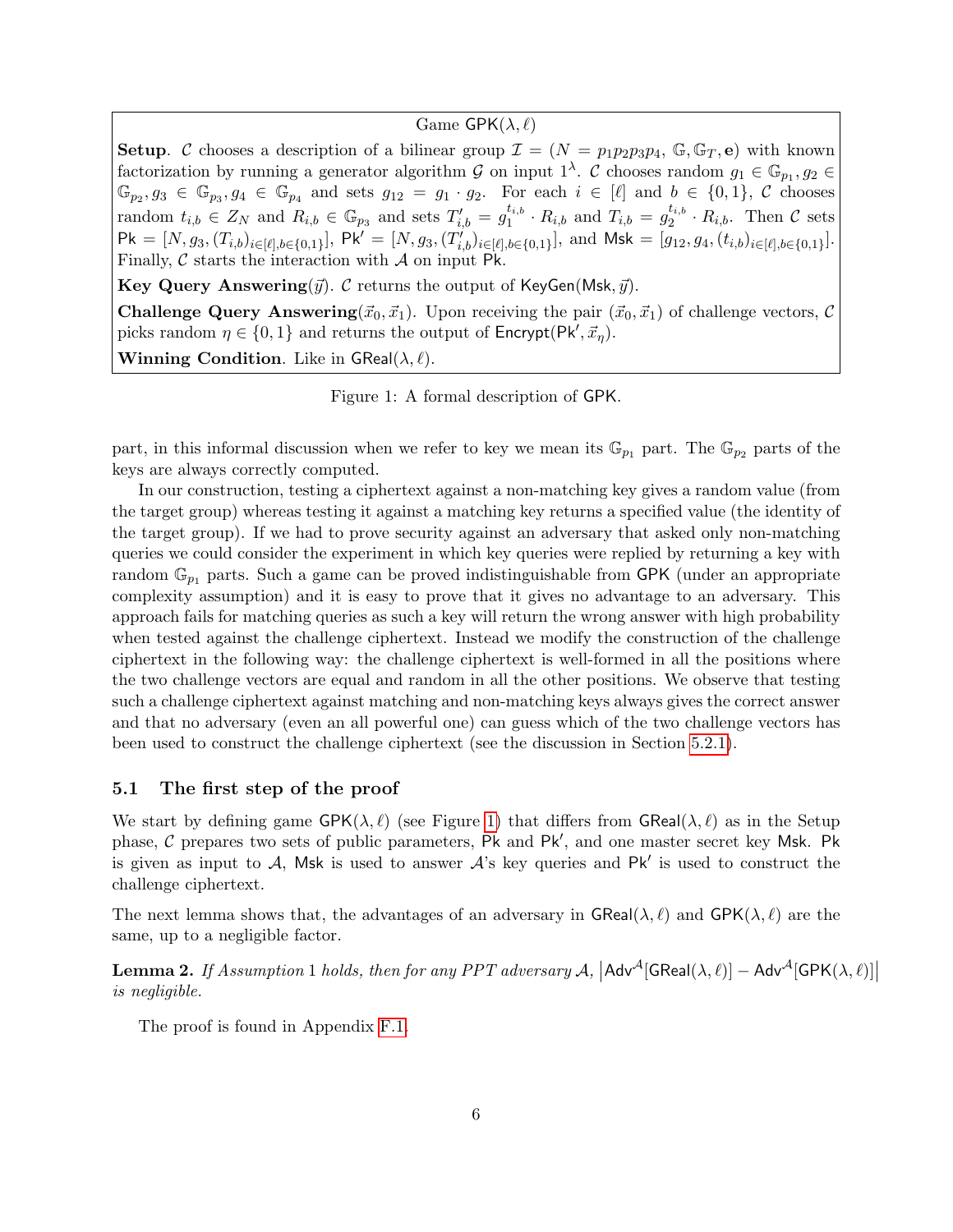Game $\mathsf{GPK}(\lambda, \ell)$

**Setup**. $\mathcal{C}$ chooses a description of a bilinear group $\mathcal{I} = (N = p_1p_2p_3p_4, \mathbb{G}, \mathbb{G}_T, \mathbf{e})$ with known factorization by running a generator algorithm $\mathcal{G}$ on input $1^\lambda$. $\mathcal{C}$ chooses random $g_1 \in \mathbb{G}_{p_1}, g_2 \in \mathbb{G}_{p_2}, g_3 \in \mathbb{G}_{p_3}, g_4 \in \mathbb{G}_{p_4}$ and sets $g_{12} = g_1 \cdot g_2$. For each $i \in [\ell]$ and $b \in \{0,1\}$, $\mathcal{C}$ chooses random $t_{i,b} \in Z_N$ and $R_{i,b} \in \mathbb{G}_{p_3}$ and sets $T'_{i,b} = g_1^{t_{i,b}} \cdot R_{i,b}$ and $T_{i,b} = g_2^{t_{i,b}} \cdot R_{i,b}$. Then $\mathcal{C}$ sets $\mathsf{Pk} = [N, g_3, (T_{i,b})_{i\in[\ell],b\in\{0,1\}}]$, $\mathsf{Pk}' = [N, g_3, (T'_{i,b})_{i\in[\ell],b\in\{0,1\}}]$, and $\mathsf{Msk} = [g_{12}, g_4, (t_{i,b})_{i\in[\ell],b\in\{0,1\}}]$. Finally, $\mathcal{C}$ starts the interaction with $\mathcal{A}$ on input $\mathsf{Pk}$.

**Key Query Answering**($\vec{y}$). $\mathcal{C}$ returns the output of $\mathsf{KeyGen}(\mathsf{Msk}, \vec{y})$.

**Challenge Query Answering**($\vec{x}_0, \vec{x}_1$). Upon receiving the pair $(\vec{x}_0, \vec{x}_1)$ of challenge vectors, $\mathcal{C}$ picks random $\eta \in \{0,1\}$ and returns the output of $\mathsf{Encrypt}(\mathsf{Pk}', \vec{x}_\eta)$.

**Winning Condition**. Like in $\mathsf{GReal}(\lambda, \ell)$.

Figure 1: A formal description of $\mathsf{GPK}$.

part, in this informal discussion when we refer to key we mean its $\mathbb{G}_{p_1}$ part. The $\mathbb{G}_{p_2}$ parts of the keys are always correctly computed.

In our construction, testing a ciphertext against a non-matching key gives a random value (from the target group) whereas testing it against a matching key returns a specified value (the identity of the target group). If we had to prove security against an adversary that asked only non-matching queries we could consider the experiment in which key queries were replied by returning a key with random $\mathbb{G}_{p_1}$ parts. Such a game can be proved indistinguishable from $\mathsf{GPK}$ (under an appropriate complexity assumption) and it is easy to prove that it gives no advantage to an adversary. This approach fails for matching queries as such a key will return the wrong answer with high probability when tested against the challenge ciphertext. Instead we modify the construction of the challenge ciphertext in the following way: the challenge ciphertext is well-formed in all the positions where the two challenge vectors are equal and random in all the other positions. We observe that testing such a challenge ciphertext against matching and non-matching keys always gives the correct answer and that no adversary (even an all powerful one) can guess which of the two challenge vectors has been used to construct the challenge ciphertext (see the discussion in Section 5.2.1).

## 5.1 The first step of the proof

We start by defining game $\mathsf{GPK}(\lambda, \ell)$ (see Figure 1) that differs from $\mathsf{GReal}(\lambda, \ell)$ as in the Setup phase, $\mathcal{C}$ prepares two sets of public parameters, $\mathsf{Pk}$ and $\mathsf{Pk}'$, and one master secret key $\mathsf{Msk}$. $\mathsf{Pk}$ is given as input to $\mathcal{A}$, $\mathsf{Msk}$ is used to answer $\mathcal{A}$'s key queries and $\mathsf{Pk}'$ is used to construct the challenge ciphertext.

The next lemma shows that, the advantages of an adversary in $\mathsf{GReal}(\lambda, \ell)$ and $\mathsf{GPK}(\lambda, \ell)$ are the same, up to a negligible factor.

**Lemma 2.** *If Assumption 1 holds, then for any PPT adversary $\mathcal{A}$, $\left|\mathsf{Adv}^{\mathcal{A}}[\mathsf{GReal}(\lambda, \ell)] - \mathsf{Adv}^{\mathcal{A}}[\mathsf{GPK}(\lambda, \ell)]\right|$ is negligible.*

The proof is found in Appendix F.1.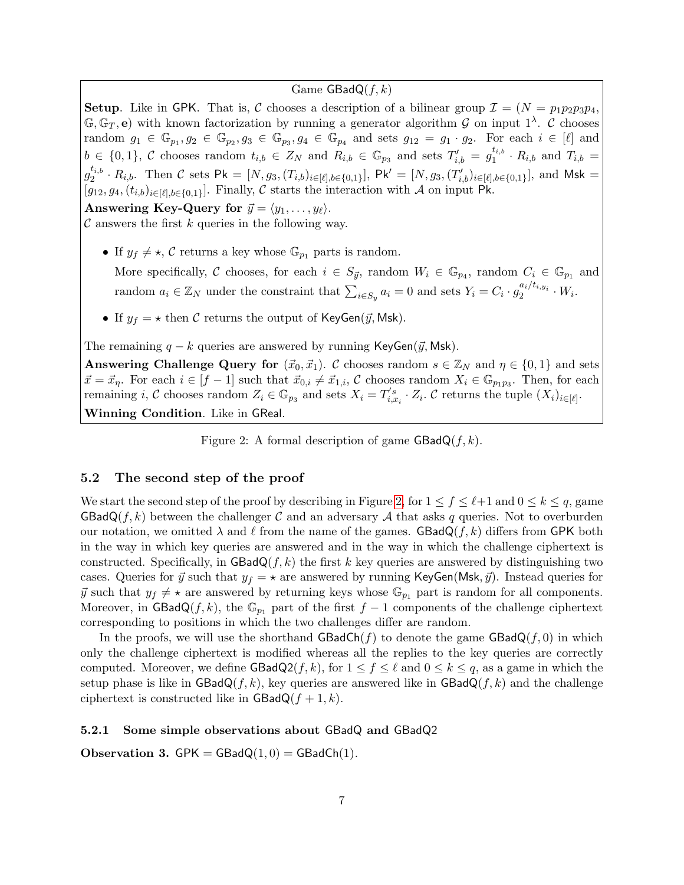Game $\mathsf{GBadQ}(f,k)$

**Setup**. Like in $\mathsf{GPK}$. That is, $\mathcal{C}$ chooses a description of a bilinear group $\mathcal{I} = (N = p_1 p_2 p_3 p_4, \mathbb{G}, \mathbb{G}_T, \mathbf{e})$ with known factorization by running a generator algorithm $\mathcal{G}$ on input $1^\lambda$. $\mathcal{C}$ chooses random $g_1 \in \mathbb{G}_{p_1}, g_2 \in \mathbb{G}_{p_2}, g_3 \in \mathbb{G}_{p_3}, g_4 \in \mathbb{G}_{p_4}$ and sets $g_{12} = g_1 \cdot g_2$. For each $i \in [\ell]$ and $b \in \{0,1\}$, $\mathcal{C}$ chooses random $t_{i,b} \in Z_N$ and $R_{i,b} \in \mathbb{G}_{p_3}$ and sets $T'_{i,b} = g_1^{t_{i,b}} \cdot R_{i,b}$ and $T_{i,b} = g_2^{t_{i,b}} \cdot R_{i,b}$. Then $\mathcal{C}$ sets $\mathsf{Pk} = [N, g_3, (T_{i,b})_{i\in[\ell],b\in\{0,1\}}]$, $\mathsf{Pk}' = [N, g_3, (T'_{i,b})_{i\in[\ell],b\in\{0,1\}}]$, and $\mathsf{Msk} = [g_{12}, g_4, (t_{i,b})_{i\in[\ell],b\in\{0,1\}}]$. Finally, $\mathcal{C}$ starts the interaction with $\mathcal{A}$ on input $\mathsf{Pk}$.

**Answering Key-Query for $\vec{y} = \langle y_1, \ldots, y_\ell\rangle$.**
$\mathcal{C}$ answers the first $k$ queries in the following way.

- If $y_f \neq \star$, $\mathcal{C}$ returns a key whose $\mathbb{G}_{p_1}$ parts is random.
  More specifically, $\mathcal{C}$ chooses, for each $i \in S_{\vec{y}}$, random $W_i \in \mathbb{G}_{p_4}$, random $C_i \in \mathbb{G}_{p_1}$ and random $a_i \in \mathbb{Z}_N$ under the constraint that $\sum_{i\in S_y} a_i = 0$ and sets $Y_i = C_i \cdot g_2^{a_i/t_{i,y_i}} \cdot W_i$.
- If $y_f = \star$ then $\mathcal{C}$ returns the output of $\mathsf{KeyGen}(\vec{y}, \mathsf{Msk})$.

The remaining $q-k$ queries are answered by running $\mathsf{KeyGen}(\vec{y}, \mathsf{Msk})$.

**Answering Challenge Query for $(\vec{x}_0, \vec{x}_1)$.** $\mathcal{C}$ chooses random $s \in \mathbb{Z}_N$ and $\eta \in \{0,1\}$ and sets $\vec{x} = \vec{x}_\eta$. For each $i \in [f-1]$ such that $\vec{x}_{0,i} \neq \vec{x}_{1,i}$, $\mathcal{C}$ chooses random $X_i \in \mathbb{G}_{p_1 p_3}$. Then, for each remaining $i$, $\mathcal{C}$ chooses random $Z_i \in \mathbb{G}_{p_3}$ and sets $X_i = T'^{s}_{i,x_i} \cdot Z_i$. $\mathcal{C}$ returns the tuple $(X_i)_{i\in[\ell]}$.

**Winning Condition**. Like in $\mathsf{GReal}$.

Figure 2: A formal description of game $\mathsf{GBadQ}(f,k)$.

### 5.2 The second step of the proof

We start the second step of the proof by describing in Figure 2, for $1 \le f \le \ell+1$ and $0 \le k \le q$, game $\mathsf{GBadQ}(f,k)$ between the challenger $\mathcal{C}$ and an adversary $\mathcal{A}$ that asks $q$ queries. Not to overburden our notation, we omitted $\lambda$ and $\ell$ from the name of the games. $\mathsf{GBadQ}(f,k)$ differs from $\mathsf{GPK}$ both in the way in which key queries are answered and in the way in which the challenge ciphertext is constructed. Specifically, in $\mathsf{GBadQ}(f,k)$ the first $k$ key queries are answered by distinguishing two cases. Queries for $\vec{y}$ such that $y_f = \star$ are answered by running $\mathsf{KeyGen}(\mathsf{Msk}, \vec{y})$. Instead queries for $\vec{y}$ such that $y_f \neq \star$ are answered by returning keys whose $\mathbb{G}_{p_1}$ part is random for all components. Moreover, in $\mathsf{GBadQ}(f,k)$, the $\mathbb{G}_{p_1}$ part of the first $f-1$ components of the challenge ciphertext corresponding to positions in which the two challenges differ are random.

In the proofs, we will use the shorthand $\mathsf{GBadCh}(f)$ to denote the game $\mathsf{GBadQ}(f,0)$ in which only the challenge ciphertext is modified whereas all the replies to the key queries are correctly computed. Moreover, we define $\mathsf{GBadQ2}(f,k)$, for $1 \le f \le \ell$ and $0 \le k \le q$, as a game in which the setup phase is like in $\mathsf{GBadQ}(f,k)$, key queries are answered like in $\mathsf{GBadQ}(f,k)$ and the challenge ciphertext is constructed like in $\mathsf{GBadQ}(f+1,k)$.

#### 5.2.1 Some simple observations about GBadQ and GBadQ2

**Observation 3.** $\mathsf{GPK} = \mathsf{GBadQ}(1,0) = \mathsf{GBadCh}(1)$.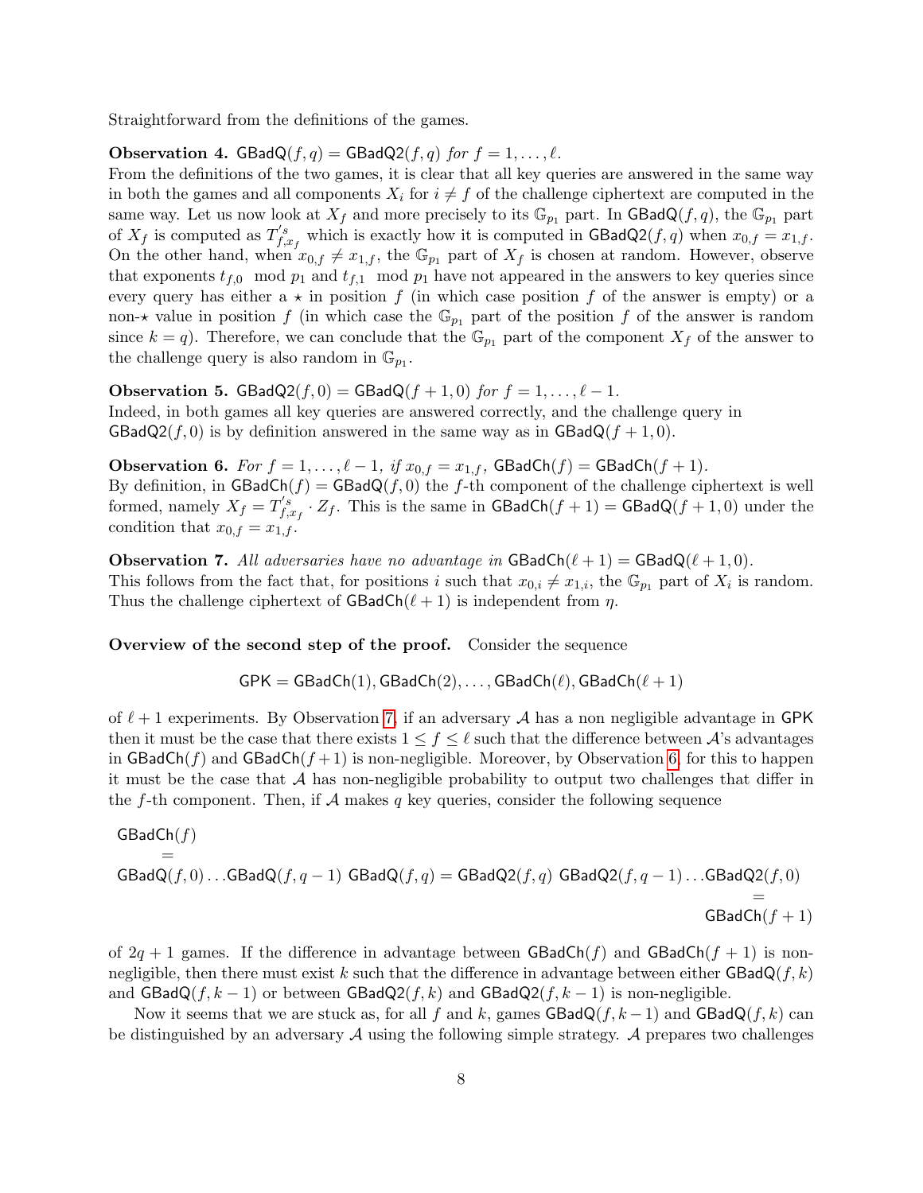Straightforward from the definitions of the games.

**Observation 4.** *$\mathsf{GBadQ}(f,q) = \mathsf{GBadQ2}(f,q)$ for $f = 1,\ldots,\ell$.*
From the definitions of the two games, it is clear that all key queries are answered in the same way in both the games and all components $X_i$ for $i \neq f$ of the challenge ciphertext are computed in the same way. Let us now look at $X_f$ and more precisely to its $\mathbb{G}_{p_1}$ part. In $\mathsf{GBadQ}(f,q)$, the $\mathbb{G}_{p_1}$ part of $X_f$ is computed as $T'^{s}_{f,x_f}$ which is exactly how it is computed in $\mathsf{GBadQ2}(f,q)$ when $x_{0,f} = x_{1,f}$. On the other hand, when $x_{0,f} \neq x_{1,f}$, the $\mathbb{G}_{p_1}$ part of $X_f$ is chosen at random. However, observe that exponents $t_{f,0} \mod p_1$ and $t_{f,1} \mod p_1$ have not appeared in the answers to key queries since every query has either a $\star$ in position $f$ (in which case position $f$ of the answer is empty) or a non-$\star$ value in position $f$ (in which case the $\mathbb{G}_{p_1}$ part of the position $f$ of the answer is random since $k = q$). Therefore, we can conclude that the $\mathbb{G}_{p_1}$ part of the component $X_f$ of the answer to the challenge query is also random in $\mathbb{G}_{p_1}$.

**Observation 5.** *$\mathsf{GBadQ2}(f,0) = \mathsf{GBadQ}(f+1,0)$ for $f = 1,\ldots,\ell-1$.*
Indeed, in both games all key queries are answered correctly, and the challenge query in $\mathsf{GBadQ2}(f,0)$ is by definition answered in the same way as in $\mathsf{GBadQ}(f+1,0)$.

**Observation 6.** *For $f = 1,\ldots,\ell-1$, if $x_{0,f} = x_{1,f}$, $\mathsf{GBadCh}(f) = \mathsf{GBadCh}(f+1)$.*
By definition, in $\mathsf{GBadCh}(f) = \mathsf{GBadQ}(f,0)$ the $f$-th component of the challenge ciphertext is well formed, namely $X_f = T'^{s}_{f,x_f} \cdot Z_f$. This is the same in $\mathsf{GBadCh}(f+1) = \mathsf{GBadQ}(f+1,0)$ under the condition that $x_{0,f} = x_{1,f}$.

**Observation 7.** *All adversaries have no advantage in $\mathsf{GBadCh}(\ell+1) = \mathsf{GBadQ}(\ell+1,0)$.*
This follows from the fact that, for positions $i$ such that $x_{0,i} \neq x_{1,i}$, the $\mathbb{G}_{p_1}$ part of $X_i$ is random. Thus the challenge ciphertext of $\mathsf{GBadCh}(\ell+1)$ is independent from $\eta$.

**Overview of the second step of the proof.** Consider the sequence

$$\mathsf{GPK} = \mathsf{GBadCh}(1), \mathsf{GBadCh}(2), \ldots, \mathsf{GBadCh}(\ell), \mathsf{GBadCh}(\ell+1)$$

of $\ell+1$ experiments. By Observation 7, if an adversary $\mathcal{A}$ has a non negligible advantage in $\mathsf{GPK}$ then it must be the case that there exists $1 \leq f \leq \ell$ such that the difference between $\mathcal{A}$'s advantages in $\mathsf{GBadCh}(f)$ and $\mathsf{GBadCh}(f+1)$ is non-negligible. Moreover, by Observation 6, for this to happen it must be the case that $\mathcal{A}$ has non-negligible probability to output two challenges that differ in the $f$-th component. Then, if $\mathcal{A}$ makes $q$ key queries, consider the following sequence

$$\begin{array}{l}
\mathsf{GBadCh}(f) \\
\quad = \\
\mathsf{GBadQ}(f,0)\ldots\mathsf{GBadQ}(f,q-1)\ \mathsf{GBadQ}(f,q) = \mathsf{GBadQ2}(f,q)\ \mathsf{GBadQ2}(f,q-1)\ldots\mathsf{GBadQ2}(f,0) \\
\hfill = \\
\hfill \mathsf{GBadCh}(f+1)
\end{array}$$

of $2q+1$ games. If the difference in advantage between $\mathsf{GBadCh}(f)$ and $\mathsf{GBadCh}(f+1)$ is non-negligible, then there must exist $k$ such that the difference in advantage between either $\mathsf{GBadQ}(f,k)$ and $\mathsf{GBadQ}(f,k-1)$ or between $\mathsf{GBadQ2}(f,k)$ and $\mathsf{GBadQ2}(f,k-1)$ is non-negligible.

Now it seems that we are stuck as, for all $f$ and $k$, games $\mathsf{GBadQ}(f,k-1)$ and $\mathsf{GBadQ}(f,k)$ can be distinguished by an adversary $\mathcal{A}$ using the following simple strategy. $\mathcal{A}$ prepares two challenges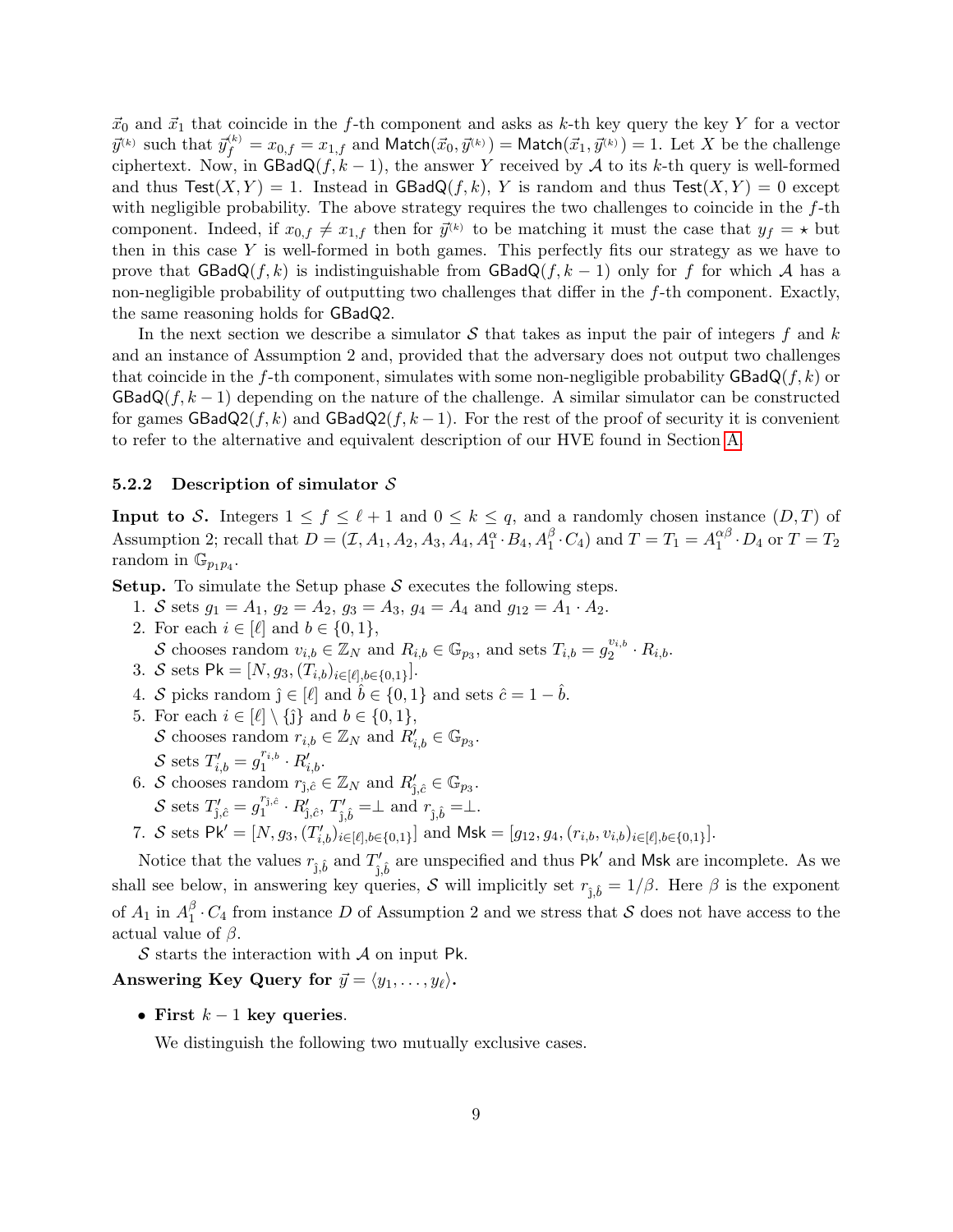$\vec{x}_0$ and $\vec{x}_1$ that coincide in the $f$-th component and asks as $k$-th key query the key $Y$ for a vector $\vec{y}^{(k)}$ such that $\vec{y}^{(k)}_f = x_{0,f} = x_{1,f}$ and $\mathsf{Match}(\vec{x}_0, \vec{y}^{(k)}) = \mathsf{Match}(\vec{x}_1, \vec{y}^{(k)}) = 1$. Let $X$ be the challenge ciphertext. Now, in $\mathsf{GBadQ}(f, k-1)$, the answer $Y$ received by $\mathcal{A}$ to its $k$-th query is well-formed and thus $\mathsf{Test}(X, Y) = 1$. Instead in $\mathsf{GBadQ}(f, k)$, $Y$ is random and thus $\mathsf{Test}(X, Y) = 0$ except with negligible probability. The above strategy requires the two challenges to coincide in the $f$-th component. Indeed, if $x_{0,f} \neq x_{1,f}$ then for $\vec{y}^{(k)}$ to be matching it must the case that $y_f = \star$ but then in this case $Y$ is well-formed in both games. This perfectly fits our strategy as we have to prove that $\mathsf{GBadQ}(f, k)$ is indistinguishable from $\mathsf{GBadQ}(f, k-1)$ only for $f$ for which $\mathcal{A}$ has a non-negligible probability of outputting two challenges that differ in the $f$-th component. Exactly, the same reasoning holds for $\mathsf{GBadQ2}$.

In the next section we describe a simulator $\mathcal{S}$ that takes as input the pair of integers $f$ and $k$ and an instance of Assumption 2 and, provided that the adversary does not output two challenges that coincide in the $f$-th component, simulates with some non-negligible probability $\mathsf{GBadQ}(f, k)$ or $\mathsf{GBadQ}(f, k-1)$ depending on the nature of the challenge. A similar simulator can be constructed for games $\mathsf{GBadQ2}(f, k)$ and $\mathsf{GBadQ2}(f, k-1)$. For the rest of the proof of security it is convenient to refer to the alternative and equivalent description of our HVE found in Section A.

### 5.2.2 Description of simulator $\mathcal{S}$

**Input to $\mathcal{S}$.** Integers $1 \leq f \leq \ell + 1$ and $0 \leq k \leq q$, and a randomly chosen instance $(D, T)$ of Assumption 2; recall that $D = (\mathcal{I}, A_1, A_2, A_3, A_4, A_1^{\alpha} \cdot B_4, A_1^{\beta} \cdot C_4)$ and $T = T_1 = A_1^{\alpha\beta} \cdot D_4$ or $T = T_2$ random in $\mathbb{G}_{p_1 p_4}$.

**Setup.** To simulate the Setup phase $\mathcal{S}$ executes the following steps.

1. $\mathcal{S}$ sets $g_1 = A_1$, $g_2 = A_2$, $g_3 = A_3$, $g_4 = A_4$ and $g_{12} = A_1 \cdot A_2$.
2. For each $i \in [\ell]$ and $b \in \{0, 1\}$,
   $\mathcal{S}$ chooses random $v_{i,b} \in \mathbb{Z}_N$ and $R_{i,b} \in \mathbb{G}_{p_3}$, and sets $T_{i,b} = g_2^{v_{i,b}} \cdot R_{i,b}$.
3. $\mathcal{S}$ sets $\mathsf{Pk} = [N, g_3, (T_{i,b})_{i \in [\ell], b \in \{0,1\}}]$.
4. $\mathcal{S}$ picks random $\hat{\jmath} \in [\ell]$ and $\hat{b} \in \{0, 1\}$ and sets $\hat{c} = 1 - \hat{b}$.
5. For each $i \in [\ell] \setminus \{\hat{\jmath}\}$ and $b \in \{0, 1\}$,
   $\mathcal{S}$ chooses random $r_{i,b} \in \mathbb{Z}_N$ and $R'_{i,b} \in \mathbb{G}_{p_3}$.
   $\mathcal{S}$ sets $T'_{i,b} = g_1^{r_{i,b}} \cdot R'_{i,b}$.
6. $\mathcal{S}$ chooses random $r_{\hat{\jmath},\hat{c}} \in \mathbb{Z}_N$ and $R'_{\hat{\jmath},\hat{c}} \in \mathbb{G}_{p_3}$.
   $\mathcal{S}$ sets $T'_{\hat{\jmath},\hat{c}} = g_1^{r_{\hat{\jmath},\hat{c}}} \cdot R'_{\hat{\jmath},\hat{c}}$, $T'_{\hat{\jmath},\hat{b}} = \perp$ and $r_{\hat{\jmath},\hat{b}} = \perp$.
7. $\mathcal{S}$ sets $\mathsf{Pk}' = [N, g_3, (T'_{i,b})_{i \in [\ell], b \in \{0,1\}}]$ and $\mathsf{Msk} = [g_{12}, g_4, (r_{i,b}, v_{i,b})_{i \in [\ell], b \in \{0,1\}}]$.

Notice that the values $r_{\hat{\jmath},\hat{b}}$ and $T'_{\hat{\jmath},\hat{b}}$ are unspecified and thus $\mathsf{Pk}'$ and $\mathsf{Msk}$ are incomplete. As we shall see below, in answering key queries, $\mathcal{S}$ will implicitly set $r_{\hat{\jmath},\hat{b}} = 1/\beta$. Here $\beta$ is the exponent of $A_1$ in $A_1^{\beta} \cdot C_4$ from instance $D$ of Assumption 2 and we stress that $\mathcal{S}$ does not have access to the actual value of $\beta$.

$\mathcal{S}$ starts the interaction with $\mathcal{A}$ on input $\mathsf{Pk}$.

**Answering Key Query for $\vec{y} = \langle y_1, \ldots, y_\ell \rangle$.**

- **First $k - 1$ key queries.**

  We distinguish the following two mutually exclusive cases.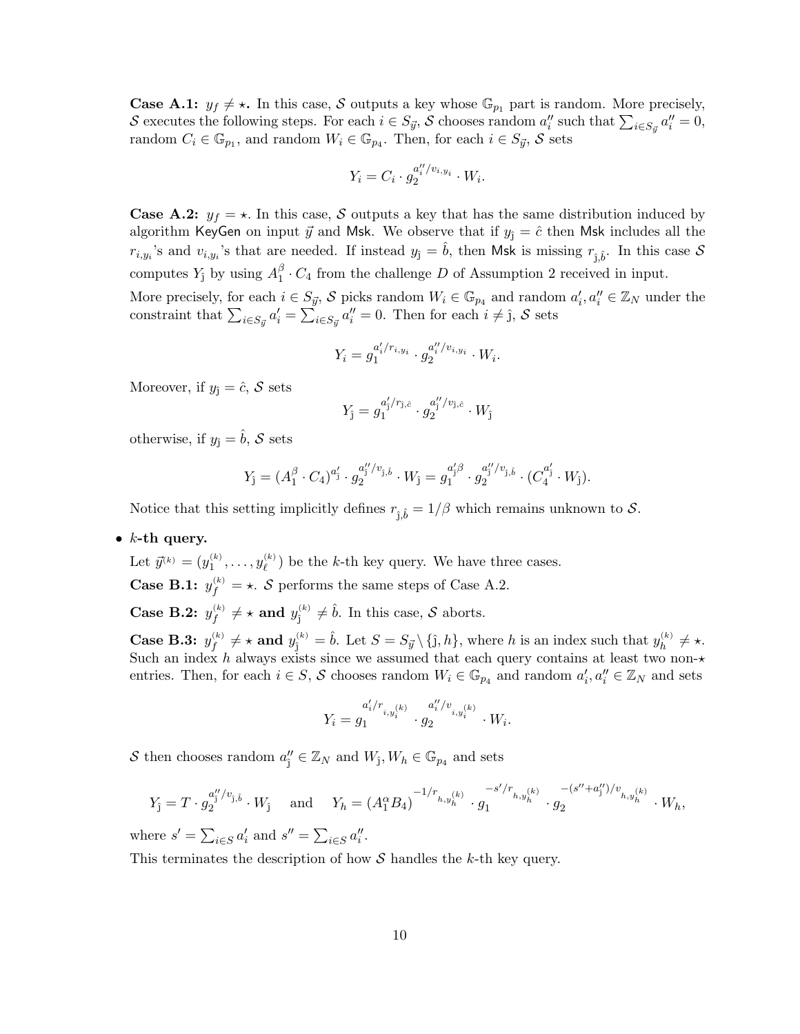**Case A.1:** $y_f \neq \star$. In this case, $\mathcal{S}$ outputs a key whose $\mathbb{G}_{p_1}$ part is random. More precisely, $\mathcal{S}$ executes the following steps. For each $i \in S_{\vec{y}}$, $\mathcal{S}$ chooses random $a''_i$ such that $\sum_{i \in S_{\vec{y}}} a''_i = 0$, random $C_i \in \mathbb{G}_{p_1}$, and random $W_i \in \mathbb{G}_{p_4}$. Then, for each $i \in S_{\vec{y}}$, $\mathcal{S}$ sets

$$Y_i = C_i \cdot g_2^{a''_i/v_{i,y_i}} \cdot W_i.$$

**Case A.2:** $y_f = \star$. In this case, $\mathcal{S}$ outputs a key that has the same distribution induced by algorithm $\mathsf{KeyGen}$ on input $\vec{y}$ and $\mathsf{Msk}$. We observe that if $y_{\hat{\jmath}} = \hat{c}$ then $\mathsf{Msk}$ includes all the $r_{i,y_i}$'s and $v_{i,y_i}$'s that are needed. If instead $y_{\hat{\jmath}} = \hat{b}$, then $\mathsf{Msk}$ is missing $r_{\hat{\jmath},\hat{b}}$. In this case $\mathcal{S}$ computes $Y_{\hat{\jmath}}$ by using $A_1^\beta \cdot C_4$ from the challenge $D$ of Assumption 2 received in input.

More precisely, for each $i \in S_{\vec{y}}$, $\mathcal{S}$ picks random $W_i \in \mathbb{G}_{p_4}$ and random $a'_i, a''_i \in \mathbb{Z}_N$ under the constraint that $\sum_{i \in S_{\vec{y}}} a'_i = \sum_{i \in S_{\vec{y}}} a''_i = 0$. Then for each $i \neq \hat{\jmath}$, $\mathcal{S}$ sets

$$Y_i = g_1^{a'_i/r_{i,y_i}} \cdot g_2^{a''_i/v_{i,y_i}} \cdot W_i.$$

Moreover, if $y_{\hat{\jmath}} = \hat{c}$, $\mathcal{S}$ sets

$$Y_{\hat{\jmath}} = g_1^{a'_{\hat{\jmath}}/r_{\hat{\jmath},\hat{c}}} \cdot g_2^{a''_{\hat{\jmath}}/v_{\hat{\jmath},\hat{c}}} \cdot W_{\hat{\jmath}}$$

otherwise, if $y_{\hat{\jmath}} = \hat{b}$, $\mathcal{S}$ sets

$$Y_{\hat{\jmath}} = (A_1^\beta \cdot C_4)^{a'_{\hat{\jmath}}} \cdot g_2^{a''_{\hat{\jmath}}/v_{\hat{\jmath},\hat{b}}} \cdot W_{\hat{\jmath}} = g_1^{a'_{\hat{\jmath}}\beta} \cdot g_2^{a''_{\hat{\jmath}}/v_{\hat{\jmath},\hat{b}}} \cdot (C_4^{a'_{\hat{\jmath}}} \cdot W_{\hat{\jmath}}).$$

Notice that this setting implicitly defines $r_{\hat{\jmath},\hat{b}} = 1/\beta$ which remains unknown to $\mathcal{S}$.

- **$k$-th query.**

  Let $\vec{y}^{(k)} = (y_1^{(k)}, \ldots, y_\ell^{(k)})$ be the $k$-th key query. We have three cases.

  **Case B.1:** $y_f^{(k)} = \star$. $\mathcal{S}$ performs the same steps of Case A.2.

  **Case B.2:** $y_f^{(k)} \neq \star$ **and** $y_{\hat{\jmath}}^{(k)} \neq \hat{b}$. In this case, $\mathcal{S}$ aborts.

  **Case B.3:** $y_f^{(k)} \neq \star$ **and** $y_{\hat{\jmath}}^{(k)} = \hat{b}$. Let $S = S_{\vec{y}} \setminus \{\hat{\jmath}, h\}$, where $h$ is an index such that $y_h^{(k)} \neq \star$. Such an index $h$ always exists since we assumed that each query contains at least two non-$\star$ entries. Then, for each $i \in S$, $\mathcal{S}$ chooses random $W_i \in \mathbb{G}_{p_4}$ and random $a'_i, a''_i \in \mathbb{Z}_N$ and sets

  $$Y_i = g_1^{a'_i/r_{i,y_i^{(k)}}} \cdot g_2^{a''_i/v_{i,y_i^{(k)}}} \cdot W_i.$$

  $\mathcal{S}$ then chooses random $a''_{\hat{\jmath}} \in \mathbb{Z}_N$ and $W_{\hat{\jmath}}, W_h \in \mathbb{G}_{p_4}$ and sets

  $$Y_{\hat{\jmath}} = T \cdot g_2^{a''_{\hat{\jmath}}/v_{\hat{\jmath},\hat{b}}} \cdot W_{\hat{\jmath}} \quad \text{and} \quad Y_h = (A_1^\alpha B_4)^{-1/r_{h,y_h^{(k)}}} \cdot g_1^{-s'/r_{h,y_h^{(k)}}} \cdot g_2^{-(s''+a''_{\hat{\jmath}})/v_{h,y_h^{(k)}}} \cdot W_h,$$

  where $s' = \sum_{i \in S} a'_i$ and $s'' = \sum_{i \in S} a''_i$.

  This terminates the description of how $\mathcal{S}$ handles the $k$-th key query.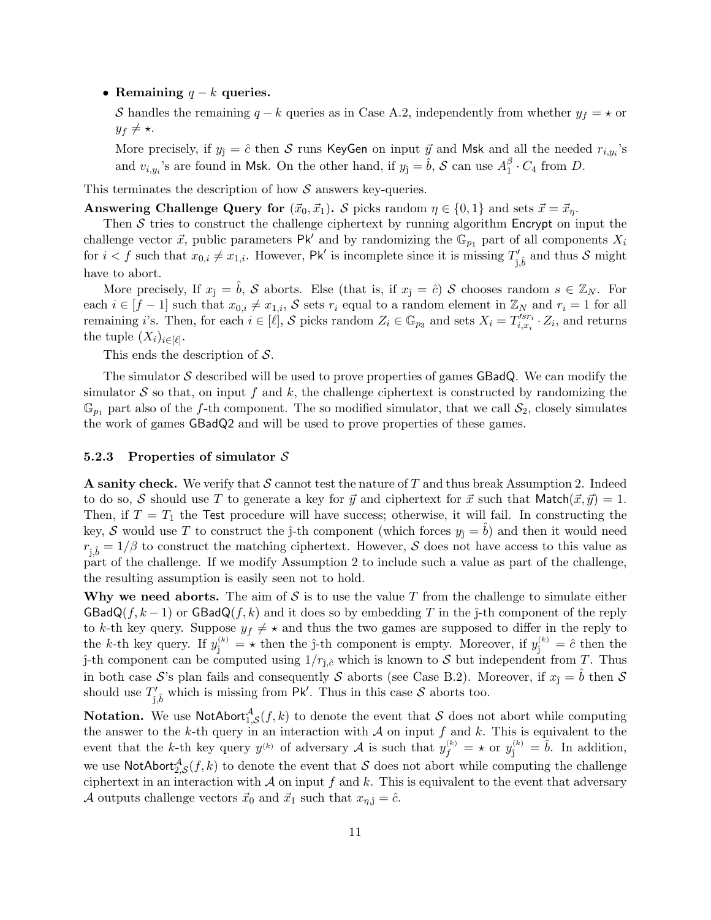- **Remaining $q - k$ queries.**

  $\mathcal{S}$ handles the remaining $q - k$ queries as in Case A.2, independently from whether $y_f = \star$ or $y_f \neq \star$.

  More precisely, if $y_{\hat{\jmath}} = \hat{c}$ then $\mathcal{S}$ runs $\mathsf{KeyGen}$ on input $\vec{y}$ and $\mathsf{Msk}$ and all the needed $r_{i,y_i}$'s and $v_{i,y_i}$'s are found in $\mathsf{Msk}$. On the other hand, if $y_{\hat{\jmath}} = \hat{b}$, $\mathcal{S}$ can use $A_1^{\beta} \cdot C_4$ from $D$.

This terminates the description of how $\mathcal{S}$ answers key-queries.

**Answering Challenge Query for $(\vec{x}_0, \vec{x}_1)$.** $\mathcal{S}$ picks random $\eta \in \{0, 1\}$ and sets $\vec{x} = \vec{x}_\eta$.

Then $\mathcal{S}$ tries to construct the challenge ciphertext by running algorithm $\mathsf{Encrypt}$ on input the challenge vector $\vec{x}$, public parameters $\mathsf{Pk}'$ and by randomizing the $\mathbb{G}_{p_1}$ part of all components $X_i$ for $i < f$ such that $x_{0,i} \neq x_{1,i}$. However, $\mathsf{Pk}'$ is incomplete since it is missing $T'_{\hat{\jmath},\hat{b}}$ and thus $\mathcal{S}$ might have to abort.

More precisely, If $x_{\hat{\jmath}} = \hat{b}$, $\mathcal{S}$ aborts. Else (that is, if $x_{\hat{\jmath}} = \hat{c}$) $\mathcal{S}$ chooses random $s \in \mathbb{Z}_N$. For each $i \in [f-1]$ such that $x_{0,i} \neq x_{1,i}$, $\mathcal{S}$ sets $r_i$ equal to a random element in $\mathbb{Z}_N$ and $r_i = 1$ for all remaining $i$'s. Then, for each $i \in [\ell]$, $\mathcal{S}$ picks random $Z_i \in \mathbb{G}_{p_3}$ and sets $X_i = T_{i,x_i}'^{sr_i} \cdot Z_i$, and returns the tuple $(X_i)_{i\in[\ell]}$.

This ends the description of $\mathcal{S}$.

The simulator $\mathcal{S}$ described will be used to prove properties of games $\mathsf{GBadQ}$. We can modify the simulator $\mathcal{S}$ so that, on input $f$ and $k$, the challenge ciphertext is constructed by randomizing the $\mathbb{G}_{p_1}$ part also of the $f$-th component. The so modified simulator, that we call $\mathcal{S}_2$, closely simulates the work of games $\mathsf{GBadQ2}$ and will be used to prove properties of these games.

### 5.2.3 Properties of simulator $\mathcal{S}$

**A sanity check.** We verify that $\mathcal{S}$ cannot test the nature of $T$ and thus break Assumption 2. Indeed to do so, $\mathcal{S}$ should use $T$ to generate a key for $\vec{y}$ and ciphertext for $\vec{x}$ such that $\mathsf{Match}(\vec{x}, \vec{y}) = 1$. Then, if $T = T_1$ the $\mathsf{Test}$ procedure will have success; otherwise, it will fail. In constructing the key, $\mathcal{S}$ would use $T$ to construct the $\hat{\jmath}$-th component (which forces $y_{\hat{\jmath}} = \hat{b}$) and then it would need $r_{\hat{\jmath},\hat{b}} = 1/\beta$ to construct the matching ciphertext. However, $\mathcal{S}$ does not have access to this value as part of the challenge. If we modify Assumption 2 to include such a value as part of the challenge, the resulting assumption is easily seen not to hold.

**Why we need aborts.** The aim of $\mathcal{S}$ is to use the value $T$ from the challenge to simulate either $\mathsf{GBadQ}(f, k-1)$ or $\mathsf{GBadQ}(f, k)$ and it does so by embedding $T$ in the $\hat{\jmath}$-th component of the reply to $k$-th key query. Suppose $y_f \neq \star$ and thus the two games are supposed to differ in the reply to the $k$-th key query. If $y_{\hat{\jmath}}^{(k)} = \star$ then the $\hat{\jmath}$-th component is empty. Moreover, if $y_{\hat{\jmath}}^{(k)} = \hat{c}$ then the $\hat{\jmath}$-th component can be computed using $1/r_{\hat{\jmath},\hat{c}}$ which is known to $\mathcal{S}$ but independent from $T$. Thus in both case $\mathcal{S}$'s plan fails and consequently $\mathcal{S}$ aborts (see Case B.2). Moreover, if $x_{\hat{\jmath}} = \hat{b}$ then $\mathcal{S}$ should use $T'_{\hat{\jmath},\hat{b}}$ which is missing from $\mathsf{Pk}'$. Thus in this case $\mathcal{S}$ aborts too.

**Notation.** We use $\mathsf{NotAbort}_{1,\mathcal{S}}^{\mathcal{A}}(f, k)$ to denote the event that $\mathcal{S}$ does not abort while computing the answer to the $k$-th query in an interaction with $\mathcal{A}$ on input $f$ and $k$. This is equivalent to the event that the $k$-th key query $y^{(k)}$ of adversary $\mathcal{A}$ is such that $y_f^{(k)} = \star$ or $y_{\hat{\jmath}}^{(k)} = \hat{b}$. In addition, we use $\mathsf{NotAbort}_{2,\mathcal{S}}^{\mathcal{A}}(f, k)$ to denote the event that $\mathcal{S}$ does not abort while computing the challenge ciphertext in an interaction with $\mathcal{A}$ on input $f$ and $k$. This is equivalent to the event that adversary $\mathcal{A}$ outputs challenge vectors $\vec{x}_0$ and $\vec{x}_1$ such that $x_{\eta,\hat{\jmath}} = \hat{c}$.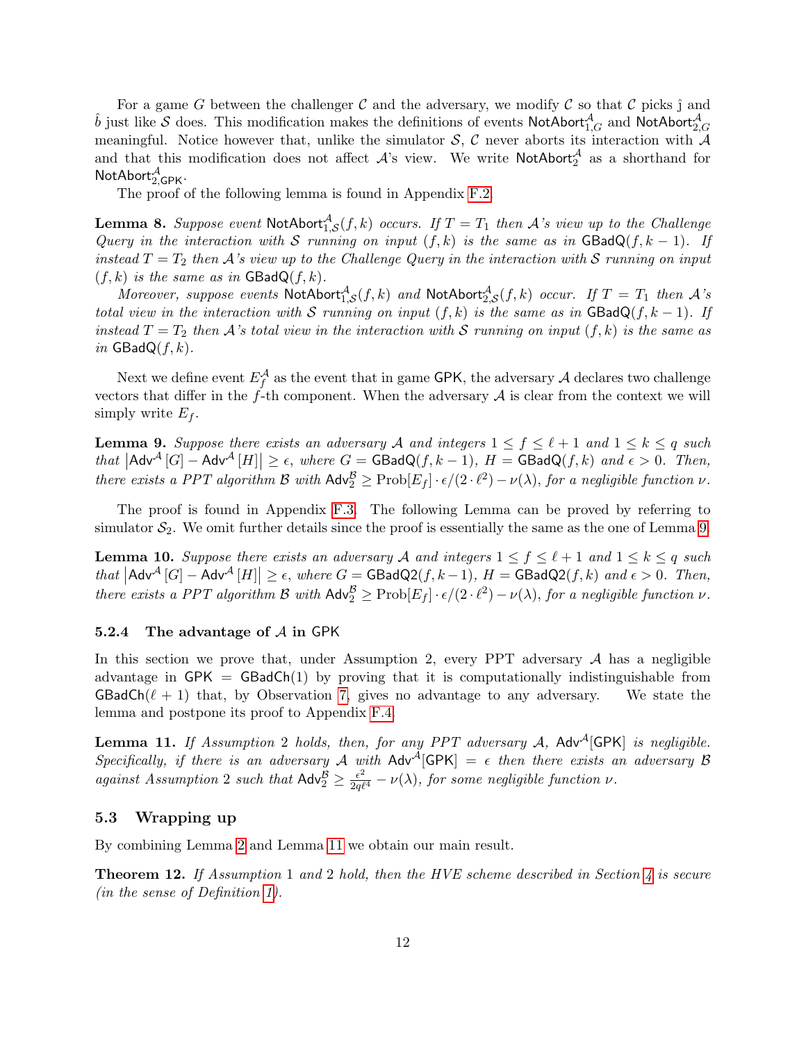For a game $G$ between the challenger $\mathcal{C}$ and the adversary, we modify $\mathcal{C}$ so that $\mathcal{C}$ picks $\hat{\jmath}$ and $\hat{b}$ just like $\mathcal{S}$ does. This modification makes the definitions of events $\mathsf{NotAbort}^{\mathcal{A}}_{1,G}$ and $\mathsf{NotAbort}^{\mathcal{A}}_{2,G}$ meaningful. Notice however that, unlike the simulator $\mathcal{S}$, $\mathcal{C}$ never aborts its interaction with $\mathcal{A}$ and that this modification does not affect $\mathcal{A}$'s view. We write $\mathsf{NotAbort}^{\mathcal{A}}_{2}$ as a shorthand for $\mathsf{NotAbort}^{\mathcal{A}}_{2,\mathsf{GPK}}$.

The proof of the following lemma is found in Appendix F.2.

**Lemma 8.** *Suppose event $\mathsf{NotAbort}^{\mathcal{A}}_{1,\mathcal{S}}(f,k)$ occurs. If $T = T_1$ then $\mathcal{A}$'s view up to the Challenge Query in the interaction with $\mathcal{S}$ running on input $(f,k)$ is the same as in $\mathsf{GBadQ}(f,k-1)$. If instead $T = T_2$ then $\mathcal{A}$'s view up to the Challenge Query in the interaction with $\mathcal{S}$ running on input $(f,k)$ is the same as in $\mathsf{GBadQ}(f,k)$.*

*Moreover, suppose events $\mathsf{NotAbort}^{\mathcal{A}}_{1,\mathcal{S}}(f,k)$ and $\mathsf{NotAbort}^{\mathcal{A}}_{2,\mathcal{S}}(f,k)$ occur. If $T = T_1$ then $\mathcal{A}$'s total view in the interaction with $\mathcal{S}$ running on input $(f,k)$ is the same as in $\mathsf{GBadQ}(f,k-1)$. If instead $T = T_2$ then $\mathcal{A}$'s total view in the interaction with $\mathcal{S}$ running on input $(f,k)$ is the same as in $\mathsf{GBadQ}(f,k)$.*

Next we define event $E^{\mathcal{A}}_f$ as the event that in game $\mathsf{GPK}$, the adversary $\mathcal{A}$ declares two challenge vectors that differ in the $f$-th component. When the adversary $\mathcal{A}$ is clear from the context we will simply write $E_f$.

**Lemma 9.** *Suppose there exists an adversary $\mathcal{A}$ and integers $1 \le f \le \ell+1$ and $1 \le k \le q$ such that $\left|\mathsf{Adv}^{\mathcal{A}}[G] - \mathsf{Adv}^{\mathcal{A}}[H]\right| \ge \epsilon$, where $G = \mathsf{GBadQ}(f,k-1)$, $H = \mathsf{GBadQ}(f,k)$ and $\epsilon > 0$. Then, there exists a PPT algorithm $\mathcal{B}$ with $\mathsf{Adv}^{\mathcal{B}}_2 \ge \mathrm{Prob}[E_f] \cdot \epsilon/(2\cdot\ell^2) - \nu(\lambda)$, for a negligible function $\nu$.*

The proof is found in Appendix F.3. The following Lemma can be proved by referring to simulator $\mathcal{S}_2$. We omit further details since the proof is essentially the same as the one of Lemma 9.

**Lemma 10.** *Suppose there exists an adversary $\mathcal{A}$ and integers $1 \le f \le \ell+1$ and $1 \le k \le q$ such that $\left|\mathsf{Adv}^{\mathcal{A}}[G] - \mathsf{Adv}^{\mathcal{A}}[H]\right| \ge \epsilon$, where $G = \mathsf{GBadQ2}(f,k-1)$, $H = \mathsf{GBadQ2}(f,k)$ and $\epsilon > 0$. Then, there exists a PPT algorithm $\mathcal{B}$ with $\mathsf{Adv}^{\mathcal{B}}_2 \ge \mathrm{Prob}[E_f] \cdot \epsilon/(2\cdot\ell^2) - \nu(\lambda)$, for a negligible function $\nu$.*

### 5.2.4 The advantage of $\mathcal{A}$ in GPK

In this section we prove that, under Assumption 2, every PPT adversary $\mathcal{A}$ has a negligible advantage in $\mathsf{GPK} = \mathsf{GBadCh}(1)$ by proving that it is computationally indistinguishable from $\mathsf{GBadCh}(\ell+1)$ that, by Observation 7, gives no advantage to any adversary. We state the lemma and postpone its proof to Appendix F.4.

**Lemma 11.** *If Assumption 2 holds, then, for any PPT adversary $\mathcal{A}$, $\mathsf{Adv}^{\mathcal{A}}[\mathsf{GPK}]$ is negligible. Specifically, if there is an adversary $\mathcal{A}$ with $\mathsf{Adv}^{\mathcal{A}}[\mathsf{GPK}] = \epsilon$ then there exists an adversary $\mathcal{B}$ against Assumption 2 such that $\mathsf{Adv}^{\mathcal{B}}_2 \ge \frac{\epsilon^2}{2q\ell^4} - \nu(\lambda)$, for some negligible function $\nu$.*

## 5.3 Wrapping up

By combining Lemma 2 and Lemma 11 we obtain our main result.

**Theorem 12.** *If Assumption 1 and 2 hold, then the HVE scheme described in Section 4 is secure (in the sense of Definition 1).*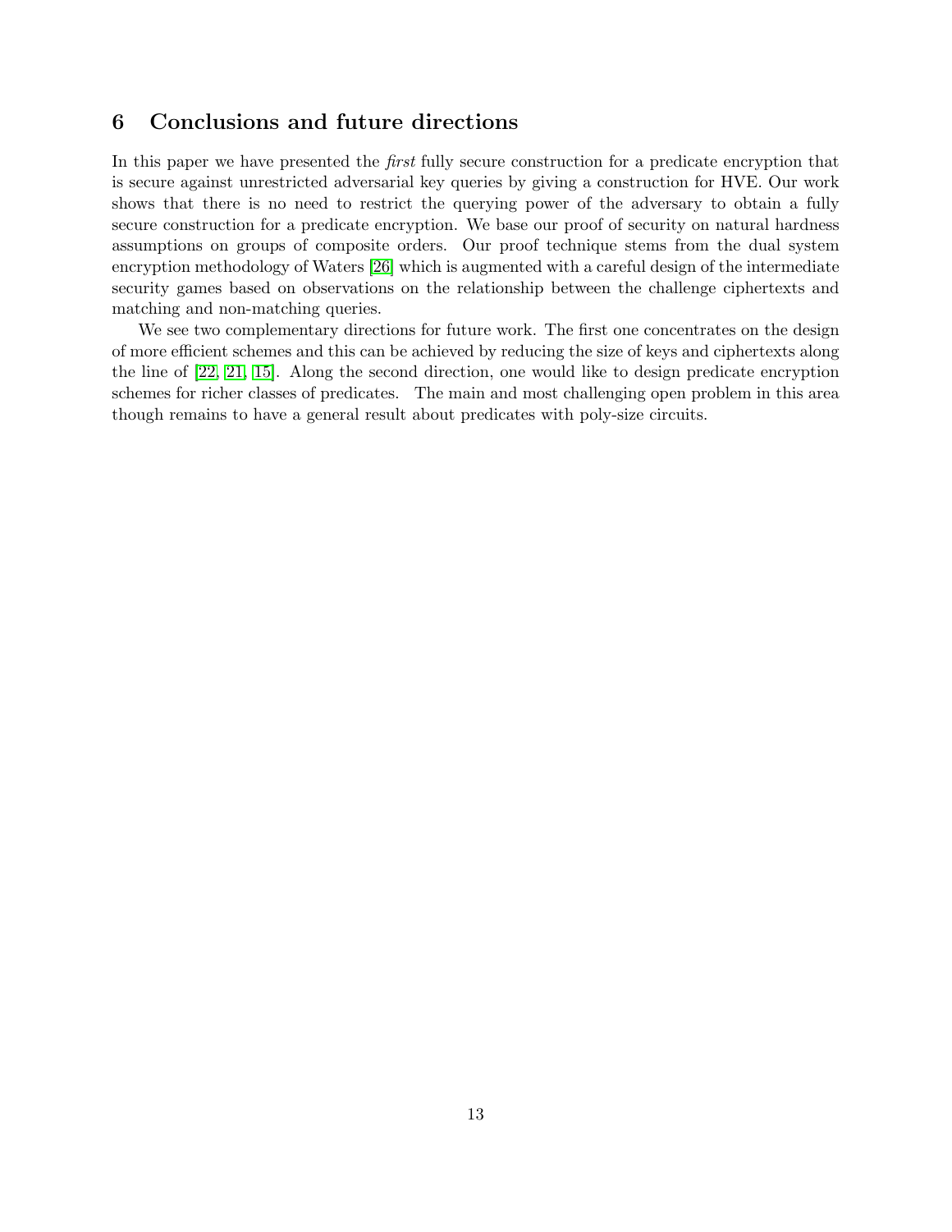## 6 Conclusions and future directions

In this paper we have presented the *first* fully secure construction for a predicate encryption that is secure against unrestricted adversarial key queries by giving a construction for HVE. Our work shows that there is no need to restrict the querying power of the adversary to obtain a fully secure construction for a predicate encryption. We base our proof of security on natural hardness assumptions on groups of composite orders. Our proof technique stems from the dual system encryption methodology of Waters [26] which is augmented with a careful design of the intermediate security games based on observations on the relationship between the challenge ciphertexts and matching and non-matching queries.

We see two complementary directions for future work. The first one concentrates on the design of more efficient schemes and this can be achieved by reducing the size of keys and ciphertexts along the line of [22, 21, 15]. Along the second direction, one would like to design predicate encryption schemes for richer classes of predicates. The main and most challenging open problem in this area though remains to have a general result about predicates with poly-size circuits.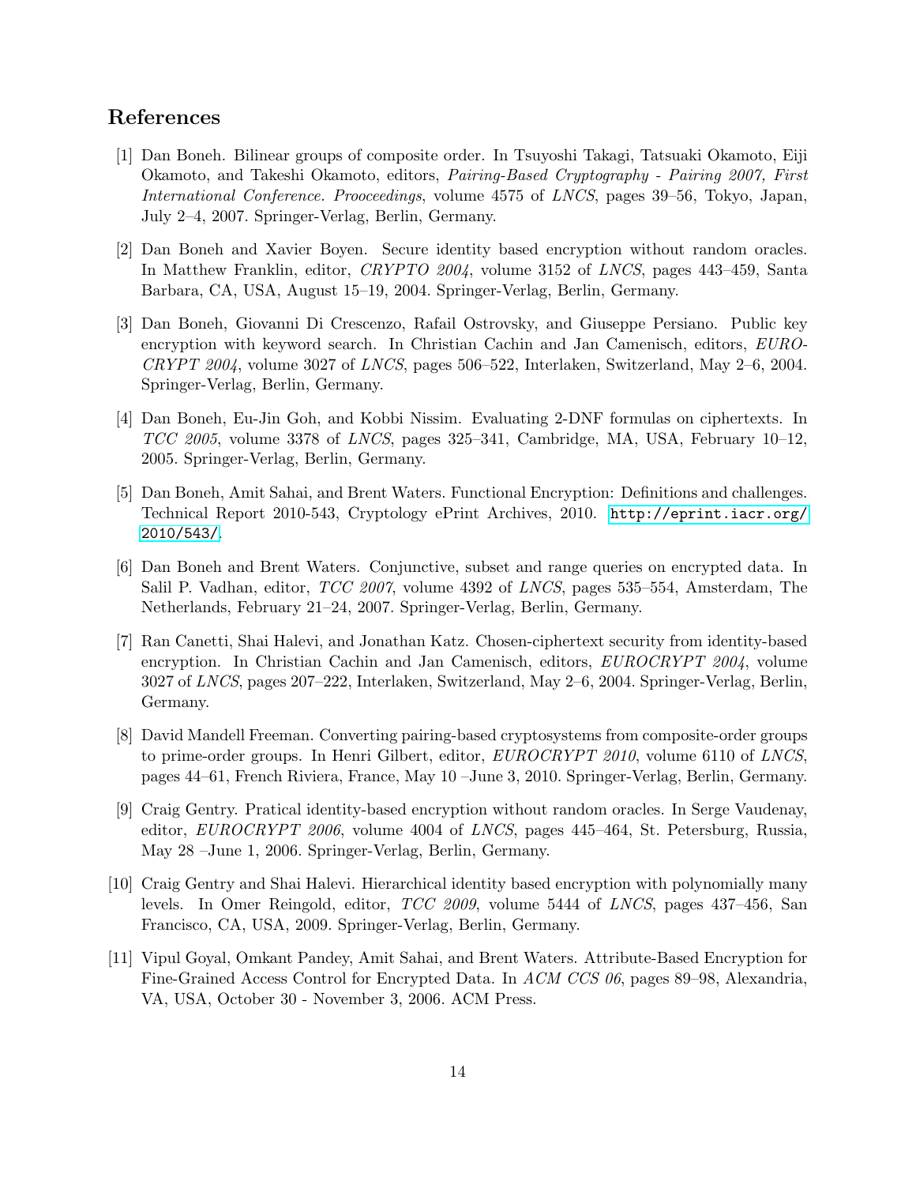## References

[1] Dan Boneh. Bilinear groups of composite order. In Tsuyoshi Takagi, Tatsuaki Okamoto, Eiji Okamoto, and Takeshi Okamoto, editors, *Pairing-Based Cryptography - Pairing 2007, First International Conference. Prooceedings*, volume 4575 of *LNCS*, pages 39–56, Tokyo, Japan, July 2–4, 2007. Springer-Verlag, Berlin, Germany.

[2] Dan Boneh and Xavier Boyen. Secure identity based encryption without random oracles. In Matthew Franklin, editor, *CRYPTO 2004*, volume 3152 of *LNCS*, pages 443–459, Santa Barbara, CA, USA, August 15–19, 2004. Springer-Verlag, Berlin, Germany.

[3] Dan Boneh, Giovanni Di Crescenzo, Rafail Ostrovsky, and Giuseppe Persiano. Public key encryption with keyword search. In Christian Cachin and Jan Camenisch, editors, *EUROCRYPT 2004*, volume 3027 of *LNCS*, pages 506–522, Interlaken, Switzerland, May 2–6, 2004. Springer-Verlag, Berlin, Germany.

[4] Dan Boneh, Eu-Jin Goh, and Kobbi Nissim. Evaluating 2-DNF formulas on ciphertexts. In *TCC 2005*, volume 3378 of *LNCS*, pages 325–341, Cambridge, MA, USA, February 10–12, 2005. Springer-Verlag, Berlin, Germany.

[5] Dan Boneh, Amit Sahai, and Brent Waters. Functional Encryption: Definitions and challenges. Technical Report 2010-543, Cryptology ePrint Archives, 2010. http://eprint.iacr.org/2010/543/.

[6] Dan Boneh and Brent Waters. Conjunctive, subset and range queries on encrypted data. In Salil P. Vadhan, editor, *TCC 2007*, volume 4392 of *LNCS*, pages 535–554, Amsterdam, The Netherlands, February 21–24, 2007. Springer-Verlag, Berlin, Germany.

[7] Ran Canetti, Shai Halevi, and Jonathan Katz. Chosen-ciphertext security from identity-based encryption. In Christian Cachin and Jan Camenisch, editors, *EUROCRYPT 2004*, volume 3027 of *LNCS*, pages 207–222, Interlaken, Switzerland, May 2–6, 2004. Springer-Verlag, Berlin, Germany.

[8] David Mandell Freeman. Converting pairing-based cryptosystems from composite-order groups to prime-order groups. In Henri Gilbert, editor, *EUROCRYPT 2010*, volume 6110 of *LNCS*, pages 44–61, French Riviera, France, May 10 –June 3, 2010. Springer-Verlag, Berlin, Germany.

[9] Craig Gentry. Pratical identity-based encryption without random oracles. In Serge Vaudenay, editor, *EUROCRYPT 2006*, volume 4004 of *LNCS*, pages 445–464, St. Petersburg, Russia, May 28 –June 1, 2006. Springer-Verlag, Berlin, Germany.

[10] Craig Gentry and Shai Halevi. Hierarchical identity based encryption with polynomially many levels. In Omer Reingold, editor, *TCC 2009*, volume 5444 of *LNCS*, pages 437–456, San Francisco, CA, USA, 2009. Springer-Verlag, Berlin, Germany.

[11] Vipul Goyal, Omkant Pandey, Amit Sahai, and Brent Waters. Attribute-Based Encryption for Fine-Grained Access Control for Encrypted Data. In *ACM CCS 06*, pages 89–98, Alexandria, VA, USA, October 30 - November 3, 2006. ACM Press.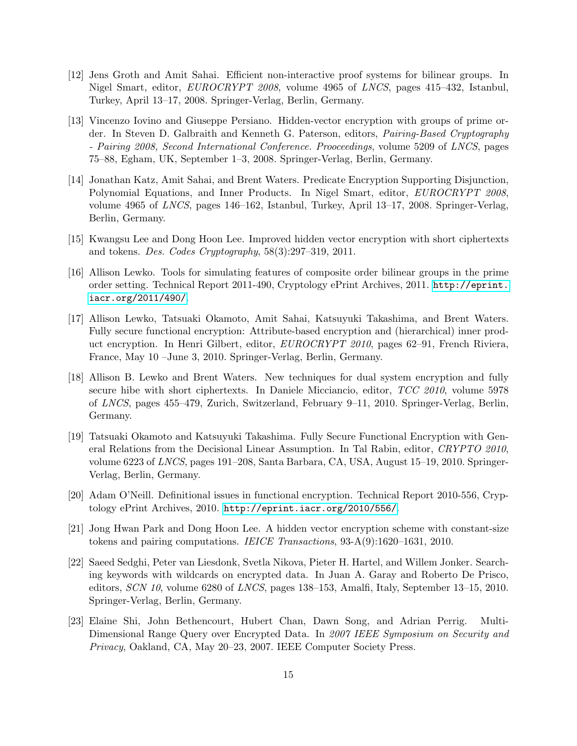[12] Jens Groth and Amit Sahai. Efficient non-interactive proof systems for bilinear groups. In Nigel Smart, editor, *EUROCRYPT 2008*, volume 4965 of *LNCS*, pages 415–432, Istanbul, Turkey, April 13–17, 2008. Springer-Verlag, Berlin, Germany.

[13] Vincenzo Iovino and Giuseppe Persiano. Hidden-vector encryption with groups of prime order. In Steven D. Galbraith and Kenneth G. Paterson, editors, *Pairing-Based Cryptography - Pairing 2008, Second International Conference. Prooceedings*, volume 5209 of *LNCS*, pages 75–88, Egham, UK, September 1–3, 2008. Springer-Verlag, Berlin, Germany.

[14] Jonathan Katz, Amit Sahai, and Brent Waters. Predicate Encryption Supporting Disjunction, Polynomial Equations, and Inner Products. In Nigel Smart, editor, *EUROCRYPT 2008*, volume 4965 of *LNCS*, pages 146–162, Istanbul, Turkey, April 13–17, 2008. Springer-Verlag, Berlin, Germany.

[15] Kwangsu Lee and Dong Hoon Lee. Improved hidden vector encryption with short ciphertexts and tokens. *Des. Codes Cryptography*, 58(3):297–319, 2011.

[16] Allison Lewko. Tools for simulating features of composite order bilinear groups in the prime order setting. Technical Report 2011-490, Cryptology ePrint Archives, 2011. http://eprint.iacr.org/2011/490/.

[17] Allison Lewko, Tatsuaki Okamoto, Amit Sahai, Katsuyuki Takashima, and Brent Waters. Fully secure functional encryption: Attribute-based encryption and (hierarchical) inner product encryption. In Henri Gilbert, editor, *EUROCRYPT 2010*, pages 62–91, French Riviera, France, May 10 –June 3, 2010. Springer-Verlag, Berlin, Germany.

[18] Allison B. Lewko and Brent Waters. New techniques for dual system encryption and fully secure hibe with short ciphertexts. In Daniele Micciancio, editor, *TCC 2010*, volume 5978 of *LNCS*, pages 455–479, Zurich, Switzerland, February 9–11, 2010. Springer-Verlag, Berlin, Germany.

[19] Tatsuaki Okamoto and Katsuyuki Takashima. Fully Secure Functional Encryption with General Relations from the Decisional Linear Assumption. In Tal Rabin, editor, *CRYPTO 2010*, volume 6223 of *LNCS*, pages 191–208, Santa Barbara, CA, USA, August 15–19, 2010. Springer-Verlag, Berlin, Germany.

[20] Adam O'Neill. Definitional issues in functional encryption. Technical Report 2010-556, Cryptology ePrint Archives, 2010. http://eprint.iacr.org/2010/556/.

[21] Jong Hwan Park and Dong Hoon Lee. A hidden vector encryption scheme with constant-size tokens and pairing computations. *IEICE Transactions*, 93-A(9):1620–1631, 2010.

[22] Saeed Sedghi, Peter van Liesdonk, Svetla Nikova, Pieter H. Hartel, and Willem Jonker. Searching keywords with wildcards on encrypted data. In Juan A. Garay and Roberto De Prisco, editors, *SCN 10*, volume 6280 of *LNCS*, pages 138–153, Amalfi, Italy, September 13–15, 2010. Springer-Verlag, Berlin, Germany.

[23] Elaine Shi, John Bethencourt, Hubert Chan, Dawn Song, and Adrian Perrig. Multi-Dimensional Range Query over Encrypted Data. In *2007 IEEE Symposium on Security and Privacy*, Oakland, CA, May 20–23, 2007. IEEE Computer Society Press.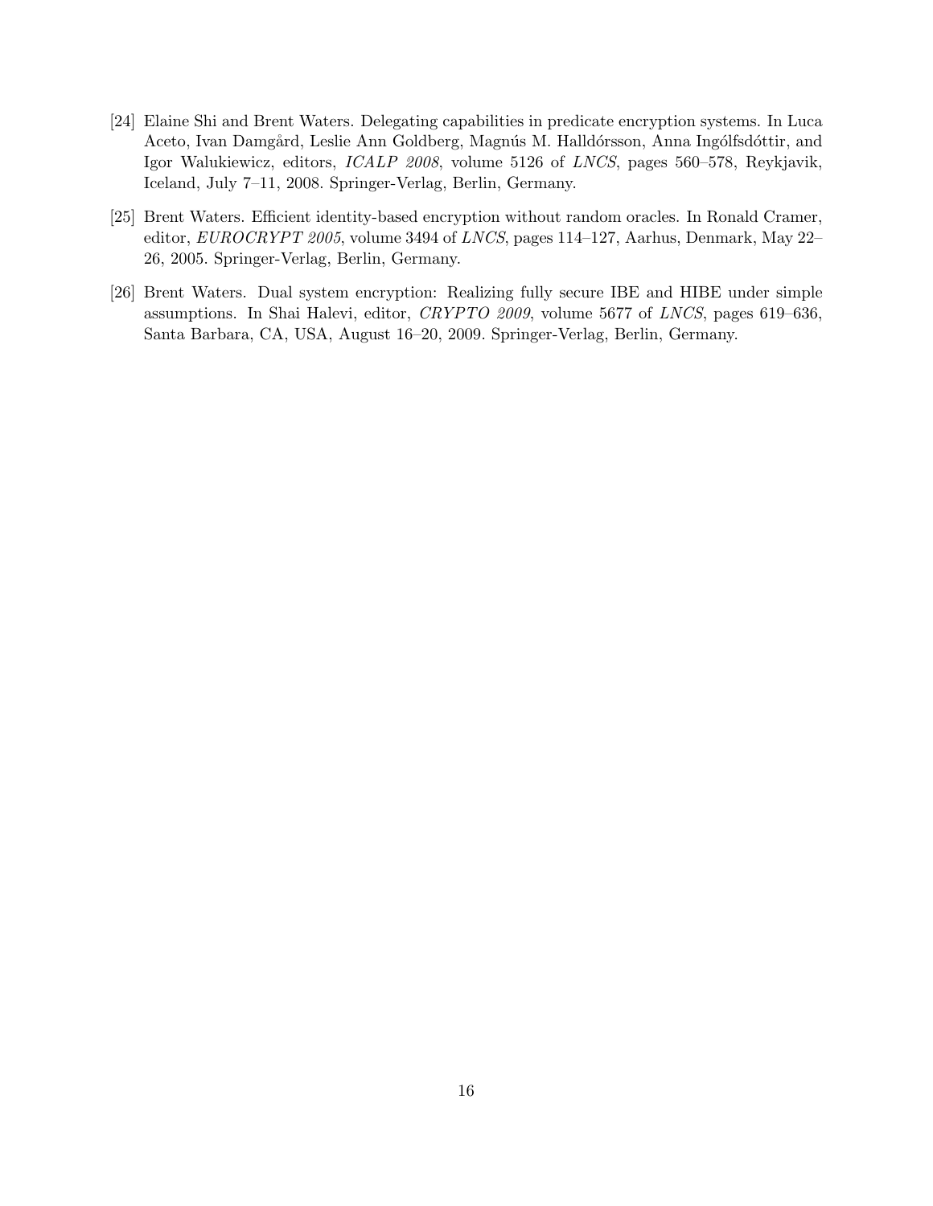[24] Elaine Shi and Brent Waters. Delegating capabilities in predicate encryption systems. In Luca Aceto, Ivan Damgård, Leslie Ann Goldberg, Magnús M. Halldórsson, Anna Ingólfsdóttir, and Igor Walukiewicz, editors, *ICALP 2008*, volume 5126 of *LNCS*, pages 560–578, Reykjavik, Iceland, July 7–11, 2008. Springer-Verlag, Berlin, Germany.

[25] Brent Waters. Efficient identity-based encryption without random oracles. In Ronald Cramer, editor, *EUROCRYPT 2005*, volume 3494 of *LNCS*, pages 114–127, Aarhus, Denmark, May 22–26, 2005. Springer-Verlag, Berlin, Germany.

[26] Brent Waters. Dual system encryption: Realizing fully secure IBE and HIBE under simple assumptions. In Shai Halevi, editor, *CRYPTO 2009*, volume 5677 of *LNCS*, pages 619–636, Santa Barbara, CA, USA, August 16–20, 2009. Springer-Verlag, Berlin, Germany.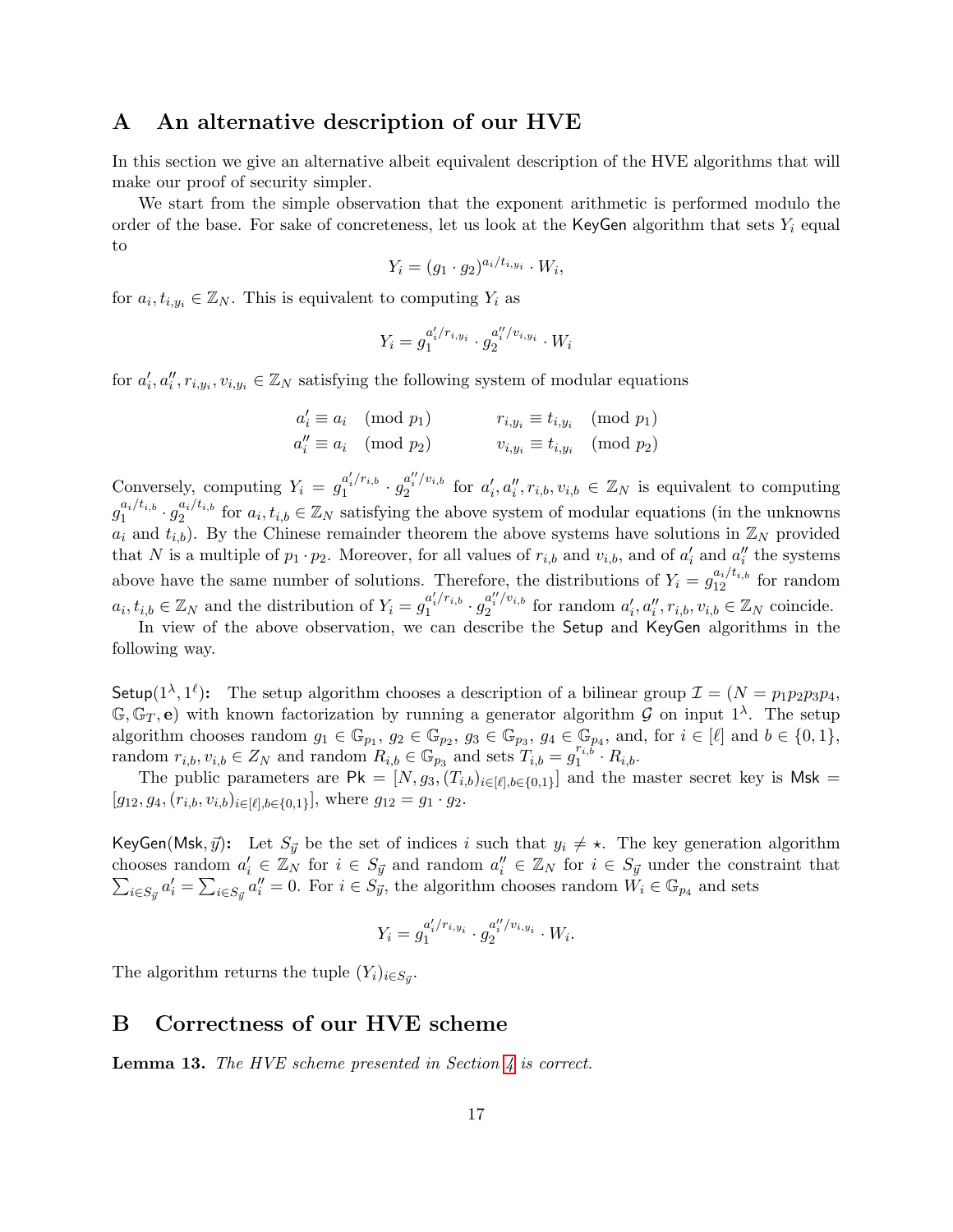## A An alternative description of our HVE

In this section we give an alternative albeit equivalent description of the HVE algorithms that will make our proof of security simpler.

We start from the simple observation that the exponent arithmetic is performed modulo the order of the base. For sake of concreteness, let us look at the KeyGen algorithm that sets $Y_i$ equal to

$$Y_i = (g_1 \cdot g_2)^{a_i/t_{i,y_i}} \cdot W_i,$$

for $a_i, t_{i,y_i} \in \mathbb{Z}_N$. This is equivalent to computing $Y_i$ as

$$Y_i = g_1^{a_i'/r_{i,y_i}} \cdot g_2^{a_i''/v_{i,y_i}} \cdot W_i$$

for $a_i', a_i'', r_{i,y_i}, v_{i,y_i} \in \mathbb{Z}_N$ satisfying the following system of modular equations

$$\begin{aligned} a_i' &\equiv a_i \pmod{p_1} \qquad & r_{i,y_i} &\equiv t_{i,y_i} \pmod{p_1} \\ a_i'' &\equiv a_i \pmod{p_2} \qquad & v_{i,y_i} &\equiv t_{i,y_i} \pmod{p_2} \end{aligned}$$

Conversely, computing $Y_i = g_1^{a_i'/r_{i,b}} \cdot g_2^{a_i''/v_{i,b}}$ for $a_i', a_i'', r_{i,b}, v_{i,b} \in \mathbb{Z}_N$ is equivalent to computing $g_1^{a_i/t_{i,b}} \cdot g_2^{a_i/t_{i,b}}$ for $a_i, t_{i,b} \in \mathbb{Z}_N$ satisfying the above system of modular equations (in the unknowns $a_i$ and $t_{i,b}$). By the Chinese remainder theorem the above systems have solutions in $\mathbb{Z}_N$ provided that $N$ is a multiple of $p_1 \cdot p_2$. Moreover, for all values of $r_{i,b}$ and $v_{i,b}$, and of $a_i'$ and $a_i''$ the systems above have the same number of solutions. Therefore, the distributions of $Y_i = g_{12}^{a_i/t_{i,b}}$ for random $a_i, t_{i,b} \in \mathbb{Z}_N$ and the distribution of $Y_i = g_1^{a_i'/r_{i,b}} \cdot g_2^{a_i''/v_{i,b}}$ for random $a_i', a_i'', r_{i,b}, v_{i,b} \in \mathbb{Z}_N$ coincide.

In view of the above observation, we can describe the Setup and KeyGen algorithms in the following way.

**Setup($1^\lambda, 1^\ell$):** The setup algorithm chooses a description of a bilinear group $\mathcal{I} = (N = p_1p_2p_3p_4, \mathbb{G}, \mathbb{G}_T, \mathbf{e})$ with known factorization by running a generator algorithm $\mathcal{G}$ on input $1^\lambda$. The setup algorithm chooses random $g_1 \in \mathbb{G}_{p_1}$, $g_2 \in \mathbb{G}_{p_2}$, $g_3 \in \mathbb{G}_{p_3}$, $g_4 \in \mathbb{G}_{p_4}$, and, for $i \in [\ell]$ and $b \in \{0,1\}$, random $r_{i,b}, v_{i,b} \in Z_N$ and random $R_{i,b} \in \mathbb{G}_{p_3}$ and sets $T_{i,b} = g_1^{r_{i,b}} \cdot R_{i,b}$.

The public parameters are $\mathsf{Pk} = [N, g_3, (T_{i,b})_{i\in[\ell], b\in\{0,1\}}]$ and the master secret key is $\mathsf{Msk} = [g_{12}, g_4, (r_{i,b}, v_{i,b})_{i\in[\ell], b\in\{0,1\}}]$, where $g_{12} = g_1 \cdot g_2$.

**KeyGen(Msk, $\vec{y}$):** Let $S_{\vec{y}}$ be the set of indices $i$ such that $y_i \neq \star$. The key generation algorithm chooses random $a_i' \in \mathbb{Z}_N$ for $i \in S_{\vec{y}}$ and random $a_i'' \in \mathbb{Z}_N$ for $i \in S_{\vec{y}}$ under the constraint that $\sum_{i\in S_{\vec{y}}} a_i' = \sum_{i\in S_{\vec{y}}} a_i'' = 0$. For $i \in S_{\vec{y}}$, the algorithm chooses random $W_i \in \mathbb{G}_{p_4}$ and sets

$$Y_i = g_1^{a_i'/r_{i,y_i}} \cdot g_2^{a_i''/v_{i,y_i}} \cdot W_i.$$

The algorithm returns the tuple $(Y_i)_{i\in S_{\vec{y}}}$.

## B Correctness of our HVE scheme

**Lemma 13.** *The HVE scheme presented in Section 4 is correct.*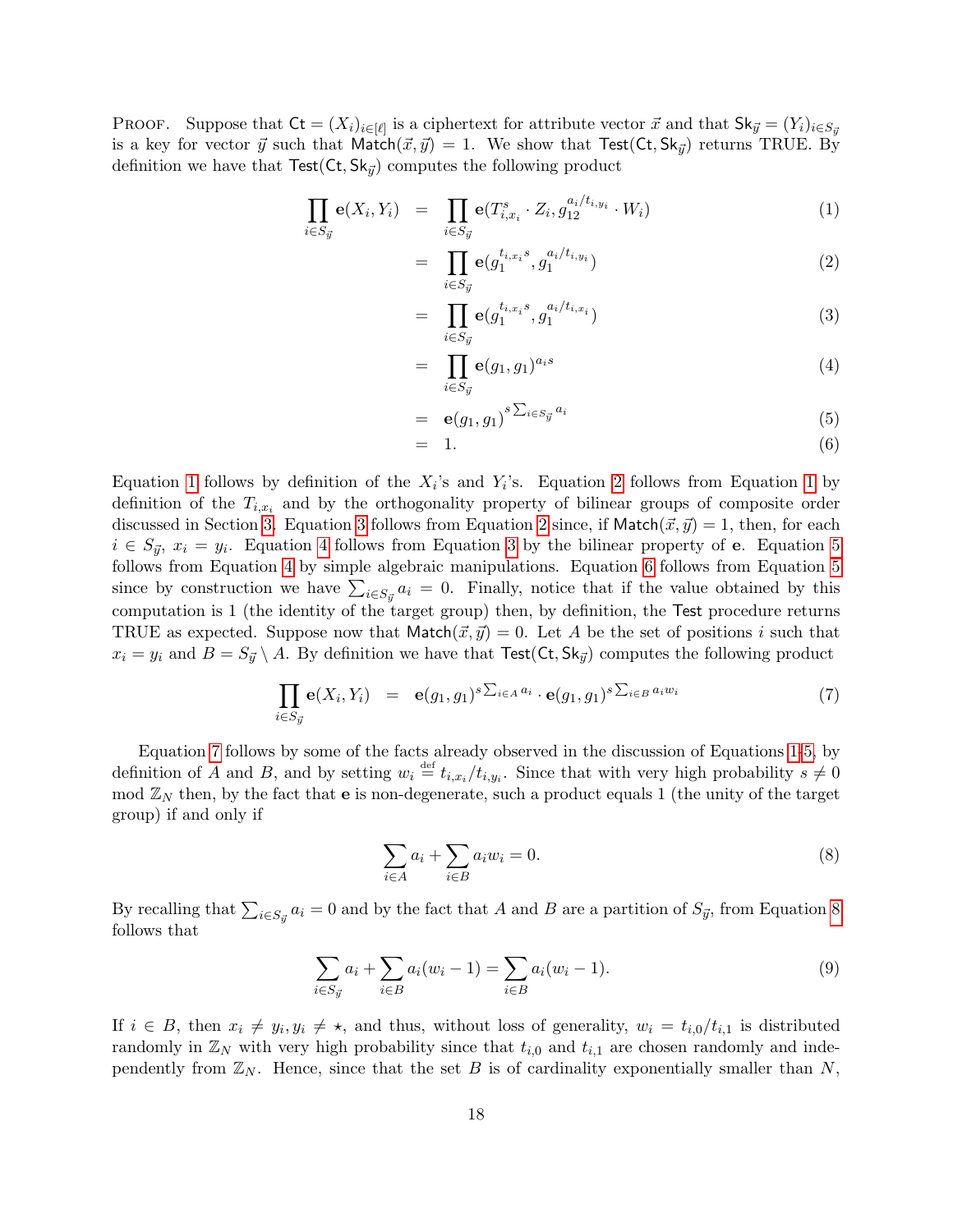Proof. Suppose that $\mathsf{Ct} = (X_i)_{i\in[\ell]}$ is a ciphertext for attribute vector $\vec{x}$ and that $\mathsf{Sk}_{\vec{y}} = (Y_i)_{i\in S_{\vec{y}}}$ is a key for vector $\vec{y}$ such that $\mathsf{Match}(\vec{x},\vec{y}) = 1$. We show that $\mathsf{Test}(\mathsf{Ct},\mathsf{Sk}_{\vec{y}})$ returns TRUE. By definition we have that $\mathsf{Test}(\mathsf{Ct},\mathsf{Sk}_{\vec{y}})$ computes the following product

$$
\begin{aligned}
\prod_{i\in S_{\vec{y}}} \mathbf{e}(X_i, Y_i) &= \prod_{i\in S_{\vec{y}}} \mathbf{e}(T_{i,x_i}^s \cdot Z_i, g_{12}^{a_i/t_{i,y_i}} \cdot W_i) && (1)\\
&= \prod_{i\in S_{\vec{y}}} \mathbf{e}(g_1^{t_{i,x_i}s}, g_1^{a_i/t_{i,y_i}}) && (2)\\
&= \prod_{i\in S_{\vec{y}}} \mathbf{e}(g_1^{t_{i,x_i}s}, g_1^{a_i/t_{i,x_i}}) && (3)\\
&= \prod_{i\in S_{\vec{y}}} \mathbf{e}(g_1, g_1)^{a_i s} && (4)\\
&= \mathbf{e}(g_1, g_1)^{s\sum_{i\in S_{\vec{y}}} a_i} && (5)\\
&= 1. && (6)
\end{aligned}
$$

Equation 1 follows by definition of the $X_i$'s and $Y_i$'s. Equation 2 follows from Equation 1 by definition of the $T_{i,x_i}$ and by the orthogonality property of bilinear groups of composite order discussed in Section 3. Equation 3 follows from Equation 2 since, if $\mathsf{Match}(\vec{x},\vec{y}) = 1$, then, for each $i \in S_{\vec{y}}$, $x_i = y_i$. Equation 4 follows from Equation 3 by the bilinear property of $\mathbf{e}$. Equation 5 follows from Equation 4 by simple algebraic manipulations. Equation 6 follows from Equation 5 since by construction we have $\sum_{i\in S_{\vec{y}}} a_i = 0$. Finally, notice that if the value obtained by this computation is 1 (the identity of the target group) then, by definition, the $\mathsf{Test}$ procedure returns TRUE as expected. Suppose now that $\mathsf{Match}(\vec{x},\vec{y}) = 0$. Let $A$ be the set of positions $i$ such that $x_i = y_i$ and $B = S_{\vec{y}} \setminus A$. By definition we have that $\mathsf{Test}(\mathsf{Ct},\mathsf{Sk}_{\vec{y}})$ computes the following product

$$
\prod_{i\in S_{\vec{y}}} \mathbf{e}(X_i, Y_i) \;=\; \mathbf{e}(g_1, g_1)^{s\sum_{i\in A} a_i} \cdot \mathbf{e}(g_1, g_1)^{s\sum_{i\in B} a_i w_i} \qquad (7)
$$

Equation 7 follows by some of the facts already observed in the discussion of Equations 1-5, by definition of $A$ and $B$, and by setting $w_i \stackrel{\text{def}}{=} t_{i,x_i}/t_{i,y_i}$. Since that with very high probability $s \neq 0$ mod $\mathbb{Z}_N$ then, by the fact that $\mathbf{e}$ is non-degenerate, such a product equals 1 (the unity of the target group) if and only if

$$
\sum_{i\in A} a_i + \sum_{i\in B} a_i w_i = 0. \qquad (8)
$$

By recalling that $\sum_{i\in S_{\vec{y}}} a_i = 0$ and by the fact that $A$ and $B$ are a partition of $S_{\vec{y}}$, from Equation 8 follows that

$$
\sum_{i\in S_{\vec{y}}} a_i + \sum_{i\in B} a_i(w_i - 1) = \sum_{i\in B} a_i(w_i - 1). \qquad (9)
$$

If $i \in B$, then $x_i \neq y_i, y_i \neq \star$, and thus, without loss of generality, $w_i = t_{i,0}/t_{i,1}$ is distributed randomly in $\mathbb{Z}_N$ with very high probability since that $t_{i,0}$ and $t_{i,1}$ are chosen randomly and independently from $\mathbb{Z}_N$. Hence, since that the set $B$ is of cardinality exponentially smaller than $N$,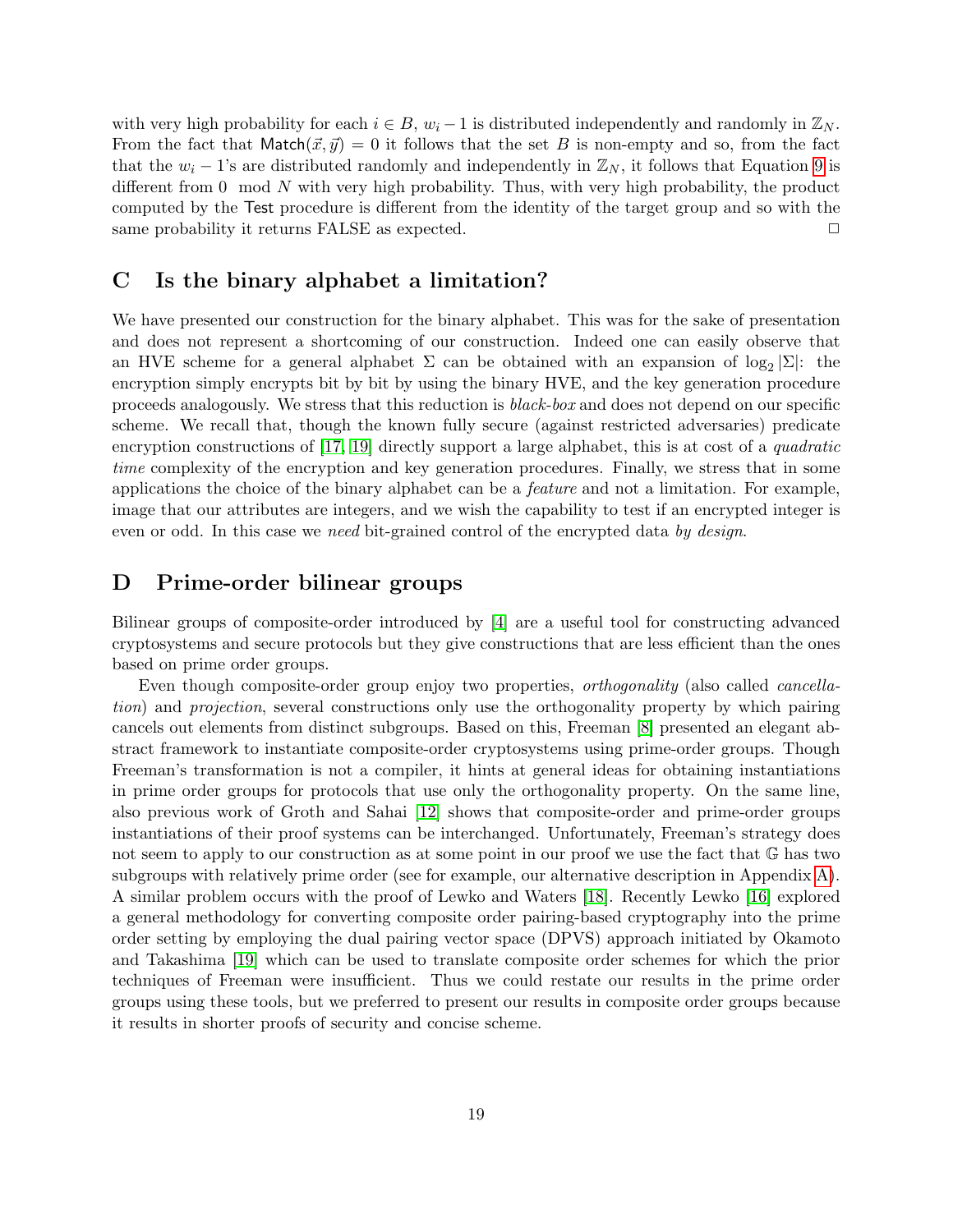with very high probability for each $i \in B$, $w_i - 1$ is distributed independently and randomly in $\mathbb{Z}_N$. From the fact that $\mathsf{Match}(\vec{x}, \vec{y}) = 0$ it follows that the set $B$ is non-empty and so, from the fact that the $w_i - 1$'s are distributed randomly and independently in $\mathbb{Z}_N$, it follows that Equation 9 is different from $0 \mod N$ with very high probability. Thus, with very high probability, the product computed by the $\mathsf{Test}$ procedure is different from the identity of the target group and so with the same probability it returns FALSE as expected. □

## C Is the binary alphabet a limitation?

We have presented our construction for the binary alphabet. This was for the sake of presentation and does not represent a shortcoming of our construction. Indeed one can easily observe that an HVE scheme for a general alphabet $\Sigma$ can be obtained with an expansion of $\log_2 |\Sigma|$: the encryption simply encrypts bit by bit by using the binary HVE, and the key generation procedure proceeds analogously. We stress that this reduction is *black-box* and does not depend on our specific scheme. We recall that, though the known fully secure (against restricted adversaries) predicate encryption constructions of [17, 19] directly support a large alphabet, this is at cost of a *quadratic time* complexity of the encryption and key generation procedures. Finally, we stress that in some applications the choice of the binary alphabet can be a *feature* and not a limitation. For example, image that our attributes are integers, and we wish the capability to test if an encrypted integer is even or odd. In this case we *need* bit-grained control of the encrypted data *by design*.

## D Prime-order bilinear groups

Bilinear groups of composite-order introduced by [4] are a useful tool for constructing advanced cryptosystems and secure protocols but they give constructions that are less efficient than the ones based on prime order groups.

Even though composite-order group enjoy two properties, *orthogonality* (also called *cancellation*) and *projection*, several constructions only use the orthogonality property by which pairing cancels out elements from distinct subgroups. Based on this, Freeman [8] presented an elegant abstract framework to instantiate composite-order cryptosystems using prime-order groups. Though Freeman's transformation is not a compiler, it hints at general ideas for obtaining instantiations in prime order groups for protocols that use only the orthogonality property. On the same line, also previous work of Groth and Sahai [12] shows that composite-order and prime-order groups instantiations of their proof systems can be interchanged. Unfortunately, Freeman's strategy does not seem to apply to our construction as at some point in our proof we use the fact that $\mathbb{G}$ has two subgroups with relatively prime order (see for example, our alternative description in Appendix A). A similar problem occurs with the proof of Lewko and Waters [18]. Recently Lewko [16] explored a general methodology for converting composite order pairing-based cryptography into the prime order setting by employing the dual pairing vector space (DPVS) approach initiated by Okamoto and Takashima [19] which can be used to translate composite order schemes for which the prior techniques of Freeman were insufficient. Thus we could restate our results in the prime order groups using these tools, but we preferred to present our results in composite order groups because it results in shorter proofs of security and concise scheme.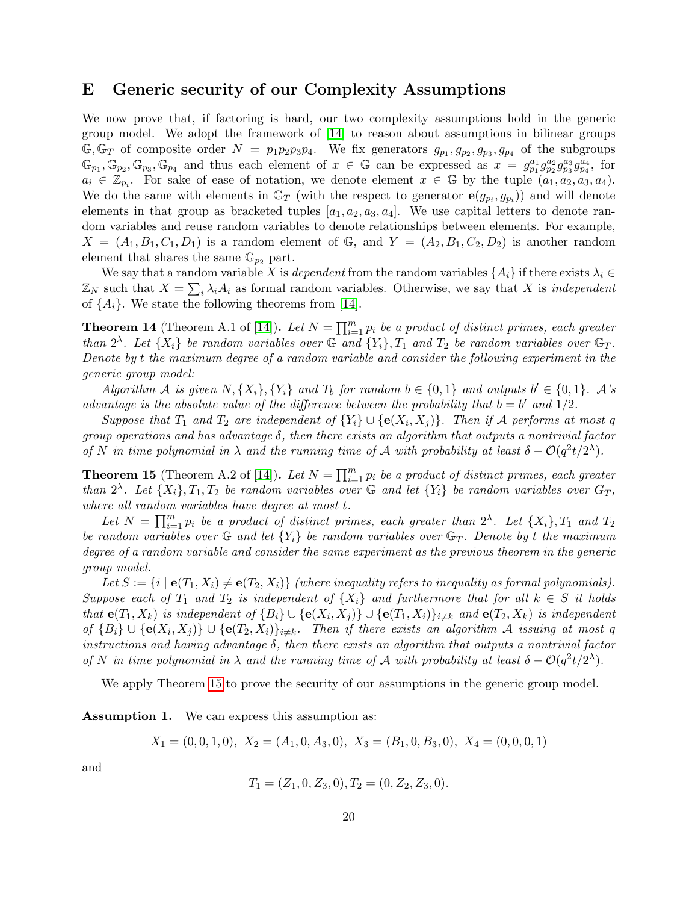# E Generic security of our Complexity Assumptions

We now prove that, if factoring is hard, our two complexity assumptions hold in the generic group model. We adopt the framework of [14] to reason about assumptions in bilinear groups $\mathbb{G}, \mathbb{G}_T$ of composite order $N = p_1 p_2 p_3 p_4$. We fix generators $g_{p_1}, g_{p_2}, g_{p_3}, g_{p_4}$ of the subgroups $\mathbb{G}_{p_1}, \mathbb{G}_{p_2}, \mathbb{G}_{p_3}, \mathbb{G}_{p_4}$ and thus each element of $x \in \mathbb{G}$ can be expressed as $x = g_{p_1}^{a_1} g_{p_2}^{a_2} g_{p_3}^{a_3} g_{p_4}^{a_4}$, for $a_i \in \mathbb{Z}_{p_i}$. For sake of ease of notation, we denote element $x \in \mathbb{G}$ by the tuple $(a_1, a_2, a_3, a_4)$. We do the same with elements in $\mathbb{G}_T$ (with the respect to generator $\mathbf{e}(g_{p_i}, g_{p_i})$) and will denote elements in that group as bracketed tuples $[a_1, a_2, a_3, a_4]$. We use capital letters to denote random variables and reuse random variables to denote relationships between elements. For example, $X = (A_1, B_1, C_1, D_1)$ is a random element of $\mathbb{G}$, and $Y = (A_2, B_1, C_2, D_2)$ is another random element that shares the same $\mathbb{G}_{p_2}$ part.

We say that a random variable $X$ is *dependent* from the random variables $\{A_i\}$ if there exists $\lambda_i \in \mathbb{Z}_N$ such that $X = \sum_i \lambda_i A_i$ as formal random variables. Otherwise, we say that $X$ is *independent* of $\{A_i\}$. We state the following theorems from [14].

**Theorem 14** (Theorem A.1 of [14]). *Let $N = \prod_{i=1}^m p_i$ be a product of distinct primes, each greater than $2^\lambda$. Let $\{X_i\}$ be random variables over $\mathbb{G}$ and $\{Y_i\}, T_1$ and $T_2$ be random variables over $\mathbb{G}_T$. Denote by $t$ the maximum degree of a random variable and consider the following experiment in the generic group model:*

*Algorithm $\mathcal{A}$ is given $N, \{X_i\}, \{Y_i\}$ and $T_b$ for random $b \in \{0, 1\}$ and outputs $b' \in \{0, 1\}$. $\mathcal{A}$'s advantage is the absolute value of the difference between the probability that $b = b'$ and $1/2$.*

*Suppose that $T_1$ and $T_2$ are independent of $\{Y_i\} \cup \{\mathbf{e}(X_i, X_j)\}$. Then if $\mathcal{A}$ performs at most $q$ group operations and has advantage $\delta$, then there exists an algorithm that outputs a nontrivial factor of $N$ in time polynomial in $\lambda$ and the running time of $\mathcal{A}$ with probability at least $\delta - \mathcal{O}(q^2 t / 2^\lambda)$.*

**Theorem 15** (Theorem A.2 of [14]). *Let $N = \prod_{i=1}^m p_i$ be a product of distinct primes, each greater than $2^\lambda$. Let $\{X_i\}, T_1, T_2$ be random variables over $\mathbb{G}$ and let $\{Y_i\}$ be random variables over $G_T$, where all random variables have degree at most $t$.*

*Let $N = \prod_{i=1}^m p_i$ be a product of distinct primes, each greater than $2^\lambda$. Let $\{X_i\}, T_1$ and $T_2$ be random variables over $\mathbb{G}$ and let $\{Y_i\}$ be random variables over $\mathbb{G}_T$. Denote by $t$ the maximum degree of a random variable and consider the same experiment as the previous theorem in the generic group model.*

*Let $S := \{i \mid \mathbf{e}(T_1, X_i) \neq \mathbf{e}(T_2, X_i)\}$ (where inequality refers to inequality as formal polynomials). Suppose each of $T_1$ and $T_2$ is independent of $\{X_i\}$ and furthermore that for all $k \in S$ it holds that $\mathbf{e}(T_1, X_k)$ is independent of $\{B_i\} \cup \{\mathbf{e}(X_i, X_j)\} \cup \{\mathbf{e}(T_1, X_i)\}_{i \neq k}$ and $\mathbf{e}(T_2, X_k)$ is independent of $\{B_i\} \cup \{\mathbf{e}(X_i, X_j)\} \cup \{\mathbf{e}(T_2, X_i)\}_{i \neq k}$. Then if there exists an algorithm $\mathcal{A}$ issuing at most $q$ instructions and having advantage $\delta$, then there exists an algorithm that outputs a nontrivial factor of $N$ in time polynomial in $\lambda$ and the running time of $\mathcal{A}$ with probability at least $\delta - \mathcal{O}(q^2 t / 2^\lambda)$.*

We apply Theorem 15 to prove the security of our assumptions in the generic group model.

**Assumption 1.** We can express this assumption as:

$$X_1 = (0, 0, 1, 0),\ X_2 = (A_1, 0, A_3, 0),\ X_3 = (B_1, 0, B_3, 0),\ X_4 = (0, 0, 0, 1)$$

and

$$T_1 = (Z_1, 0, Z_3, 0), T_2 = (0, Z_2, Z_3, 0).$$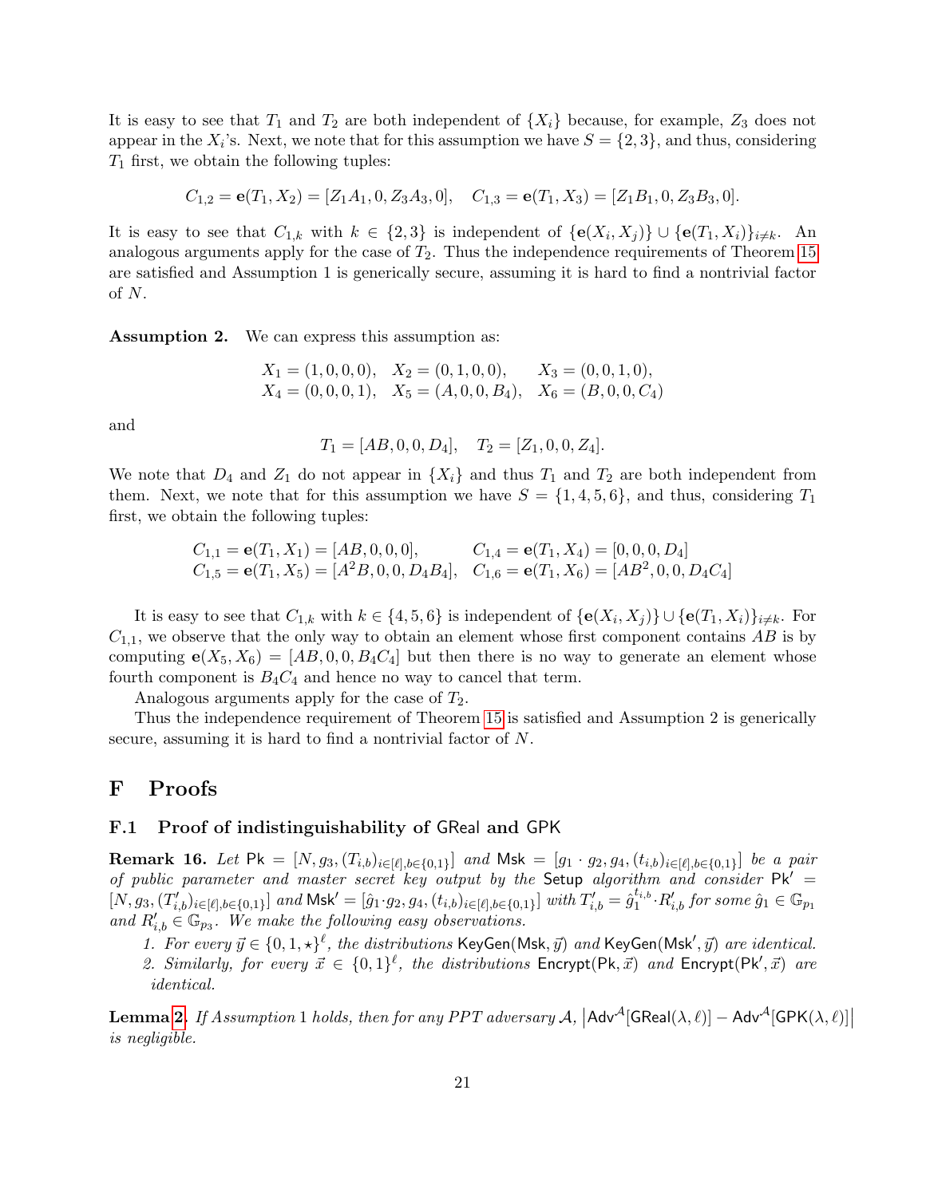It is easy to see that $T_1$ and $T_2$ are both independent of $\{X_i\}$ because, for example, $Z_3$ does not appear in the $X_i$'s. Next, we note that for this assumption we have $S = \{2, 3\}$, and thus, considering $T_1$ first, we obtain the following tuples:

$$C_{1,2} = \mathbf{e}(T_1, X_2) = [Z_1 A_1, 0, Z_3 A_3, 0], \quad C_{1,3} = \mathbf{e}(T_1, X_3) = [Z_1 B_1, 0, Z_3 B_3, 0].$$

It is easy to see that $C_{1,k}$ with $k \in \{2, 3\}$ is independent of $\{\mathbf{e}(X_i, X_j)\} \cup \{\mathbf{e}(T_1, X_i)\}_{i \neq k}$. An analogous arguments apply for the case of $T_2$. Thus the independence requirements of Theorem 15 are satisfied and Assumption 1 is generically secure, assuming it is hard to find a nontrivial factor of $N$.

**Assumption 2.** We can express this assumption as:

$$X_1 = (1, 0, 0, 0), \quad X_2 = (0, 1, 0, 0), \quad X_3 = (0, 0, 1, 0),$$
$$X_4 = (0, 0, 0, 1), \quad X_5 = (A, 0, 0, B_4), \quad X_6 = (B, 0, 0, C_4)$$

and

$$T_1 = [AB, 0, 0, D_4], \quad T_2 = [Z_1, 0, 0, Z_4].$$

We note that $D_4$ and $Z_1$ do not appear in $\{X_i\}$ and thus $T_1$ and $T_2$ are both independent from them. Next, we note that for this assumption we have $S = \{1, 4, 5, 6\}$, and thus, considering $T_1$ first, we obtain the following tuples:

$$C_{1,1} = \mathbf{e}(T_1, X_1) = [AB, 0, 0, 0], \qquad C_{1,4} = \mathbf{e}(T_1, X_4) = [0, 0, 0, D_4]$$
$$C_{1,5} = \mathbf{e}(T_1, X_5) = [A^2 B, 0, 0, D_4 B_4], \quad C_{1,6} = \mathbf{e}(T_1, X_6) = [AB^2, 0, 0, D_4 C_4]$$

It is easy to see that $C_{1,k}$ with $k \in \{4, 5, 6\}$ is independent of $\{\mathbf{e}(X_i, X_j)\} \cup \{\mathbf{e}(T_1, X_i)\}_{i \neq k}$. For $C_{1,1}$, we observe that the only way to obtain an element whose first component contains $AB$ is by computing $\mathbf{e}(X_5, X_6) = [AB, 0, 0, B_4 C_4]$ but then there is no way to generate an element whose fourth component is $B_4 C_4$ and hence no way to cancel that term.

Analogous arguments apply for the case of $T_2$.

Thus the independence requirement of Theorem 15 is satisfied and Assumption 2 is generically secure, assuming it is hard to find a nontrivial factor of $N$.

# F Proofs

## F.1 Proof of indistinguishability of GReal and GPK

**Remark 16.** *Let $\mathsf{Pk} = [N, g_3, (T_{i,b})_{i \in [\ell], b \in \{0,1\}}]$ and $\mathsf{Msk} = [g_1 \cdot g_2, g_4, (t_{i,b})_{i \in [\ell], b \in \{0,1\}}]$ be a pair of public parameter and master secret key output by the* Setup *algorithm and consider $\mathsf{Pk}' = [N, g_3, (T'_{i,b})_{i \in [\ell], b \in \{0,1\}}]$ and $\mathsf{Msk}' = [\hat{g}_1 \cdot g_2, g_4, (t_{i,b})_{i \in [\ell], b \in \{0,1\}}]$ with $T'_{i,b} = \hat{g}_1^{t_{i,b}} \cdot R'_{i,b}$ for some $\hat{g}_1 \in \mathbb{G}_{p_1}$ and $R'_{i,b} \in \mathbb{G}_{p_3}$. We make the following easy observations.*

1. *For every $\vec{y} \in \{0, 1, \star\}^\ell$, the distributions $\mathsf{KeyGen}(\mathsf{Msk}, \vec{y})$ and $\mathsf{KeyGen}(\mathsf{Msk}', \vec{y})$ are identical.*
2. *Similarly, for every $\vec{x} \in \{0, 1\}^\ell$, the distributions $\mathsf{Encrypt}(\mathsf{Pk}, \vec{x})$ and $\mathsf{Encrypt}(\mathsf{Pk}', \vec{x})$ are identical.*

**Lemma 2.** *If Assumption 1 holds, then for any PPT adversary $\mathcal{A}$, $\left|\mathsf{Adv}^{\mathcal{A}}[\mathsf{GReal}(\lambda, \ell)] - \mathsf{Adv}^{\mathcal{A}}[\mathsf{GPK}(\lambda, \ell)]\right|$ is negligible.*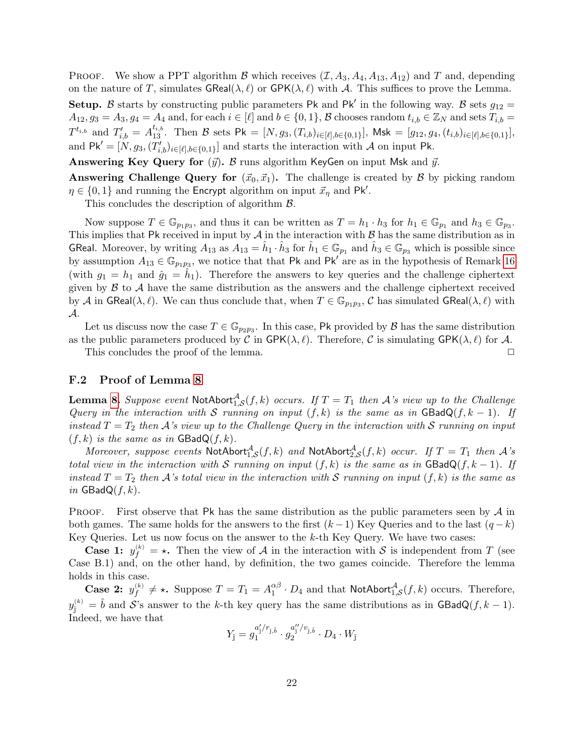PROOF. We show a PPT algorithm $\mathcal{B}$ which receives $(\mathcal{I}, A_3, A_4, A_{13}, A_{12})$ and $T$ and, depending on the nature of $T$, simulates $\mathsf{GReal}(\lambda, \ell)$ or $\mathsf{GPK}(\lambda, \ell)$ with $\mathcal{A}$. This suffices to prove the Lemma.

**Setup.** $\mathcal{B}$ starts by constructing public parameters $\mathsf{Pk}$ and $\mathsf{Pk}'$ in the following way. $\mathcal{B}$ sets $g_{12} = A_{12}, g_3 = A_3, g_4 = A_4$ and, for each $i \in [\ell]$ and $b \in \{0,1\}$, $\mathcal{B}$ chooses random $t_{i,b} \in \mathbb{Z}_N$ and sets $T_{i,b} = T^{t_{i,b}}$ and $T'_{i,b} = A_{13}^{t_{i,b}}$. Then $\mathcal{B}$ sets $\mathsf{Pk} = [N, g_3, (T_{i,b})_{i\in[\ell],b\in\{0,1\}}]$, $\mathsf{Msk} = [g_{12}, g_4, (t_{i,b})_{i\in[\ell],b\in\{0,1\}}]$, and $\mathsf{Pk}' = [N, g_3, (T'_{i,b})_{i\in[\ell],b\in\{0,1\}}]$ and starts the interaction with $\mathcal{A}$ on input $\mathsf{Pk}$.

**Answering Key Query for $(\vec{y})$.** $\mathcal{B}$ runs algorithm $\mathsf{KeyGen}$ on input $\mathsf{Msk}$ and $\vec{y}$.

**Answering Challenge Query for $(\vec{x}_0, \vec{x}_1)$.** The challenge is created by $\mathcal{B}$ by picking random $\eta \in \{0,1\}$ and running the $\mathsf{Encrypt}$ algorithm on input $\vec{x}_\eta$ and $\mathsf{Pk}'$.

This concludes the description of algorithm $\mathcal{B}$.

Now suppose $T \in \mathbb{G}_{p_1p_3}$, and thus it can be written as $T = h_1 \cdot h_3$ for $h_1 \in \mathbb{G}_{p_1}$ and $h_3 \in \mathbb{G}_{p_3}$. This implies that $\mathsf{Pk}$ received in input by $\mathcal{A}$ in the interaction with $\mathcal{B}$ has the same distribution as in $\mathsf{GReal}$. Moreover, by writing $A_{13}$ as $A_{13} = \hat{h}_1 \cdot \hat{h}_3$ for $\hat{h}_1 \in \mathbb{G}_{p_1}$ and $\hat{h}_3 \in \mathbb{G}_{p_3}$ which is possible since by assumption $A_{13} \in \mathbb{G}_{p_1p_3}$, we notice that that $\mathsf{Pk}$ and $\mathsf{Pk}'$ are as in the hypothesis of Remark 16 (with $g_1 = h_1$ and $\hat{g}_1 = \hat{h}_1$). Therefore the answers to key queries and the challenge ciphertext given by $\mathcal{B}$ to $\mathcal{A}$ have the same distribution as the answers and the challenge ciphertext received by $\mathcal{A}$ in $\mathsf{GReal}(\lambda, \ell)$. We can thus conclude that, when $T \in \mathbb{G}_{p_1p_3}$, $\mathcal{C}$ has simulated $\mathsf{GReal}(\lambda, \ell)$ with $\mathcal{A}$.

Let us discuss now the case $T \in \mathbb{G}_{p_2p_3}$. In this case, $\mathsf{Pk}$ provided by $\mathcal{B}$ has the same distribution as the public parameters produced by $\mathcal{C}$ in $\mathsf{GPK}(\lambda, \ell)$. Therefore, $\mathcal{C}$ is simulating $\mathsf{GPK}(\lambda, \ell)$ for $\mathcal{A}$.

This concludes the proof of the lemma. □

## F.2 Proof of Lemma 8

**Lemma 8.** *Suppose event $\mathsf{NotAbort}^{\mathcal{A}}_{1,\mathcal{S}}(f,k)$ occurs. If $T = T_1$ then $\mathcal{A}$'s view up to the Challenge Query in the interaction with $\mathcal{S}$ running on input $(f,k)$ is the same as in $\mathsf{GBadQ}(f, k-1)$. If instead $T = T_2$ then $\mathcal{A}$'s view up to the Challenge Query in the interaction with $\mathcal{S}$ running on input $(f,k)$ is the same as in $\mathsf{GBadQ}(f,k)$.*

*Moreover, suppose events $\mathsf{NotAbort}^{\mathcal{A}}_{1,\mathcal{S}}(f,k)$ and $\mathsf{NotAbort}^{\mathcal{A}}_{2,\mathcal{S}}(f,k)$ occur. If $T = T_1$ then $\mathcal{A}$'s total view in the interaction with $\mathcal{S}$ running on input $(f,k)$ is the same as in $\mathsf{GBadQ}(f,k-1)$. If instead $T = T_2$ then $\mathcal{A}$'s total view in the interaction with $\mathcal{S}$ running on input $(f,k)$ is the same as in $\mathsf{GBadQ}(f,k)$.*

PROOF. First observe that $\mathsf{Pk}$ has the same distribution as the public parameters seen by $\mathcal{A}$ in both games. The same holds for the answers to the first $(k-1)$ Key Queries and to the last $(q-k)$ Key Queries. Let us now focus on the answer to the $k$-th Key Query. We have two cases:

**Case 1:** $y_f^{(k)} = \star$**.** Then the view of $\mathcal{A}$ in the interaction with $\mathcal{S}$ is independent from $T$ (see Case B.1) and, on the other hand, by definition, the two games coincide. Therefore the lemma holds in this case.

**Case 2:** $y_f^{(k)} \neq \star$**.** Suppose $T = T_1 = A_1^{\alpha\beta} \cdot D_4$ and that $\mathsf{NotAbort}^{\mathcal{A}}_{1,\mathcal{S}}(f,k)$ occurs. Therefore, $y_{\hat{\jmath}}^{(k)} = \hat{b}$ and $\mathcal{S}$'s answer to the $k$-th key query has the same distributions as in $\mathsf{GBadQ}(f,k-1)$. Indeed, we have that

$$Y_{\hat{\jmath}} = g_1^{a'_{\hat{\jmath}}/r_{\hat{\jmath},\hat{b}}} \cdot g_2^{a''_{\hat{\jmath}}/v_{\hat{\jmath},\hat{b}}} \cdot D_4 \cdot W_{\hat{\jmath}}$$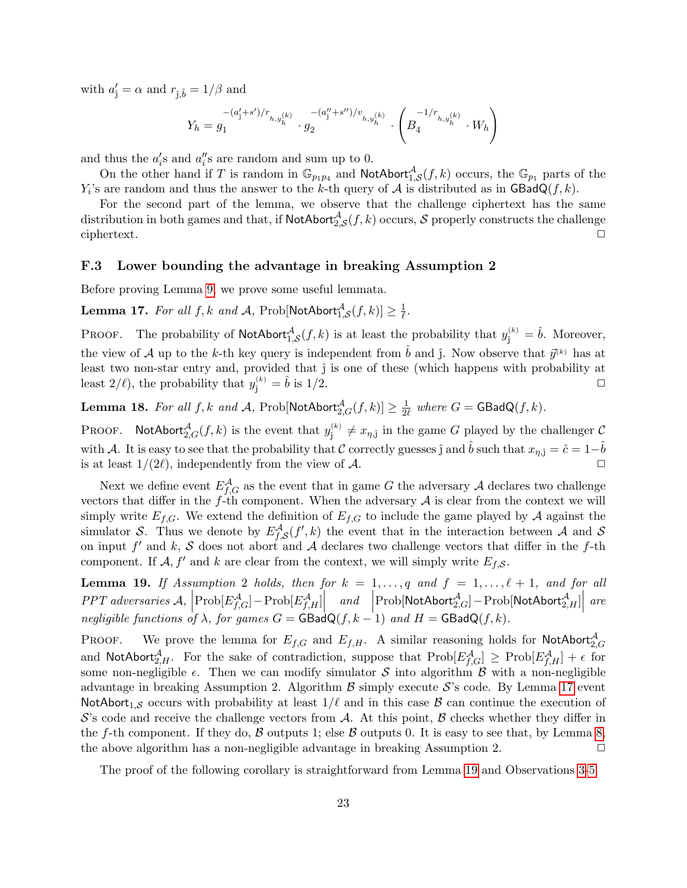with $a'_{\hat{\jmath}} = \alpha$ and $r_{\hat{\jmath},\hat{b}} = 1/\beta$ and

$$Y_h = g_1^{-(a'_{\hat{\jmath}}+s')/r_{h,y_h^{(k)}}} \cdot g_2^{-(a''_{\hat{\jmath}}+s'')/v_{h,y_h^{(k)}}} \cdot \left( B_4^{-1/r_{h,y_h^{(k)}}} \cdot W_h \right)$$

and thus the $a'_i$s and $a''_i$s are random and sum up to 0.

On the other hand if $T$ is random in $\mathbb{G}_{p_1p_4}$ and $\mathsf{NotAbort}^{\mathcal{A}}_{1,\mathcal{S}}(f,k)$ occurs, the $\mathbb{G}_{p_1}$ parts of the $Y_i$'s are random and thus the answer to the $k$-th query of $\mathcal{A}$ is distributed as in $\mathsf{GBadQ}(f,k)$.

For the second part of the lemma, we observe that the challenge ciphertext has the same distribution in both games and that, if $\mathsf{NotAbort}^{\mathcal{A}}_{2,\mathcal{S}}(f,k)$ occurs, $\mathcal{S}$ properly constructs the challenge ciphertext. □

### F.3 Lower bounding the advantage in breaking Assumption 2

Before proving Lemma 9, we prove some useful lemmata.

**Lemma 17.** *For all $f,k$ and $\mathcal{A}$, $\mathrm{Prob}[\mathsf{NotAbort}^{\mathcal{A}}_{1,\mathcal{S}}(f,k)] \geq \frac{1}{\ell}$.*

Proof. The probability of $\mathsf{NotAbort}^{\mathcal{A}}_{1,\mathcal{S}}(f,k)$ is at least the probability that $y^{(k)}_{\hat{\jmath}} = \hat{b}$. Moreover, the view of $\mathcal{A}$ up to the $k$-th key query is independent from $\hat{b}$ and $\hat{\jmath}$. Now observe that $\vec{y}^{(k)}$ has at least two non-star entry and, provided that $\hat{\jmath}$ is one of these (which happens with probability at least $2/\ell$), the probability that $y^{(k)}_{\hat{\jmath}} = \hat{b}$ is $1/2$. □

**Lemma 18.** *For all $f,k$ and $\mathcal{A}$, $\mathrm{Prob}[\mathsf{NotAbort}^{\mathcal{A}}_{2,G}(f,k)] \geq \frac{1}{2\ell}$ where $G = \mathsf{GBadQ}(f,k)$.*

Proof. $\mathsf{NotAbort}^{\mathcal{A}}_{2,G}(f,k)$ is the event that $y^{(k)}_{\hat{\jmath}} \neq x_{\eta\hat{\jmath}}$ in the game $G$ played by the challenger $\mathcal{C}$ with $\mathcal{A}$. It is easy to see that the probability that $\mathcal{C}$ correctly guesses $\hat{\jmath}$ and $\hat{b}$ such that $x_{\eta,\hat{\jmath}} = \hat{c} = 1-\hat{b}$ is at least $1/(2\ell)$, independently from the view of $\mathcal{A}$. □

Next we define event $E^{\mathcal{A}}_{f,G}$ as the event that in game $G$ the adversary $\mathcal{A}$ declares two challenge vectors that differ in the $f$-th component. When the adversary $\mathcal{A}$ is clear from the context we will simply write $E_{f,G}$. We extend the definition of $E_{f,G}$ to include the game played by $\mathcal{A}$ against the simulator $\mathcal{S}$. Thus we denote by $E^{\mathcal{A}}_{f,\mathcal{S}}(f',k)$ the event that in the interaction between $\mathcal{A}$ and $\mathcal{S}$ on input $f'$ and $k$, $\mathcal{S}$ does not abort and $\mathcal{A}$ declares two challenge vectors that differ in the $f$-th component. If $\mathcal{A}, f'$ and $k$ are clear from the context, we will simply write $E_{f,\mathcal{S}}$.

**Lemma 19.** *If Assumption 2 holds, then for $k = 1,\ldots,q$ and $f = 1,\ldots,\ell+1$, and for all PPT adversaries $\mathcal{A}$, $\left|\mathrm{Prob}[E^{\mathcal{A}}_{f,G}] - \mathrm{Prob}[E^{\mathcal{A}}_{f,H}]\right|$ and $\left|\mathrm{Prob}[\mathsf{NotAbort}^{\mathcal{A}}_{2,G}] - \mathrm{Prob}[\mathsf{NotAbort}^{\mathcal{A}}_{2,H}]\right|$ are negligible functions of $\lambda$, for games $G = \mathsf{GBadQ}(f,k-1)$ and $H = \mathsf{GBadQ}(f,k)$.*

Proof. We prove the lemma for $E_{f,G}$ and $E_{f,H}$. A similar reasoning holds for $\mathsf{NotAbort}^{\mathcal{A}}_{2,G}$ and $\mathsf{NotAbort}^{\mathcal{A}}_{2,H}$. For the sake of contradiction, suppose that $\mathrm{Prob}[E^{\mathcal{A}}_{f,G}] \geq \mathrm{Prob}[E^{\mathcal{A}}_{f,H}] + \epsilon$ for some non-negligible $\epsilon$. Then we can modify simulator $\mathcal{S}$ into algorithm $\mathcal{B}$ with a non-negligible advantage in breaking Assumption 2. Algorithm $\mathcal{B}$ simply execute $\mathcal{S}$'s code. By Lemma 17 event $\mathsf{NotAbort}_{1,\mathcal{S}}$ occurs with probability at least $1/\ell$ and in this case $\mathcal{B}$ can continue the execution of $\mathcal{S}$'s code and receive the challenge vectors from $\mathcal{A}$. At this point, $\mathcal{B}$ checks whether they differ in the $f$-th component. If they do, $\mathcal{B}$ outputs 1; else $\mathcal{B}$ outputs 0. It is easy to see that, by Lemma 8, the above algorithm has a non-negligible advantage in breaking Assumption 2. □

The proof of the following corollary is straightforward from Lemma 19 and Observations 3-5.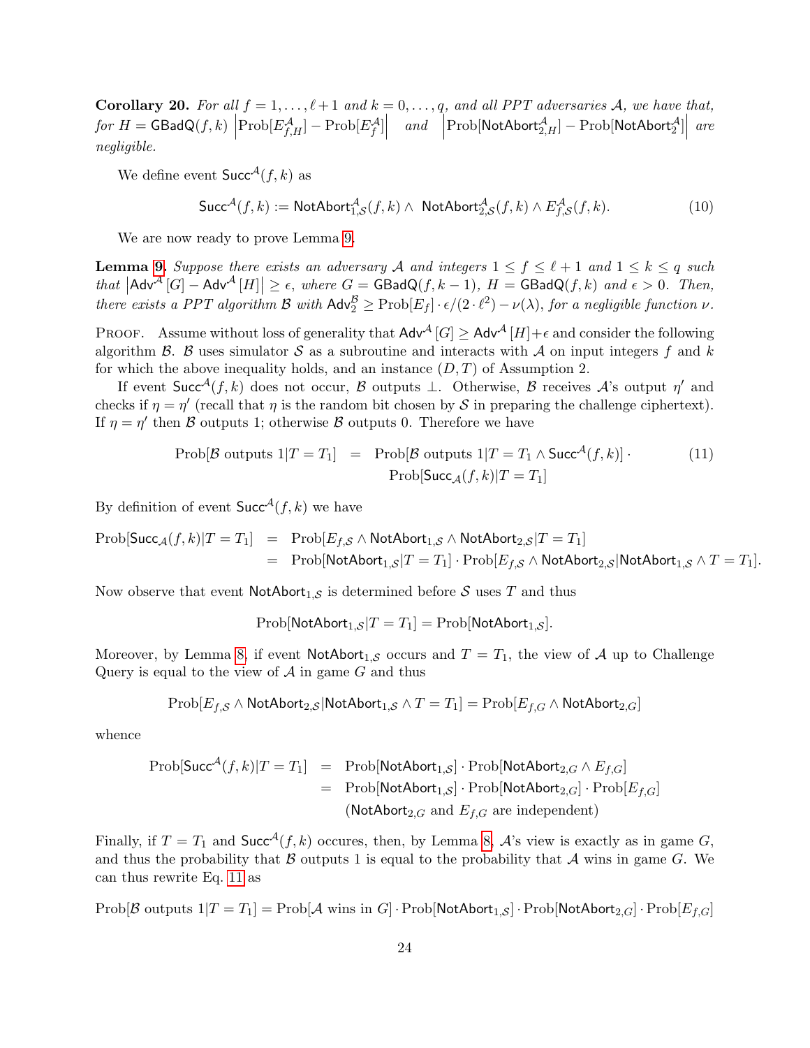**Corollary 20.** *For all $f = 1, \ldots, \ell+1$ and $k = 0, \ldots, q$, and all PPT adversaries $\mathcal{A}$, we have that, for $H = \mathsf{GBadQ}(f, k)$ $\left|\text{Prob}[E^{\mathcal{A}}_{f,H}] - \text{Prob}[E^{\mathcal{A}}_{f}]\right|$ and $\left|\text{Prob}[\mathsf{NotAbort}^{\mathcal{A}}_{2,H}] - \text{Prob}[\mathsf{NotAbort}^{\mathcal{A}}_{2}]\right|$ are negligible.*

We define event $\mathsf{Succ}^{\mathcal{A}}(f, k)$ as

$$\mathsf{Succ}^{\mathcal{A}}(f, k) := \mathsf{NotAbort}^{\mathcal{A}}_{1,\mathcal{S}}(f, k) \wedge \ \mathsf{NotAbort}^{\mathcal{A}}_{2,\mathcal{S}}(f, k) \wedge E^{\mathcal{A}}_{f,\mathcal{S}}(f, k). \tag{10}$$

We are now ready to prove Lemma 9.

**Lemma 9.** *Suppose there exists an adversary $\mathcal{A}$ and integers $1 \leq f \leq \ell + 1$ and $1 \leq k \leq q$ such that $\left|\mathsf{Adv}^{\mathcal{A}}[G] - \mathsf{Adv}^{\mathcal{A}}[H]\right| \geq \epsilon$, where $G = \mathsf{GBadQ}(f, k-1)$, $H = \mathsf{GBadQ}(f, k)$ and $\epsilon > 0$. Then, there exists a PPT algorithm $\mathcal{B}$ with $\mathsf{Adv}^{\mathcal{B}}_2 \geq \text{Prob}[E_f] \cdot \epsilon/(2 \cdot \ell^2) - \nu(\lambda)$, for a negligible function $\nu$.*

Proof. Assume without loss of generality that $\mathsf{Adv}^{\mathcal{A}}[G] \geq \mathsf{Adv}^{\mathcal{A}}[H] + \epsilon$ and consider the following algorithm $\mathcal{B}$. $\mathcal{B}$ uses simulator $\mathcal{S}$ as a subroutine and interacts with $\mathcal{A}$ on input integers $f$ and $k$ for which the above inequality holds, and an instance $(D, T)$ of Assumption 2.

If event $\mathsf{Succ}^{\mathcal{A}}(f, k)$ does not occur, $\mathcal{B}$ outputs $\perp$. Otherwise, $\mathcal{B}$ receives $\mathcal{A}$'s output $\eta'$ and checks if $\eta = \eta'$ (recall that $\eta$ is the random bit chosen by $\mathcal{S}$ in preparing the challenge ciphertext). If $\eta = \eta'$ then $\mathcal{B}$ outputs 1; otherwise $\mathcal{B}$ outputs 0. Therefore we have

$$\begin{aligned}\text{Prob}[\mathcal{B} \text{ outputs } 1 | T = T_1] &= \text{Prob}[\mathcal{B} \text{ outputs } 1 | T = T_1 \wedge \mathsf{Succ}^{\mathcal{A}}(f, k)] \cdot \\ &\quad\ \text{Prob}[\mathsf{Succ}_{\mathcal{A}}(f, k) | T = T_1]\end{aligned} \tag{11}$$

By definition of event $\mathsf{Succ}^{\mathcal{A}}(f, k)$ we have

$$\begin{aligned}\text{Prob}[\mathsf{Succ}_{\mathcal{A}}(f, k) | T = T_1] &= \text{Prob}[E_{f,\mathcal{S}} \wedge \mathsf{NotAbort}_{1,\mathcal{S}} \wedge \mathsf{NotAbort}_{2,\mathcal{S}} | T = T_1] \\ &= \text{Prob}[\mathsf{NotAbort}_{1,\mathcal{S}} | T = T_1] \cdot \text{Prob}[E_{f,\mathcal{S}} \wedge \mathsf{NotAbort}_{2,\mathcal{S}} | \mathsf{NotAbort}_{1,\mathcal{S}} \wedge T = T_1].\end{aligned}$$

Now observe that event $\mathsf{NotAbort}_{1,\mathcal{S}}$ is determined before $\mathcal{S}$ uses $T$ and thus

$$\text{Prob}[\mathsf{NotAbort}_{1,\mathcal{S}} | T = T_1] = \text{Prob}[\mathsf{NotAbort}_{1,\mathcal{S}}].$$

Moreover, by Lemma 8, if event $\mathsf{NotAbort}_{1,\mathcal{S}}$ occurs and $T = T_1$, the view of $\mathcal{A}$ up to Challenge Query is equal to the view of $\mathcal{A}$ in game $G$ and thus

$$\text{Prob}[E_{f,\mathcal{S}} \wedge \mathsf{NotAbort}_{2,\mathcal{S}} | \mathsf{NotAbort}_{1,\mathcal{S}} \wedge T = T_1] = \text{Prob}[E_{f,G} \wedge \mathsf{NotAbort}_{2,G}]$$

whence

$$\begin{aligned}\text{Prob}[\mathsf{Succ}^{\mathcal{A}}(f, k) | T = T_1] &= \text{Prob}[\mathsf{NotAbort}_{1,\mathcal{S}}] \cdot \text{Prob}[\mathsf{NotAbort}_{2,G} \wedge E_{f,G}] \\ &= \text{Prob}[\mathsf{NotAbort}_{1,\mathcal{S}}] \cdot \text{Prob}[\mathsf{NotAbort}_{2,G}] \cdot \text{Prob}[E_{f,G}] \\ &\quad\ (\mathsf{NotAbort}_{2,G} \text{ and } E_{f,G} \text{ are independent})\end{aligned}$$

Finally, if $T = T_1$ and $\mathsf{Succ}^{\mathcal{A}}(f, k)$ occures, then, by Lemma 8, $\mathcal{A}$'s view is exactly as in game $G$, and thus the probability that $\mathcal{B}$ outputs 1 is equal to the probability that $\mathcal{A}$ wins in game $G$. We can thus rewrite Eq. 11 as

$$\text{Prob}[\mathcal{B} \text{ outputs } 1 | T = T_1] = \text{Prob}[\mathcal{A} \text{ wins in } G] \cdot \text{Prob}[\mathsf{NotAbort}_{1,\mathcal{S}}] \cdot \text{Prob}[\mathsf{NotAbort}_{2,G}] \cdot \text{Prob}[E_{f,G}]$$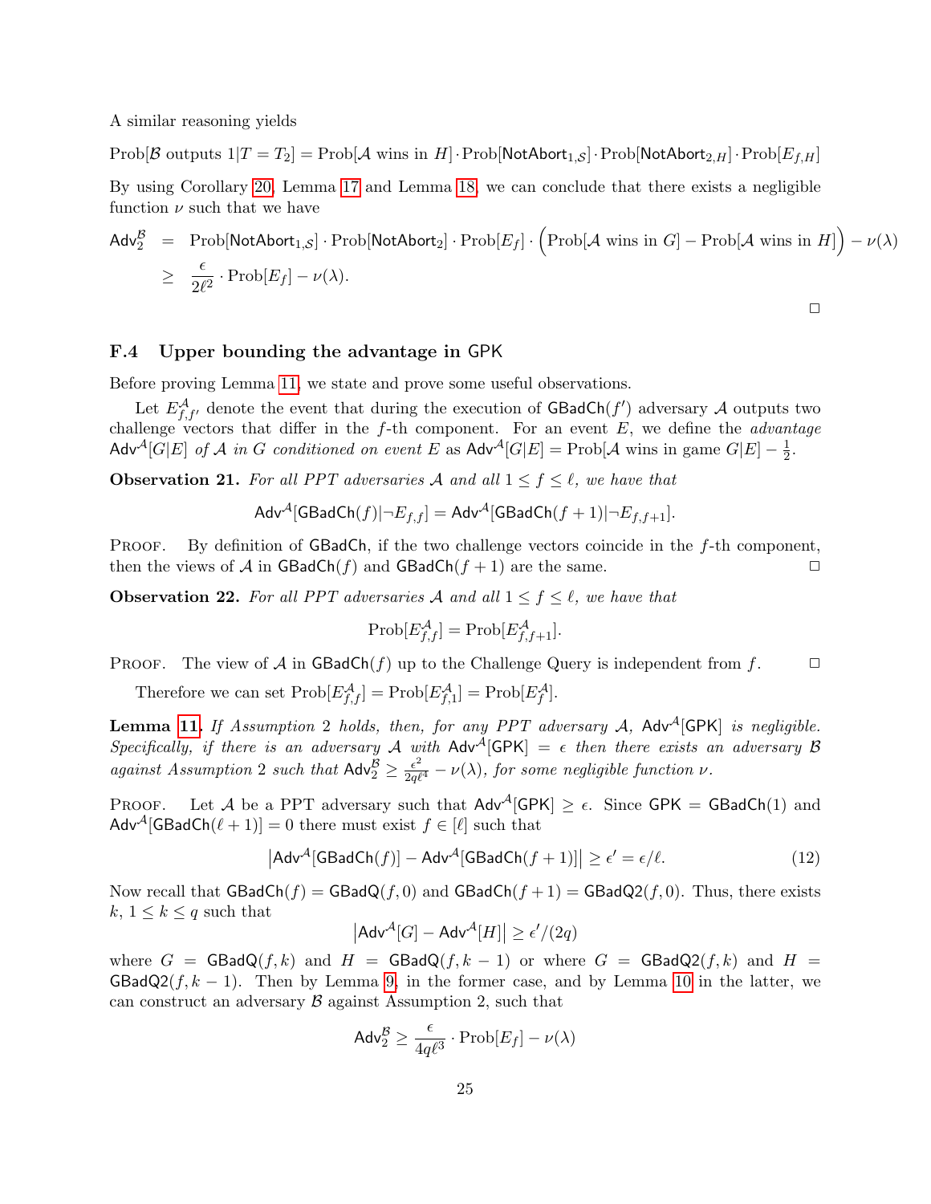A similar reasoning yields

$$\text{Prob}[\mathcal{B} \text{ outputs } 1|T = T_2] = \text{Prob}[\mathcal{A} \text{ wins in } H] \cdot \text{Prob}[\mathsf{NotAbort}_{1,\mathcal{S}}] \cdot \text{Prob}[\mathsf{NotAbort}_{2,H}] \cdot \text{Prob}[E_{f,H}]$$

By using Corollary 20, Lemma 17 and Lemma 18, we can conclude that there exists a negligible function $\nu$ such that we have

$$\begin{aligned}
\mathsf{Adv}_2^{\mathcal{B}} &= \text{Prob}[\mathsf{NotAbort}_{1,\mathcal{S}}] \cdot \text{Prob}[\mathsf{NotAbort}_2] \cdot \text{Prob}[E_f] \cdot \Big( \text{Prob}[\mathcal{A} \text{ wins in } G] - \text{Prob}[\mathcal{A} \text{ wins in } H] \Big) - \nu(\lambda) \\
&\geq \frac{\epsilon}{2\ell^2} \cdot \text{Prob}[E_f] - \nu(\lambda).
\end{aligned}$$

□

### F.4 Upper bounding the advantage in GPK

Before proving Lemma 11, we state and prove some useful observations.

Let $E^{\mathcal{A}}_{f,f'}$ denote the event that during the execution of $\mathsf{GBadCh}(f')$ adversary $\mathcal{A}$ outputs two challenge vectors that differ in the $f$-th component. For an event $E$, we define the *advantage* $\mathsf{Adv}^{\mathcal{A}}[G|E]$ *of* $\mathcal{A}$ *in* $G$ *conditioned on event* $E$ as $\mathsf{Adv}^{\mathcal{A}}[G|E] = \text{Prob}[\mathcal{A} \text{ wins in game } G|E] - \frac{1}{2}$.

**Observation 21.** *For all PPT adversaries $\mathcal{A}$ and all $1 \leq f \leq \ell$, we have that*

$$\mathsf{Adv}^{\mathcal{A}}[\mathsf{GBadCh}(f)|\neg E_{f,f}] = \mathsf{Adv}^{\mathcal{A}}[\mathsf{GBadCh}(f+1)|\neg E_{f,f+1}].$$

Proof. By definition of GBadCh, if the two challenge vectors coincide in the $f$-th component, then the views of $\mathcal{A}$ in $\mathsf{GBadCh}(f)$ and $\mathsf{GBadCh}(f+1)$ are the same. □

**Observation 22.** *For all PPT adversaries $\mathcal{A}$ and all $1 \leq f \leq \ell$, we have that*

$$\text{Prob}[E^{\mathcal{A}}_{f,f}] = \text{Prob}[E^{\mathcal{A}}_{f,f+1}].$$

Proof. The view of $\mathcal{A}$ in $\mathsf{GBadCh}(f)$ up to the Challenge Query is independent from $f$. □

Therefore we can set $\text{Prob}[E^{\mathcal{A}}_{f,f}] = \text{Prob}[E^{\mathcal{A}}_{f,1}] = \text{Prob}[E^{\mathcal{A}}_{f}]$.

**Lemma 11.** *If Assumption 2 holds, then, for any PPT adversary $\mathcal{A}$, $\mathsf{Adv}^{\mathcal{A}}[\mathsf{GPK}]$ is negligible. Specifically, if there is an adversary $\mathcal{A}$ with $\mathsf{Adv}^{\mathcal{A}}[\mathsf{GPK}] = \epsilon$ then there exists an adversary $\mathcal{B}$ against Assumption 2 such that $\mathsf{Adv}_2^{\mathcal{B}} \geq \frac{\epsilon^2}{2q\ell^4} - \nu(\lambda)$, for some negligible function $\nu$.*

Proof. Let $\mathcal{A}$ be a PPT adversary such that $\mathsf{Adv}^{\mathcal{A}}[\mathsf{GPK}] \geq \epsilon$. Since $\mathsf{GPK} = \mathsf{GBadCh}(1)$ and $\mathsf{Adv}^{\mathcal{A}}[\mathsf{GBadCh}(\ell+1)] = 0$ there must exist $f \in [\ell]$ such that

$$\left|\mathsf{Adv}^{\mathcal{A}}[\mathsf{GBadCh}(f)] - \mathsf{Adv}^{\mathcal{A}}[\mathsf{GBadCh}(f+1)]\right| \geq \epsilon' = \epsilon/\ell. \tag{12}$$

Now recall that $\mathsf{GBadCh}(f) = \mathsf{GBadQ}(f,0)$ and $\mathsf{GBadCh}(f+1) = \mathsf{GBadQ2}(f,0)$. Thus, there exists $k$, $1 \leq k \leq q$ such that

$$\left|\mathsf{Adv}^{\mathcal{A}}[G] - \mathsf{Adv}^{\mathcal{A}}[H]\right| \geq \epsilon'/(2q)$$

where $G = \mathsf{GBadQ}(f,k)$ and $H = \mathsf{GBadQ}(f,k-1)$ or where $G = \mathsf{GBadQ2}(f,k)$ and $H = \mathsf{GBadQ2}(f,k-1)$. Then by Lemma 9, in the former case, and by Lemma 10 in the latter, we can construct an adversary $\mathcal{B}$ against Assumption 2, such that

$$\mathsf{Adv}_2^{\mathcal{B}} \geq \frac{\epsilon}{4q\ell^3} \cdot \text{Prob}[E_f] - \nu(\lambda)$$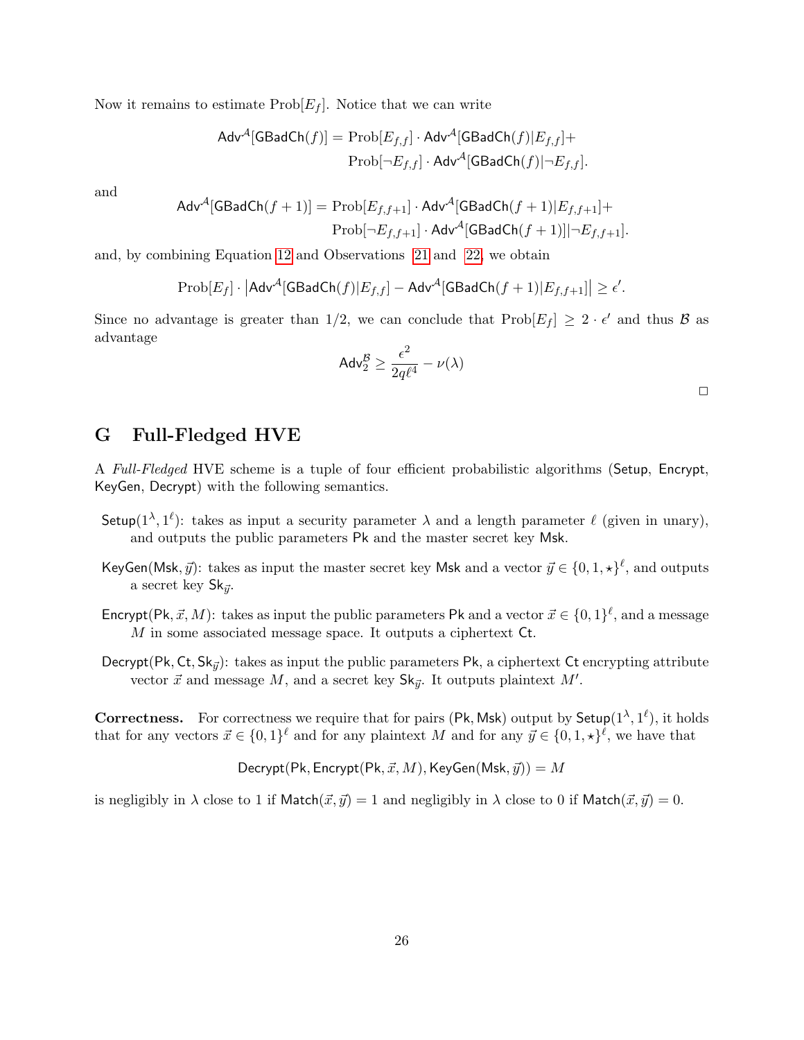Now it remains to estimate $\mathrm{Prob}[E_f]$. Notice that we can write

$$\mathsf{Adv}^{\mathcal{A}}[\mathsf{GBadCh}(f)] = \mathrm{Prob}[E_{f,f}] \cdot \mathsf{Adv}^{\mathcal{A}}[\mathsf{GBadCh}(f)|E_{f,f}] + \mathrm{Prob}[\neg E_{f,f}] \cdot \mathsf{Adv}^{\mathcal{A}}[\mathsf{GBadCh}(f)|\neg E_{f,f}].$$

and

$$\mathsf{Adv}^{\mathcal{A}}[\mathsf{GBadCh}(f+1)] = \mathrm{Prob}[E_{f,f+1}] \cdot \mathsf{Adv}^{\mathcal{A}}[\mathsf{GBadCh}(f+1)|E_{f,f+1}] + \mathrm{Prob}[\neg E_{f,f+1}] \cdot \mathsf{Adv}^{\mathcal{A}}[\mathsf{GBadCh}(f+1)]|\neg E_{f,f+1}].$$

and, by combining Equation 12 and Observations 21 and 22, we obtain

$$\mathrm{Prob}[E_f] \cdot \left|\mathsf{Adv}^{\mathcal{A}}[\mathsf{GBadCh}(f)|E_{f,f}] - \mathsf{Adv}^{\mathcal{A}}[\mathsf{GBadCh}(f+1)|E_{f,f+1}]\right| \geq \epsilon'.$$

Since no advantage is greater than $1/2$, we can conclude that $\mathrm{Prob}[E_f] \geq 2 \cdot \epsilon'$ and thus $\mathcal{B}$ as advantage

$$\mathsf{Adv}_2^{\mathcal{B}} \geq \frac{\epsilon^2}{2q\ell^4} - \nu(\lambda)$$

□

# G Full-Fledged HVE

A *Full-Fledged* HVE scheme is a tuple of four efficient probabilistic algorithms (Setup, Encrypt, KeyGen, Decrypt) with the following semantics.

- $\mathsf{Setup}(1^\lambda, 1^\ell)$: takes as input a security parameter $\lambda$ and a length parameter $\ell$ (given in unary), and outputs the public parameters Pk and the master secret key Msk.

- $\mathsf{KeyGen}(\mathsf{Msk}, \vec{y})$: takes as input the master secret key Msk and a vector $\vec{y} \in \{0, 1, \star\}^\ell$, and outputs a secret key $\mathsf{Sk}_{\vec{y}}$.

- $\mathsf{Encrypt}(\mathsf{Pk}, \vec{x}, M)$: takes as input the public parameters Pk and a vector $\vec{x} \in \{0, 1\}^\ell$, and a message $M$ in some associated message space. It outputs a ciphertext Ct.

- $\mathsf{Decrypt}(\mathsf{Pk}, \mathsf{Ct}, \mathsf{Sk}_{\vec{y}})$: takes as input the public parameters Pk, a ciphertext Ct encrypting attribute vector $\vec{x}$ and message $M$, and a secret key $\mathsf{Sk}_{\vec{y}}$. It outputs plaintext $M'$.

**Correctness.** For correctness we require that for pairs (Pk, Msk) output by $\mathsf{Setup}(1^\lambda, 1^\ell)$, it holds that for any vectors $\vec{x} \in \{0, 1\}^\ell$ and for any plaintext $M$ and for any $\vec{y} \in \{0, 1, \star\}^\ell$, we have that

$$\mathsf{Decrypt}(\mathsf{Pk}, \mathsf{Encrypt}(\mathsf{Pk}, \vec{x}, M), \mathsf{KeyGen}(\mathsf{Msk}, \vec{y})) = M$$

is negligibly in $\lambda$ close to 1 if $\mathsf{Match}(\vec{x}, \vec{y}) = 1$ and negligibly in $\lambda$ close to 0 if $\mathsf{Match}(\vec{x}, \vec{y}) = 0$.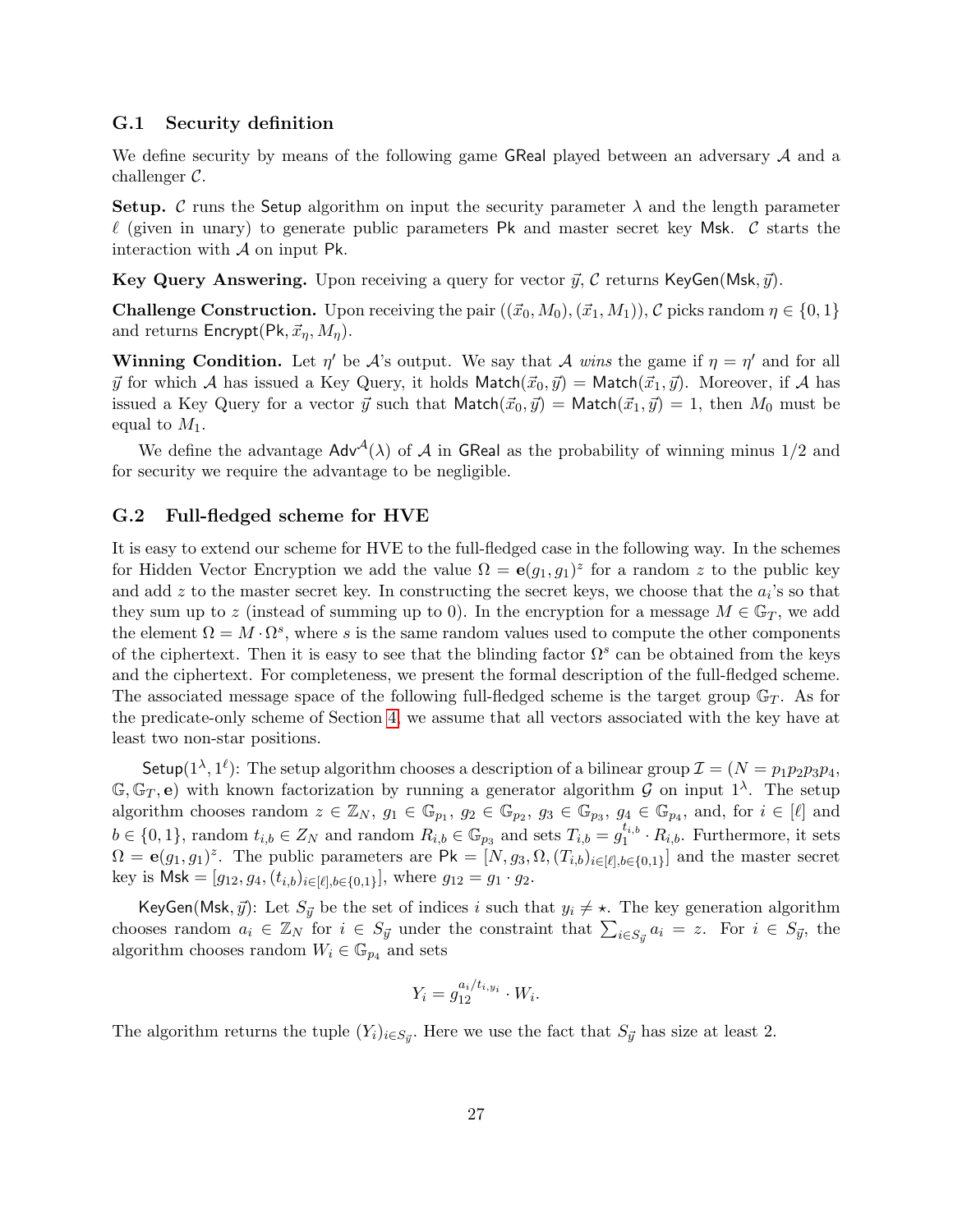### G.1 Security definition

We define security by means of the following game GReal played between an adversary $\mathcal{A}$ and a challenger $\mathcal{C}$.

**Setup.** $\mathcal{C}$ runs the Setup algorithm on input the security parameter $\lambda$ and the length parameter $\ell$ (given in unary) to generate public parameters Pk and master secret key Msk. $\mathcal{C}$ starts the interaction with $\mathcal{A}$ on input Pk.

**Key Query Answering.** Upon receiving a query for vector $\vec{y}$, $\mathcal{C}$ returns $\mathsf{KeyGen}(\mathsf{Msk}, \vec{y})$.

**Challenge Construction.** Upon receiving the pair $((\vec{x}_0, M_0), (\vec{x}_1, M_1))$, $\mathcal{C}$ picks random $\eta \in \{0, 1\}$ and returns $\mathsf{Encrypt}(\mathsf{Pk}, \vec{x}_\eta, M_\eta)$.

**Winning Condition.** Let $\eta'$ be $\mathcal{A}$'s output. We say that $\mathcal{A}$ *wins* the game if $\eta = \eta'$ and for all $\vec{y}$ for which $\mathcal{A}$ has issued a Key Query, it holds $\mathsf{Match}(\vec{x}_0, \vec{y}) = \mathsf{Match}(\vec{x}_1, \vec{y})$. Moreover, if $\mathcal{A}$ has issued a Key Query for a vector $\vec{y}$ such that $\mathsf{Match}(\vec{x}_0, \vec{y}) = \mathsf{Match}(\vec{x}_1, \vec{y}) = 1$, then $M_0$ must be equal to $M_1$.

We define the advantage $\mathsf{Adv}^{\mathcal{A}}(\lambda)$ of $\mathcal{A}$ in GReal as the probability of winning minus 1/2 and for security we require the advantage to be negligible.

### G.2 Full-fledged scheme for HVE

It is easy to extend our scheme for HVE to the full-fledged case in the following way. In the schemes for Hidden Vector Encryption we add the value $\Omega = \mathbf{e}(g_1, g_1)^z$ for a random $z$ to the public key and add $z$ to the master secret key. In constructing the secret keys, we choose that the $a_i$'s so that they sum up to $z$ (instead of summing up to 0). In the encryption for a message $M \in \mathbb{G}_T$, we add the element $\Omega = M \cdot \Omega^s$, where $s$ is the same random values used to compute the other components of the ciphertext. Then it is easy to see that the blinding factor $\Omega^s$ can be obtained from the keys and the ciphertext. For completeness, we present the formal description of the full-fledged scheme. The associated message space of the following full-fledged scheme is the target group $\mathbb{G}_T$. As for the predicate-only scheme of Section 4, we assume that all vectors associated with the key have at least two non-star positions.

$\mathsf{Setup}(1^\lambda, 1^\ell)$: The setup algorithm chooses a description of a bilinear group $\mathcal{I} = (N = p_1p_2p_3p_4, \mathbb{G}, \mathbb{G}_T, \mathbf{e})$ with known factorization by running a generator algorithm $\mathcal{G}$ on input $1^\lambda$. The setup algorithm chooses random $z \in \mathbb{Z}_N$, $g_1 \in \mathbb{G}_{p_1}$, $g_2 \in \mathbb{G}_{p_2}$, $g_3 \in \mathbb{G}_{p_3}$, $g_4 \in \mathbb{G}_{p_4}$, and, for $i \in [\ell]$ and $b \in \{0, 1\}$, random $t_{i,b} \in Z_N$ and random $R_{i,b} \in \mathbb{G}_{p_3}$ and sets $T_{i,b} = g_1^{t_{i,b}} \cdot R_{i,b}$. Furthermore, it sets $\Omega = \mathbf{e}(g_1, g_1)^z$. The public parameters are $\mathsf{Pk} = [N, g_3, \Omega, (T_{i,b})_{i \in [\ell], b \in \{0,1\}}]$ and the master secret key is $\mathsf{Msk} = [g_{12}, g_4, (t_{i,b})_{i \in [\ell], b \in \{0,1\}}]$, where $g_{12} = g_1 \cdot g_2$.

$\mathsf{KeyGen}(\mathsf{Msk}, \vec{y})$: Let $S_{\vec{y}}$ be the set of indices $i$ such that $y_i \neq \star$. The key generation algorithm chooses random $a_i \in \mathbb{Z}_N$ for $i \in S_{\vec{y}}$ under the constraint that $\sum_{i \in S_{\vec{y}}} a_i = z$. For $i \in S_{\vec{y}}$, the algorithm chooses random $W_i \in \mathbb{G}_{p_4}$ and sets

$$Y_i = g_{12}^{a_i / t_{i,y_i}} \cdot W_i.$$

The algorithm returns the tuple $(Y_i)_{i \in S_{\vec{y}}}$. Here we use the fact that $S_{\vec{y}}$ has size at least 2.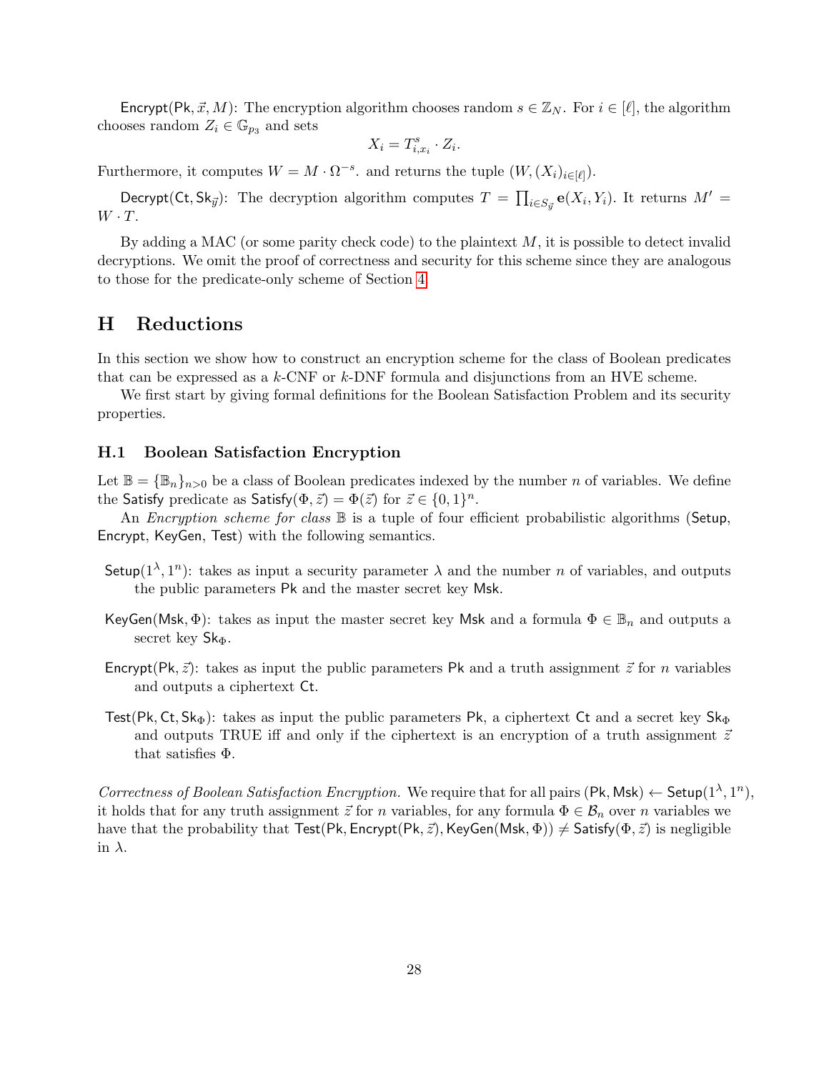Encrypt(Pk, $\vec{x}$, $M$): The encryption algorithm chooses random $s \in \mathbb{Z}_N$. For $i \in [\ell]$, the algorithm chooses random $Z_i \in \mathbb{G}_{p_3}$ and sets

$$X_i = T_{i,x_i}^s \cdot Z_i.$$

Furthermore, it computes $W = M \cdot \Omega^{-s}$. and returns the tuple $(W, (X_i)_{i \in [\ell]})$.

Decrypt(Ct, $\mathsf{Sk}_{\vec{y}}$): The decryption algorithm computes $T = \prod_{i \in S_{\vec{y}}} \mathsf{e}(X_i, Y_i)$. It returns $M' = W \cdot T$.

By adding a MAC (or some parity check code) to the plaintext $M$, it is possible to detect invalid decryptions. We omit the proof of correctness and security for this scheme since they are analogous to those for the predicate-only scheme of Section 4.

# H Reductions

In this section we show how to construct an encryption scheme for the class of Boolean predicates that can be expressed as a $k$-CNF or $k$-DNF formula and disjunctions from an HVE scheme.

We first start by giving formal definitions for the Boolean Satisfaction Problem and its security properties.

## H.1 Boolean Satisfaction Encryption

Let $\mathbb{B} = \{\mathbb{B}_n\}_{n>0}$ be a class of Boolean predicates indexed by the number $n$ of variables. We define the Satisfy predicate as $\mathsf{Satisfy}(\Phi, \vec{z}) = \Phi(\vec{z})$ for $\vec{z} \in \{0,1\}^n$.

An *Encryption scheme for class* $\mathbb{B}$ is a tuple of four efficient probabilistic algorithms (Setup, Encrypt, KeyGen, Test) with the following semantics.

- Setup($1^\lambda, 1^n$): takes as input a security parameter $\lambda$ and the number $n$ of variables, and outputs the public parameters Pk and the master secret key Msk.
- KeyGen(Msk, $\Phi$): takes as input the master secret key Msk and a formula $\Phi \in \mathbb{B}_n$ and outputs a secret key $\mathsf{Sk}_\Phi$.
- Encrypt(Pk, $\vec{z}$): takes as input the public parameters Pk and a truth assignment $\vec{z}$ for $n$ variables and outputs a ciphertext Ct.
- Test(Pk, Ct, $\mathsf{Sk}_\Phi$): takes as input the public parameters Pk, a ciphertext Ct and a secret key $\mathsf{Sk}_\Phi$ and outputs TRUE iff and only if the ciphertext is an encryption of a truth assignment $\vec{z}$ that satisfies $\Phi$.

*Correctness of Boolean Satisfaction Encryption.* We require that for all pairs $(\mathsf{Pk}, \mathsf{Msk}) \leftarrow \mathsf{Setup}(1^\lambda, 1^n)$, it holds that for any truth assignment $\vec{z}$ for $n$ variables, for any formula $\Phi \in \mathcal{B}_n$ over $n$ variables we have that the probability that $\mathsf{Test}(\mathsf{Pk}, \mathsf{Encrypt}(\mathsf{Pk}, \vec{z}), \mathsf{KeyGen}(\mathsf{Msk}, \Phi)) \neq \mathsf{Satisfy}(\Phi, \vec{z})$ is negligible in $\lambda$.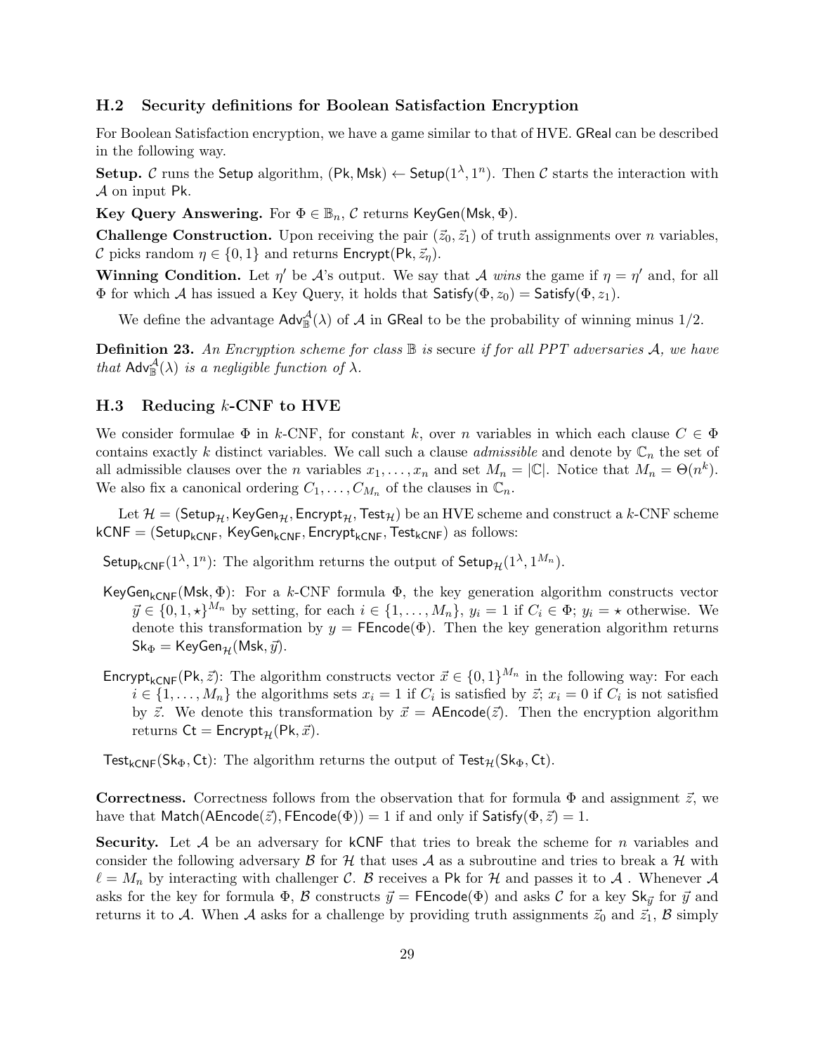### H.2 Security definitions for Boolean Satisfaction Encryption

For Boolean Satisfaction encryption, we have a game similar to that of HVE. $\mathsf{GReal}$ can be described in the following way.

**Setup.** $\mathcal{C}$ runs the $\mathsf{Setup}$ algorithm, $(\mathsf{Pk}, \mathsf{Msk}) \leftarrow \mathsf{Setup}(1^\lambda, 1^n)$. Then $\mathcal{C}$ starts the interaction with $\mathcal{A}$ on input $\mathsf{Pk}$.

**Key Query Answering.** For $\Phi \in \mathbb{B}_n$, $\mathcal{C}$ returns $\mathsf{KeyGen}(\mathsf{Msk}, \Phi)$.

**Challenge Construction.** Upon receiving the pair $(\vec{z}_0, \vec{z}_1)$ of truth assignments over $n$ variables, $\mathcal{C}$ picks random $\eta \in \{0, 1\}$ and returns $\mathsf{Encrypt}(\mathsf{Pk}, \vec{z}_\eta)$.

**Winning Condition.** Let $\eta'$ be $\mathcal{A}$'s output. We say that $\mathcal{A}$ *wins* the game if $\eta = \eta'$ and, for all $\Phi$ for which $\mathcal{A}$ has issued a Key Query, it holds that $\mathsf{Satisfy}(\Phi, z_0) = \mathsf{Satisfy}(\Phi, z_1)$.

We define the advantage $\mathsf{Adv}^{\mathcal{A}}_{\mathbb{B}}(\lambda)$ of $\mathcal{A}$ in $\mathsf{GReal}$ to be the probability of winning minus 1/2.

**Definition 23.** *An Encryption scheme for class* $\mathbb{B}$ *is* secure *if for all PPT adversaries* $\mathcal{A}$*, we have that* $\mathsf{Adv}^{\mathcal{A}}_{\mathbb{B}}(\lambda)$ *is a negligible function of* $\lambda$*.*

### H.3 Reducing $k$-CNF to HVE

We consider formulae $\Phi$ in $k$-CNF, for constant $k$, over $n$ variables in which each clause $C \in \Phi$ contains exactly $k$ distinct variables. We call such a clause *admissible* and denote by $\mathbb{C}_n$ the set of all admissible clauses over the $n$ variables $x_1, \ldots, x_n$ and set $M_n = |\mathbb{C}|$. Notice that $M_n = \Theta(n^k)$. We also fix a canonical ordering $C_1, \ldots, C_{M_n}$ of the clauses in $\mathbb{C}_n$.

Let $\mathcal{H} = (\mathsf{Setup}_\mathcal{H}, \mathsf{KeyGen}_\mathcal{H}, \mathsf{Encrypt}_\mathcal{H}, \mathsf{Test}_\mathcal{H})$ be an HVE scheme and construct a $k$-CNF scheme $\mathsf{kCNF} = (\mathsf{Setup}_\mathsf{kCNF}, \mathsf{KeyGen}_\mathsf{kCNF}, \mathsf{Encrypt}_\mathsf{kCNF}, \mathsf{Test}_\mathsf{kCNF})$ as follows:

$\mathsf{Setup}_\mathsf{kCNF}(1^\lambda, 1^n)$: The algorithm returns the output of $\mathsf{Setup}_\mathcal{H}(1^\lambda, 1^{M_n})$.

$\mathsf{KeyGen}_\mathsf{kCNF}(\mathsf{Msk}, \Phi)$: For a $k$-CNF formula $\Phi$, the key generation algorithm constructs vector $\vec{y} \in \{0, 1, \star\}^{M_n}$ by setting, for each $i \in \{1, \ldots, M_n\}$, $y_i = 1$ if $C_i \in \Phi$; $y_i = \star$ otherwise. We denote this transformation by $y = \mathsf{FEncode}(\Phi)$. Then the key generation algorithm returns $\mathsf{Sk}_\Phi = \mathsf{KeyGen}_\mathcal{H}(\mathsf{Msk}, \vec{y})$.

$\mathsf{Encrypt}_\mathsf{kCNF}(\mathsf{Pk}, \vec{z})$: The algorithm constructs vector $\vec{x} \in \{0, 1\}^{M_n}$ in the following way: For each $i \in \{1, \ldots, M_n\}$ the algorithms sets $x_i = 1$ if $C_i$ is satisfied by $\vec{z}$; $x_i = 0$ if $C_i$ is not satisfied by $\vec{z}$. We denote this transformation by $\vec{x} = \mathsf{AEncode}(\vec{z})$. Then the encryption algorithm returns $\mathsf{Ct} = \mathsf{Encrypt}_\mathcal{H}(\mathsf{Pk}, \vec{x})$.

$\mathsf{Test}_\mathsf{kCNF}(\mathsf{Sk}_\Phi, \mathsf{Ct})$: The algorithm returns the output of $\mathsf{Test}_\mathcal{H}(\mathsf{Sk}_\Phi, \mathsf{Ct})$.

**Correctness.** Correctness follows from the observation that for formula $\Phi$ and assignment $\vec{z}$, we have that $\mathsf{Match}(\mathsf{AEncode}(\vec{z}), \mathsf{FEncode}(\Phi)) = 1$ if and only if $\mathsf{Satisfy}(\Phi, \vec{z}) = 1$.

**Security.** Let $\mathcal{A}$ be an adversary for $\mathsf{kCNF}$ that tries to break the scheme for $n$ variables and consider the following adversary $\mathcal{B}$ for $\mathcal{H}$ that uses $\mathcal{A}$ as a subroutine and tries to break a $\mathcal{H}$ with $\ell = M_n$ by interacting with challenger $\mathcal{C}$. $\mathcal{B}$ receives a $\mathsf{Pk}$ for $\mathcal{H}$ and passes it to $\mathcal{A}$ . Whenever $\mathcal{A}$ asks for the key for formula $\Phi$, $\mathcal{B}$ constructs $\vec{y} = \mathsf{FEncode}(\Phi)$ and asks $\mathcal{C}$ for a key $\mathsf{Sk}_{\vec{y}}$ for $\vec{y}$ and returns it to $\mathcal{A}$. When $\mathcal{A}$ asks for a challenge by providing truth assignments $\vec{z}_0$ and $\vec{z}_1$, $\mathcal{B}$ simply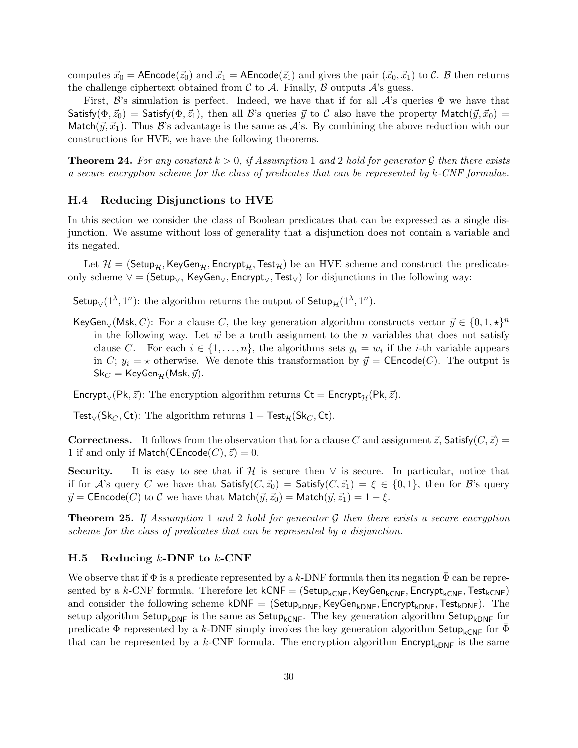computes $\vec{x}_0 = \mathsf{AEncode}(\vec{z}_0)$ and $\vec{x}_1 = \mathsf{AEncode}(\vec{z}_1)$ and gives the pair $(\vec{x}_0, \vec{x}_1)$ to $\mathcal{C}$. $\mathcal{B}$ then returns the challenge ciphertext obtained from $\mathcal{C}$ to $\mathcal{A}$. Finally, $\mathcal{B}$ outputs $\mathcal{A}$'s guess.

First, $\mathcal{B}$'s simulation is perfect. Indeed, we have that if for all $\mathcal{A}$'s queries $\Phi$ we have that $\mathsf{Satisfy}(\Phi, \vec{z}_0) = \mathsf{Satisfy}(\Phi, \vec{z}_1)$, then all $\mathcal{B}$'s queries $\vec{y}$ to $\mathcal{C}$ also have the property $\mathsf{Match}(\vec{y}, \vec{x}_0) = \mathsf{Match}(\vec{y}, \vec{x}_1)$. Thus $\mathcal{B}$'s advantage is the same as $\mathcal{A}$'s. By combining the above reduction with our constructions for HVE, we have the following theorems.

**Theorem 24.** *For any constant $k > 0$, if Assumption 1 and 2 hold for generator $\mathcal{G}$ then there exists a secure encryption scheme for the class of predicates that can be represented by $k$-CNF formulae.*

### H.4 Reducing Disjunctions to HVE

In this section we consider the class of Boolean predicates that can be expressed as a single disjunction. We assume without loss of generality that a disjunction does not contain a variable and its negated.

Let $\mathcal{H} = (\mathsf{Setup}_{\mathcal{H}}, \mathsf{KeyGen}_{\mathcal{H}}, \mathsf{Encrypt}_{\mathcal{H}}, \mathsf{Test}_{\mathcal{H}})$ be an HVE scheme and construct the predicate-only scheme $\vee = (\mathsf{Setup}_{\vee}, \mathsf{KeyGen}_{\vee}, \mathsf{Encrypt}_{\vee}, \mathsf{Test}_{\vee})$ for disjunctions in the following way:

$\mathsf{Setup}_{\vee}(1^\lambda, 1^n)$: the algorithm returns the output of $\mathsf{Setup}_{\mathcal{H}}(1^\lambda, 1^n)$.

$\mathsf{KeyGen}_{\vee}(\mathsf{Msk}, C)$: For a clause $C$, the key generation algorithm constructs vector $\vec{y} \in \{0, 1, \star\}^n$ in the following way. Let $\vec{w}$ be a truth assignment to the $n$ variables that does not satisfy clause $C$. For each $i \in \{1, \ldots, n\}$, the algorithms sets $y_i = w_i$ if the $i$-th variable appears in $C$; $y_i = \star$ otherwise. We denote this transformation by $\vec{y} = \mathsf{CEncode}(C)$. The output is $\mathsf{Sk}_C = \mathsf{KeyGen}_{\mathcal{H}}(\mathsf{Msk}, \vec{y})$.

$\mathsf{Encrypt}_{\vee}(\mathsf{Pk}, \vec{z})$: The encryption algorithm returns $\mathsf{Ct} = \mathsf{Encrypt}_{\mathcal{H}}(\mathsf{Pk}, \vec{z})$.

$\mathsf{Test}_{\vee}(\mathsf{Sk}_C, \mathsf{Ct})$: The algorithm returns $1 - \mathsf{Test}_{\mathcal{H}}(\mathsf{Sk}_C, \mathsf{Ct})$.

**Correctness.** It follows from the observation that for a clause $C$ and assignment $\vec{z}$, $\mathsf{Satisfy}(C, \vec{z}) = 1$ if and only if $\mathsf{Match}(\mathsf{CEncode}(C), \vec{z}) = 0$.

**Security.** It is easy to see that if $\mathcal{H}$ is secure then $\vee$ is secure. In particular, notice that if for $\mathcal{A}$'s query $C$ we have that $\mathsf{Satisfy}(C, \vec{z}_0) = \mathsf{Satisfy}(C, \vec{z}_1) = \xi \in \{0, 1\}$, then for $\mathcal{B}$'s query $\vec{y} = \mathsf{CEncode}(C)$ to $\mathcal{C}$ we have that $\mathsf{Match}(\vec{y}, \vec{z}_0) = \mathsf{Match}(\vec{y}, \vec{z}_1) = 1 - \xi$.

**Theorem 25.** *If Assumption 1 and 2 hold for generator $\mathcal{G}$ then there exists a secure encryption scheme for the class of predicates that can be represented by a disjunction.*

### H.5 Reducing $k$-DNF to $k$-CNF

We observe that if $\Phi$ is a predicate represented by a $k$-DNF formula then its negation $\bar{\Phi}$ can be represented by a $k$-CNF formula. Therefore let $\mathsf{kCNF} = (\mathsf{Setup}_{\mathsf{kCNF}}, \mathsf{KeyGen}_{\mathsf{kCNF}}, \mathsf{Encrypt}_{\mathsf{kCNF}}, \mathsf{Test}_{\mathsf{kCNF}})$ and consider the following scheme $\mathsf{kDNF} = (\mathsf{Setup}_{\mathsf{kDNF}}, \mathsf{KeyGen}_{\mathsf{kDNF}}, \mathsf{Encrypt}_{\mathsf{kDNF}}, \mathsf{Test}_{\mathsf{kDNF}})$. The setup algorithm $\mathsf{Setup}_{\mathsf{kDNF}}$ is the same as $\mathsf{Setup}_{\mathsf{kCNF}}$. The key generation algorithm $\mathsf{Setup}_{\mathsf{kDNF}}$ for predicate $\Phi$ represented by a $k$-DNF simply invokes the key generation algorithm $\mathsf{Setup}_{\mathsf{kCNF}}$ for $\bar{\Phi}$ that can be represented by a $k$-CNF formula. The encryption algorithm $\mathsf{Encrypt}_{\mathsf{kDNF}}$ is the same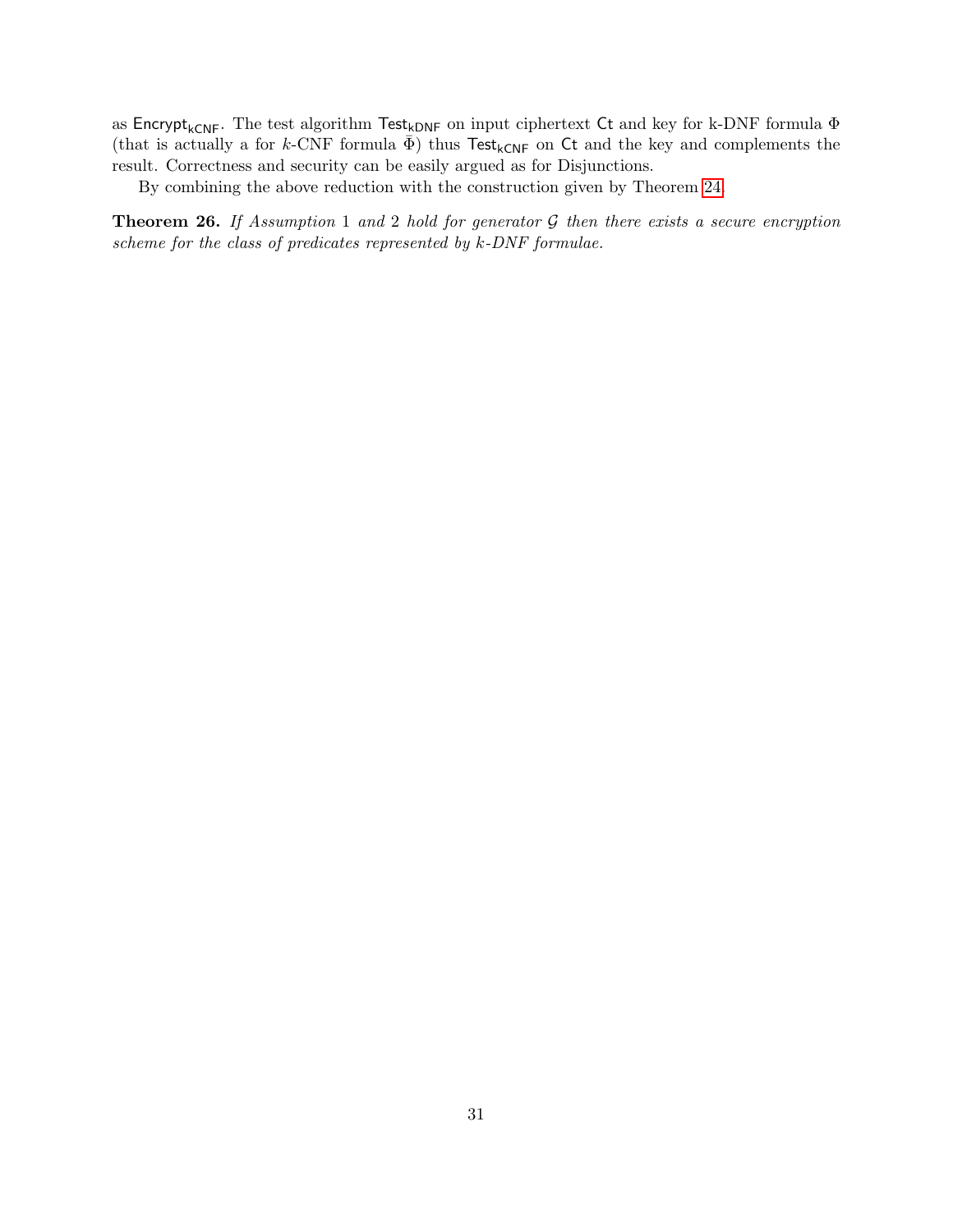as $\mathsf{Encrypt}_{\mathsf{kCNF}}$. The test algorithm $\mathsf{Test}_{\mathsf{kDNF}}$ on input ciphertext $\mathsf{Ct}$ and key for k-DNF formula $\Phi$ (that is actually a for $k$-CNF formula $\bar{\Phi}$) thus $\mathsf{Test}_{\mathsf{kCNF}}$ on $\mathsf{Ct}$ and the key and complements the result. Correctness and security can be easily argued as for Disjunctions.

By combining the above reduction with the construction given by Theorem 24.

**Theorem 26.** *If Assumption* 1 *and* 2 *hold for generator* $\mathcal{G}$ *then there exists a secure encryption scheme for the class of predicates represented by k-DNF formulae.*